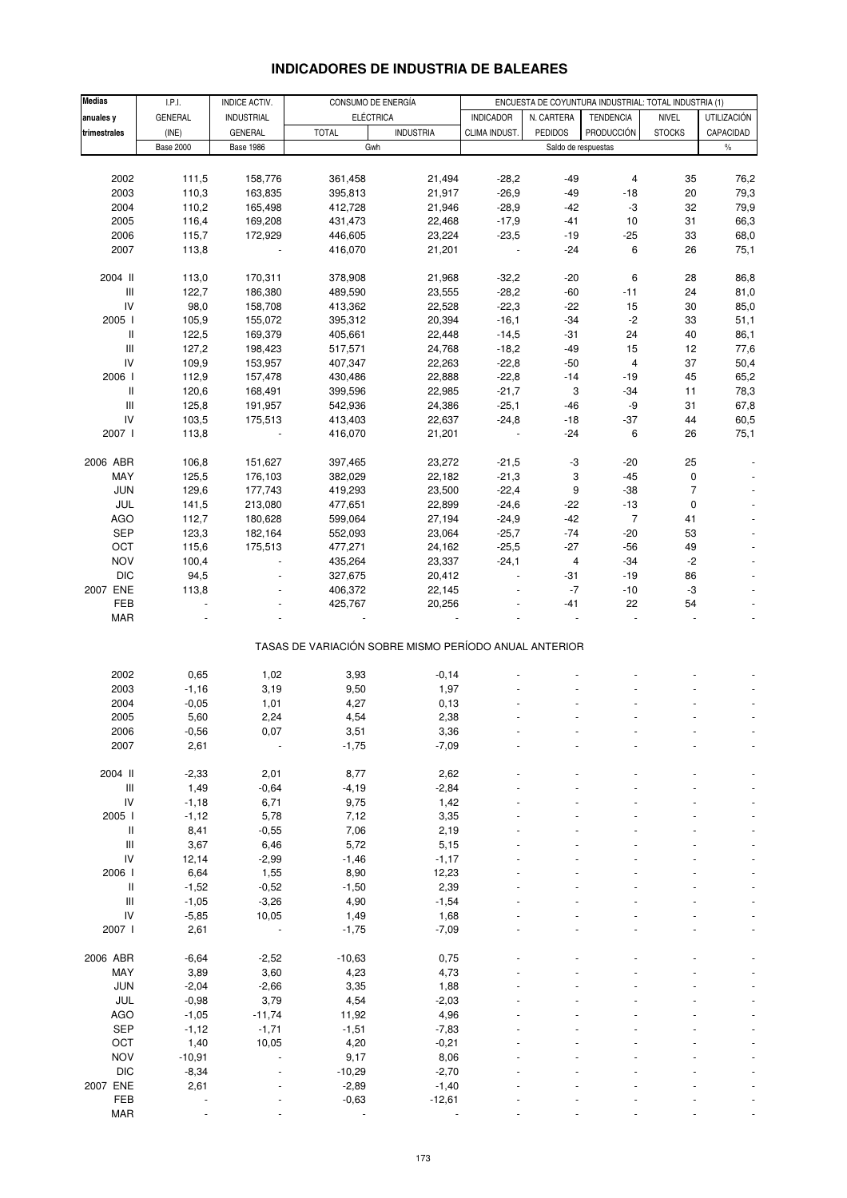# INDICADORES DE INDUSTRIA DE BALEARES

| Medias anuales y trimestrales | I.P.I. GENERAL (INE) | INDICE ACTIV. INDUSTRIAL GENERAL | CONSUMO DE ENERGÍA ELÉCTRICA | | ENCUESTA DE COYUNTURA INDUSTRIAL: TOTAL INDUSTRIA (1) | | | | |
|---|---|---|---|---|---|---|---|---|---|
| | | | TOTAL | INDUSTRIA | INDICADOR CLIMA INDUST. | N. CARTERA PEDIDOS | TENDENCIA PRODUCCIÓN | NIVEL STOCKS | UTILIZACIÓN CAPACIDAD |
| | Base 2000 | Base 1986 | Gwh | | Saldo de respuestas | | | | % |
| 2002 | 111,5 | 158,776 | 361,458 | 21,494 | -28,2 | -49 | 4 | 35 | 76,2 |
| 2003 | 110,3 | 163,835 | 395,813 | 21,917 | -26,9 | -49 | -18 | 20 | 79,3 |
| 2004 | 110,2 | 165,498 | 412,728 | 21,946 | -28,9 | -42 | -3 | 32 | 79,9 |
| 2005 | 116,4 | 169,208 | 431,473 | 22,468 | -17,9 | -41 | 10 | 31 | 66,3 |
| 2006 | 115,7 | 172,929 | 446,605 | 23,224 | -23,5 | -19 | -25 | 33 | 68,0 |
| 2007 | 113,8 | - | 416,070 | 21,201 | - | -24 | 6 | 26 | 75,1 |
| 2004 II | 113,0 | 170,311 | 378,908 | 21,968 | -32,2 | -20 | 6 | 28 | 86,8 |
| III | 122,7 | 186,380 | 489,590 | 23,555 | -28,2 | -60 | -11 | 24 | 81,0 |
| IV | 98,0 | 158,708 | 413,362 | 22,528 | -22,3 | -22 | 15 | 30 | 85,0 |
| 2005 I | 105,9 | 155,072 | 395,312 | 20,394 | -16,1 | -34 | -2 | 33 | 51,1 |
| II | 122,5 | 169,379 | 405,661 | 22,448 | -14,5 | -31 | 24 | 40 | 86,1 |
| III | 127,2 | 198,423 | 517,571 | 24,768 | -18,2 | -49 | 15 | 12 | 77,6 |
| IV | 109,9 | 153,957 | 407,347 | 22,263 | -22,8 | -50 | 4 | 37 | 50,4 |
| 2006 I | 112,9 | 157,478 | 430,486 | 22,888 | -22,8 | -14 | -19 | 45 | 65,2 |
| II | 120,6 | 168,491 | 399,596 | 22,985 | -21,7 | 3 | -34 | 11 | 78,3 |
| III | 125,8 | 191,957 | 542,936 | 24,386 | -25,1 | -46 | -9 | 31 | 67,8 |
| IV | 103,5 | 175,513 | 413,403 | 22,637 | -24,8 | -18 | -37 | 44 | 60,5 |
| 2007 I | 113,8 | - | 416,070 | 21,201 | - | -24 | 6 | 26 | 75,1 |
| 2006 ABR | 106,8 | 151,627 | 397,465 | 23,272 | -21,5 | -3 | -20 | 25 | - |
| MAY | 125,5 | 176,103 | 382,029 | 22,182 | -21,3 | 3 | -45 | 0 | - |
| JUN | 129,6 | 177,743 | 419,293 | 23,500 | -22,4 | 9 | -38 | 7 | - |
| JUL | 141,5 | 213,080 | 477,651 | 22,899 | -24,6 | -22 | -13 | 0 | - |
| AGO | 112,7 | 180,628 | 599,064 | 27,194 | -24,9 | -42 | 7 | 41 | - |
| SEP | 123,3 | 182,164 | 552,093 | 23,064 | -25,7 | -74 | -20 | 53 | - |
| OCT | 115,6 | 175,513 | 477,271 | 24,162 | -25,5 | -27 | -56 | 49 | - |
| NOV | 100,4 | - | 435,264 | 23,337 | -24,1 | 4 | -34 | -2 | - |
| DIC | 94,5 | - | 327,675 | 20,412 | - | -31 | -19 | 86 | - |
| 2007 ENE | 113,8 | - | 406,372 | 22,145 | - | -7 | -10 | -3 | - |
| FEB | - | - | 425,767 | 20,256 | - | -41 | 22 | 54 | - |
| MAR | - | - | - | - | - | - | - | - | - |

TASAS DE VARIACIÓN SOBRE MISMO PERÍODO ANUAL ANTERIOR

| Medias anuales y trimestrales | I.P.I. GENERAL | INDICE ACTIV. INDUSTRIAL | ELÉCTRICA TOTAL | ELÉCTRICA INDUSTRIA | INDICADOR CLIMA INDUST. | N. CARTERA PEDIDOS | TENDENCIA PRODUCCIÓN | NIVEL STOCKS | UTILIZACIÓN CAPACIDAD |
|---|---|---|---|---|---|---|---|---|---|
| 2002 | 0,65 | 1,02 | 3,93 | -0,14 | - | - | - | - | - |
| 2003 | -1,16 | 3,19 | 9,50 | 1,97 | - | - | - | - | - |
| 2004 | -0,05 | 1,01 | 4,27 | 0,13 | - | - | - | - | - |
| 2005 | 5,60 | 2,24 | 4,54 | 2,38 | - | - | - | - | - |
| 2006 | -0,56 | 0,07 | 3,51 | 3,36 | - | - | - | - | - |
| 2007 | 2,61 | - | -1,75 | -7,09 | - | - | - | - | - |
| 2004 II | -2,33 | 2,01 | 8,77 | 2,62 | - | - | - | - | - |
| III | 1,49 | -0,64 | -4,19 | -2,84 | - | - | - | - | - |
| IV | -1,18 | 6,71 | 9,75 | 1,42 | - | - | - | - | - |
| 2005 I | -1,12 | 5,78 | 7,12 | 3,35 | - | - | - | - | - |
| II | 8,41 | -0,55 | 7,06 | 2,19 | - | - | - | - | - |
| III | 3,67 | 6,46 | 5,72 | 5,15 | - | - | - | - | - |
| IV | 12,14 | -2,99 | -1,46 | -1,17 | - | - | - | - | - |
| 2006 I | 6,64 | 1,55 | 8,90 | 12,23 | - | - | - | - | - |
| II | -1,52 | -0,52 | -1,50 | 2,39 | - | - | - | - | - |
| III | -1,05 | -3,26 | 4,90 | -1,54 | - | - | - | - | - |
| IV | -5,85 | 10,05 | 1,49 | 1,68 | - | - | - | - | - |
| 2007 I | 2,61 | - | -1,75 | -7,09 | - | - | - | - | - |
| 2006 ABR | -6,64 | -2,52 | -10,63 | 0,75 | - | - | - | - | - |
| MAY | 3,89 | 3,60 | 4,23 | 4,73 | - | - | - | - | - |
| JUN | -2,04 | -2,66 | 3,35 | 1,88 | - | - | - | - | - |
| JUL | -0,98 | 3,79 | 4,54 | -2,03 | - | - | - | - | - |
| AGO | -1,05 | -11,74 | 11,92 | 4,96 | - | - | - | - | - |
| SEP | -1,12 | -1,71 | -1,51 | -7,83 | - | - | - | - | - |
| OCT | 1,40 | 10,05 | 4,20 | -0,21 | - | - | - | - | - |
| NOV | -10,91 | - | 9,17 | 8,06 | - | - | - | - | - |
| DIC | -8,34 | - | -10,29 | -2,70 | - | - | - | - | - |
| 2007 ENE | 2,61 | - | -2,89 | -1,40 | - | - | - | - | - |
| FEB | - | - | -0,63 | -12,61 | - | - | - | - | - |
| MAR | - | - | - | - | - | - | - | - | - |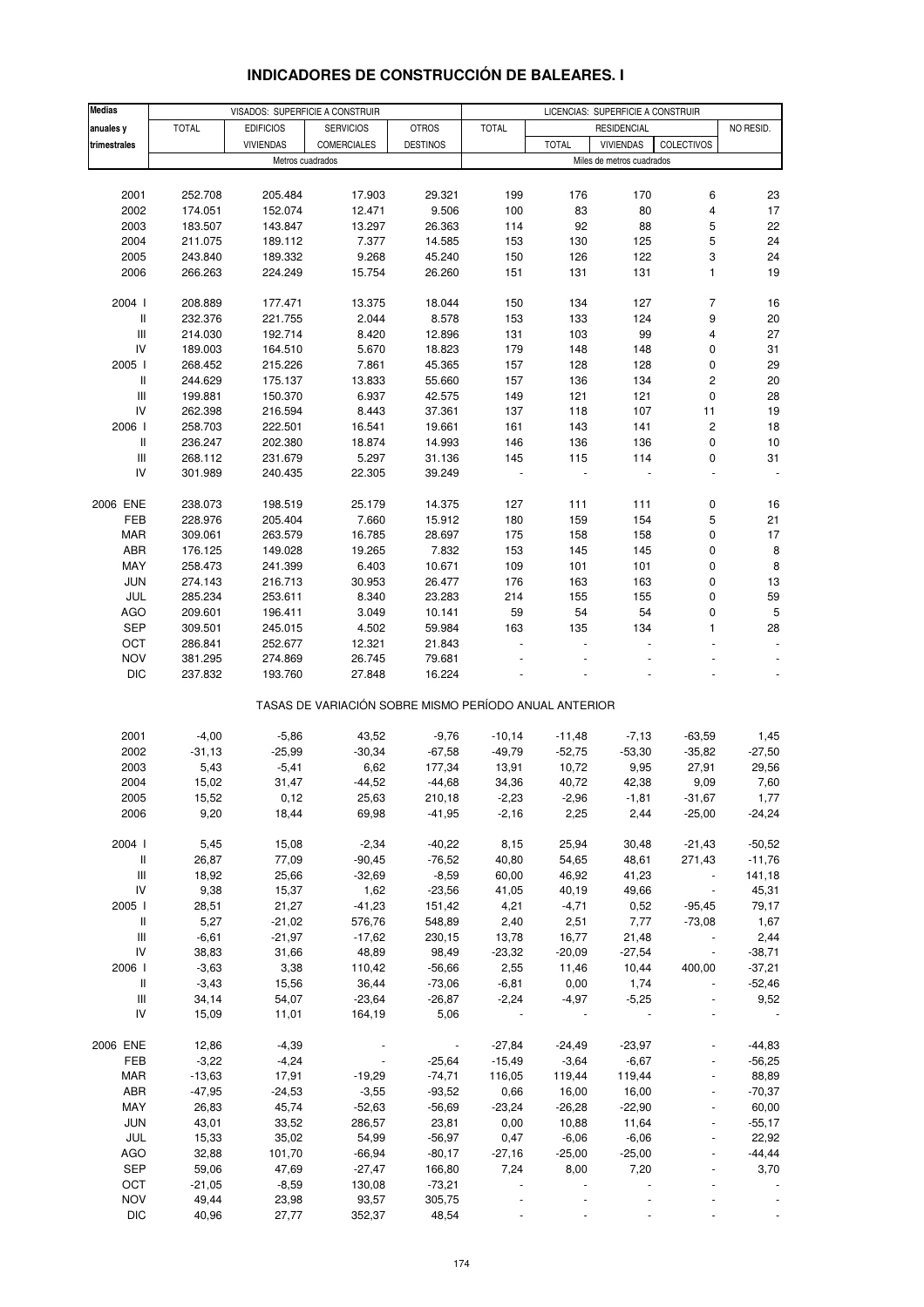# INDICADORES DE CONSTRUCCIÓN DE BALEARES. I

| Medias anuales y trimestrales | VISADOS: SUPERFICIE A CONSTRUIR | | | | LICENCIAS: SUPERFICIE A CONSTRUIR | | | | |
|---|---|---|---|---|---|---|---|---|---|
| | TOTAL | EDIFICIOS VIVIENDAS | SERVICIOS COMERCIALES | OTROS DESTINOS | TOTAL | RESIDENCIAL | | | NO RESID. |
| | | | | | | TOTAL | VIVIENDAS | COLECTIVOS | |
| | Metros cuadrados | | | | Miles de metros cuadrados | | | | |
| 2001 | 252.708 | 205.484 | 17.903 | 29.321 | 199 | 176 | 170 | 6 | 23 |
| 2002 | 174.051 | 152.074 | 12.471 | 9.506 | 100 | 83 | 80 | 4 | 17 |
| 2003 | 183.507 | 143.847 | 13.297 | 26.363 | 114 | 92 | 88 | 5 | 22 |
| 2004 | 211.075 | 189.112 | 7.377 | 14.585 | 153 | 130 | 125 | 5 | 24 |
| 2005 | 243.840 | 189.332 | 9.268 | 45.240 | 150 | 126 | 122 | 3 | 24 |
| 2006 | 266.263 | 224.249 | 15.754 | 26.260 | 151 | 131 | 131 | 1 | 19 |
| 2004 I | 208.889 | 177.471 | 13.375 | 18.044 | 150 | 134 | 127 | 7 | 16 |
| II | 232.376 | 221.755 | 2.044 | 8.578 | 153 | 133 | 124 | 9 | 20 |
| III | 214.030 | 192.714 | 8.420 | 12.896 | 131 | 103 | 99 | 4 | 27 |
| IV | 189.003 | 164.510 | 5.670 | 18.823 | 179 | 148 | 148 | 0 | 31 |
| 2005 I | 268.452 | 215.226 | 7.861 | 45.365 | 157 | 128 | 128 | 0 | 29 |
| II | 244.629 | 175.137 | 13.833 | 55.660 | 157 | 136 | 134 | 2 | 20 |
| III | 199.881 | 150.370 | 6.937 | 42.575 | 149 | 121 | 121 | 0 | 28 |
| IV | 262.398 | 216.594 | 8.443 | 37.361 | 137 | 118 | 107 | 11 | 19 |
| 2006 I | 258.703 | 222.501 | 16.541 | 19.661 | 161 | 143 | 141 | 2 | 18 |
| II | 236.247 | 202.380 | 18.874 | 14.993 | 146 | 136 | 136 | 0 | 10 |
| III | 268.112 | 231.679 | 5.297 | 31.136 | 145 | 115 | 114 | 0 | 31 |
| IV | 301.989 | 240.435 | 22.305 | 39.249 | - | - | - | - | - |
| 2006 ENE | 238.073 | 198.519 | 25.179 | 14.375 | 127 | 111 | 111 | 0 | 16 |
| FEB | 228.976 | 205.404 | 7.660 | 15.912 | 180 | 159 | 154 | 5 | 21 |
| MAR | 309.061 | 263.579 | 16.785 | 28.697 | 175 | 158 | 158 | 0 | 17 |
| ABR | 176.125 | 149.028 | 19.265 | 7.832 | 153 | 145 | 145 | 0 | 8 |
| MAY | 258.473 | 241.399 | 6.403 | 10.671 | 109 | 101 | 101 | 0 | 8 |
| JUN | 274.143 | 216.713 | 30.953 | 26.477 | 176 | 163 | 163 | 0 | 13 |
| JUL | 285.234 | 253.611 | 8.340 | 23.283 | 214 | 155 | 155 | 0 | 59 |
| AGO | 209.601 | 196.411 | 3.049 | 10.141 | 59 | 54 | 54 | 0 | 5 |
| SEP | 309.501 | 245.015 | 4.502 | 59.984 | 163 | 135 | 134 | 1 | 28 |
| OCT | 286.841 | 252.677 | 12.321 | 21.843 | - | - | - | - | - |
| NOV | 381.295 | 274.869 | 26.745 | 79.681 | - | - | - | - | - |
| DIC | 237.832 | 193.760 | 27.848 | 16.224 | - | - | - | - | - |

TASAS DE VARIACIÓN SOBRE MISMO PERÍODO ANUAL ANTERIOR

| | TOTAL | EDIFICIOS VIVIENDAS | SERVICIOS COMERCIALES | OTROS DESTINOS | TOTAL | RESIDENCIAL TOTAL | VIVIENDAS | COLECTIVOS | NO RESID. |
|---|---|---|---|---|---|---|---|---|---|
| 2001 | -4,00 | -5,86 | 43,52 | -9,76 | -10,14 | -11,48 | -7,13 | -63,59 | 1,45 |
| 2002 | -31,13 | -25,99 | -30,34 | -67,58 | -49,79 | -52,75 | -53,30 | -35,82 | -27,50 |
| 2003 | 5,43 | -5,41 | 6,62 | 177,34 | 13,91 | 10,72 | 9,95 | 27,91 | 29,56 |
| 2004 | 15,02 | 31,47 | -44,52 | -44,68 | 34,36 | 40,72 | 42,38 | 9,09 | 7,60 |
| 2005 | 15,52 | 0,12 | 25,63 | 210,18 | -2,23 | -2,96 | -1,81 | -31,67 | 1,77 |
| 2006 | 9,20 | 18,44 | 69,98 | -41,95 | -2,16 | 2,25 | 2,44 | -25,00 | -24,24 |
| 2004 I | 5,45 | 15,08 | -2,34 | -40,22 | 8,15 | 25,94 | 30,48 | -21,43 | -50,52 |
| II | 26,87 | 77,09 | -90,45 | -76,52 | 40,80 | 54,65 | 48,61 | 271,43 | -11,76 |
| III | 18,92 | 25,66 | -32,69 | -8,59 | 60,00 | 46,92 | 41,23 | - | 141,18 |
| IV | 9,38 | 15,37 | 1,62 | -23,56 | 41,05 | 40,19 | 49,66 | - | 45,31 |
| 2005 I | 28,51 | 21,27 | -41,23 | 151,42 | 4,21 | -4,71 | 0,52 | -95,45 | 79,17 |
| II | 5,27 | -21,02 | 576,76 | 548,89 | 2,40 | 2,51 | 7,77 | -73,08 | 1,67 |
| III | -6,61 | -21,97 | -17,62 | 230,15 | 13,78 | 16,77 | 21,48 | - | 2,44 |
| IV | 38,83 | 31,66 | 48,89 | 98,49 | -23,32 | -20,09 | -27,54 | - | -38,71 |
| 2006 I | -3,63 | 3,38 | 110,42 | -56,66 | 2,55 | 11,46 | 10,44 | 400,00 | -37,21 |
| II | -3,43 | 15,56 | 36,44 | -73,06 | -6,81 | 0,00 | 1,74 | - | -52,46 |
| III | 34,14 | 54,07 | -23,64 | -26,87 | -2,24 | -4,97 | -5,25 | - | 9,52 |
| IV | 15,09 | 11,01 | 164,19 | 5,06 | - | - | - | - | - |
| 2006 ENE | 12,86 | -4,39 | - | - | -27,84 | -24,49 | -23,97 | - | -44,83 |
| FEB | -3,22 | -4,24 | - | -25,64 | -15,49 | -3,64 | -6,67 | - | -56,25 |
| MAR | -13,63 | 17,91 | -19,29 | -74,71 | 116,05 | 119,44 | 119,44 | - | 88,89 |
| ABR | -47,95 | -24,53 | -3,55 | -93,52 | 0,66 | 16,00 | 16,00 | - | -70,37 |
| MAY | 26,83 | 45,74 | -52,63 | -56,69 | -23,24 | -26,28 | -22,90 | - | 60,00 |
| JUN | 43,01 | 33,52 | 286,57 | 23,81 | 0,00 | 10,88 | 11,64 | - | -55,17 |
| JUL | 15,33 | 35,02 | 54,99 | -56,97 | 0,47 | -6,06 | -6,06 | - | 22,92 |
| AGO | 32,88 | 101,70 | -66,94 | -80,17 | -27,16 | -25,00 | -25,00 | - | -44,44 |
| SEP | 59,06 | 47,69 | -27,47 | 166,80 | 7,24 | 8,00 | 7,20 | - | 3,70 |
| OCT | -21,05 | -8,59 | 130,08 | -73,21 | - | - | - | - | - |
| NOV | 49,44 | 23,98 | 93,57 | 305,75 | - | - | - | - | - |
| DIC | 40,96 | 27,77 | 352,37 | 48,54 | - | - | - | - | - |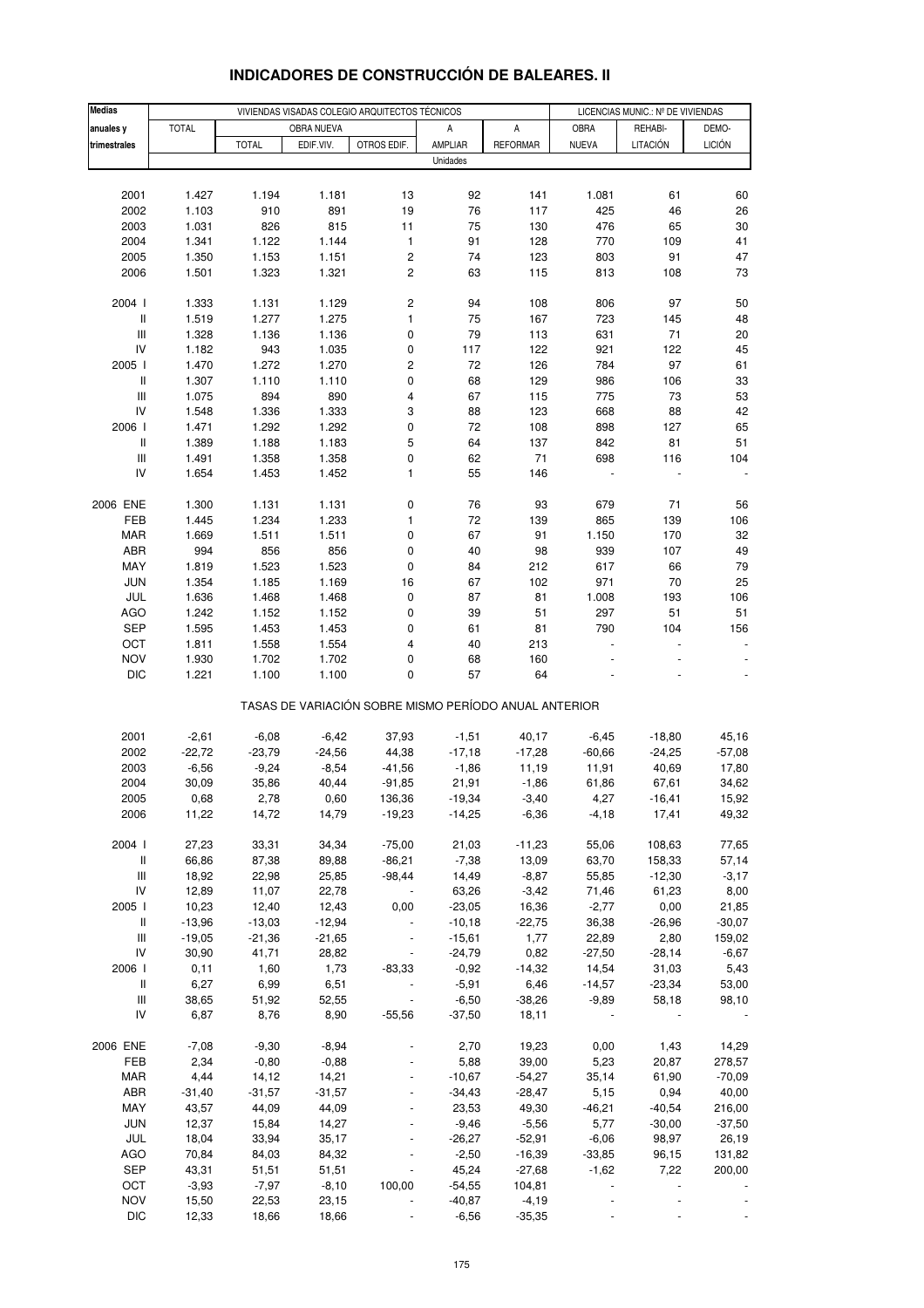# INDICADORES DE CONSTRUCCIÓN DE BALEARES. II

| Medias anuales y trimestrales | VIVIENDAS VISADAS COLEGIO ARQUITECTOS TÉCNICOS | | | | | | LICENCIAS MUNIC.: Nº DE VIVIENDAS | | |
|---|---|---|---|---|---|---|---|---|---|
| | TOTAL | OBRA NUEVA | | | A AMPLIAR | A REFORMAR | OBRA NUEVA | REHABI-LITACIÓN | DEMO-LICIÓN |
| | | TOTAL | EDIF.VIV. | OTROS EDIF. | | | | | |
| | Unidades | | | | | | | | |
| 2001 | 1.427 | 1.194 | 1.181 | 13 | 92 | 141 | 1.081 | 61 | 60 |
| 2002 | 1.103 | 910 | 891 | 19 | 76 | 117 | 425 | 46 | 26 |
| 2003 | 1.031 | 826 | 815 | 11 | 75 | 130 | 476 | 65 | 30 |
| 2004 | 1.341 | 1.122 | 1.144 | 1 | 91 | 128 | 770 | 109 | 41 |
| 2005 | 1.350 | 1.153 | 1.151 | 2 | 74 | 123 | 803 | 91 | 47 |
| 2006 | 1.501 | 1.323 | 1.321 | 2 | 63 | 115 | 813 | 108 | 73 |
| 2004 I | 1.333 | 1.131 | 1.129 | 2 | 94 | 108 | 806 | 97 | 50 |
| II | 1.519 | 1.277 | 1.275 | 1 | 75 | 167 | 723 | 145 | 48 |
| III | 1.328 | 1.136 | 1.136 | 0 | 79 | 113 | 631 | 71 | 20 |
| IV | 1.182 | 943 | 1.035 | 0 | 117 | 122 | 921 | 122 | 45 |
| 2005 I | 1.470 | 1.272 | 1.270 | 2 | 72 | 126 | 784 | 97 | 61 |
| II | 1.307 | 1.110 | 1.110 | 0 | 68 | 129 | 986 | 106 | 33 |
| III | 1.075 | 894 | 890 | 4 | 67 | 115 | 775 | 73 | 53 |
| IV | 1.548 | 1.336 | 1.333 | 3 | 88 | 123 | 668 | 88 | 42 |
| 2006 I | 1.471 | 1.292 | 1.292 | 0 | 72 | 108 | 898 | 127 | 65 |
| II | 1.389 | 1.188 | 1.183 | 5 | 64 | 137 | 842 | 81 | 51 |
| III | 1.491 | 1.358 | 1.358 | 0 | 62 | 71 | 698 | 116 | 104 |
| IV | 1.654 | 1.453 | 1.452 | 1 | 55 | 146 | - | - | - |
| 2006 ENE | 1.300 | 1.131 | 1.131 | 0 | 76 | 93 | 679 | 71 | 56 |
| FEB | 1.445 | 1.234 | 1.233 | 1 | 72 | 139 | 865 | 139 | 106 |
| MAR | 1.669 | 1.511 | 1.511 | 0 | 67 | 91 | 1.150 | 170 | 32 |
| ABR | 994 | 856 | 856 | 0 | 40 | 98 | 939 | 107 | 49 |
| MAY | 1.819 | 1.523 | 1.523 | 0 | 84 | 212 | 617 | 66 | 79 |
| JUN | 1.354 | 1.185 | 1.169 | 16 | 67 | 102 | 971 | 70 | 25 |
| JUL | 1.636 | 1.468 | 1.468 | 0 | 87 | 81 | 1.008 | 193 | 106 |
| AGO | 1.242 | 1.152 | 1.152 | 0 | 39 | 51 | 297 | 51 | 51 |
| SEP | 1.595 | 1.453 | 1.453 | 0 | 61 | 81 | 790 | 104 | 156 |
| OCT | 1.811 | 1.558 | 1.554 | 4 | 40 | 213 | - | - | - |
| NOV | 1.930 | 1.702 | 1.702 | 0 | 68 | 160 | - | - | - |
| DIC | 1.221 | 1.100 | 1.100 | 0 | 57 | 64 | - | - | - |
| | TASAS DE VARIACIÓN SOBRE MISMO PERÍODO ANUAL ANTERIOR | | | | | | | | |
| 2001 | -2,61 | -6,08 | -6,42 | 37,93 | -1,51 | 40,17 | -6,45 | -18,80 | 45,16 |
| 2002 | -22,72 | -23,79 | -24,56 | 44,38 | -17,18 | -17,28 | -60,66 | -24,25 | -57,08 |
| 2003 | -6,56 | -9,24 | -8,54 | -41,56 | -1,86 | 11,19 | 11,91 | 40,69 | 17,80 |
| 2004 | 30,09 | 35,86 | 40,44 | -91,85 | 21,91 | -1,86 | 61,86 | 67,61 | 34,62 |
| 2005 | 0,68 | 2,78 | 0,60 | 136,36 | -19,34 | -3,40 | 4,27 | -16,41 | 15,92 |
| 2006 | 11,22 | 14,72 | 14,79 | -19,23 | -14,25 | -6,36 | -4,18 | 17,41 | 49,32 |
| 2004 I | 27,23 | 33,31 | 34,34 | -75,00 | 21,03 | -11,23 | 55,06 | 108,63 | 77,65 |
| II | 66,86 | 87,38 | 89,88 | -86,21 | -7,38 | 13,09 | 63,70 | 158,33 | 57,14 |
| III | 18,92 | 22,98 | 25,85 | -98,44 | 14,49 | -8,87 | 55,85 | -12,30 | -3,17 |
| IV | 12,89 | 11,07 | 22,78 | - | 63,26 | -3,42 | 71,46 | 61,23 | 8,00 |
| 2005 I | 10,23 | 12,40 | 12,43 | 0,00 | -23,05 | 16,36 | -2,77 | 0,00 | 21,85 |
| II | -13,96 | -13,03 | -12,94 | - | -10,18 | -22,75 | 36,38 | -26,96 | -30,07 |
| III | -19,05 | -21,36 | -21,65 | - | -15,61 | 1,77 | 22,89 | 2,80 | 159,02 |
| IV | 30,90 | 41,71 | 28,82 | - | -24,79 | 0,82 | -27,50 | -28,14 | -6,67 |
| 2006 I | 0,11 | 1,60 | 1,73 | -83,33 | -0,92 | -14,32 | 14,54 | 31,03 | 5,43 |
| II | 6,27 | 6,99 | 6,51 | - | -5,91 | 6,46 | -14,57 | -23,34 | 53,00 |
| III | 38,65 | 51,92 | 52,55 | - | -6,50 | -38,26 | -9,89 | 58,18 | 98,10 |
| IV | 6,87 | 8,76 | 8,90 | -55,56 | -37,50 | 18,11 | - | - | - |
| 2006 ENE | -7,08 | -9,30 | -8,94 | - | 2,70 | 19,23 | 0,00 | 1,43 | 14,29 |
| FEB | 2,34 | -0,80 | -0,88 | - | 5,88 | 39,00 | 5,23 | 20,87 | 278,57 |
| MAR | 4,44 | 14,12 | 14,21 | - | -10,67 | -54,27 | 35,14 | 61,90 | -70,09 |
| ABR | -31,40 | -31,57 | -31,57 | - | -34,43 | -28,47 | 5,15 | 0,94 | 40,00 |
| MAY | 43,57 | 44,09 | 44,09 | - | 23,53 | 49,30 | -46,21 | -40,54 | 216,00 |
| JUN | 12,37 | 15,84 | 14,27 | - | -9,46 | -5,56 | 5,77 | -30,00 | -37,50 |
| JUL | 18,04 | 33,94 | 35,17 | - | -26,27 | -52,91 | -6,06 | 98,97 | 26,19 |
| AGO | 70,84 | 84,03 | 84,32 | - | -2,50 | -16,39 | -33,85 | 96,15 | 131,82 |
| SEP | 43,31 | 51,51 | 51,51 | - | 45,24 | -27,68 | -1,62 | 7,22 | 200,00 |
| OCT | -3,93 | -7,97 | -8,10 | 100,00 | -54,55 | 104,81 | - | - | - |
| NOV | 15,50 | 22,53 | 23,15 | - | -40,87 | -4,19 | - | - | - |
| DIC | 12,33 | 18,66 | 18,66 | - | -6,56 | -35,35 | - | - | - |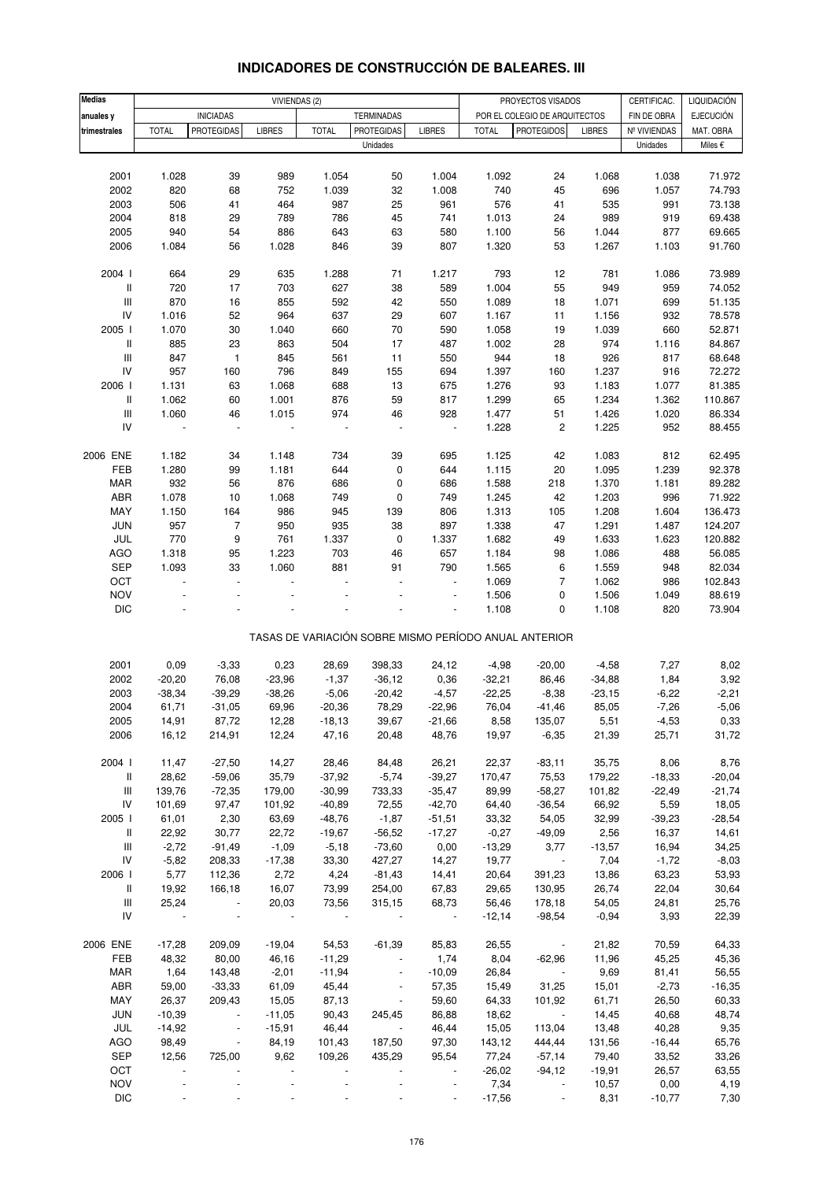# INDICADORES DE CONSTRUCCIÓN DE BALEARES. III

| Medias anuales y trimestrales | VIVIENDAS (2) | | | | | | PROYECTOS VISADOS | | | CERTIFICAC. | LIQUIDACIÓN |
|---|---|---|---|---|---|---|---|---|---|---|---|
| | INICIADAS | | | TERMINADAS | | | POR EL COLEGIO DE ARQUITECTOS | | | FIN DE OBRA | EJECUCIÓN |
| | TOTAL | PROTEGIDAS | LIBRES | TOTAL | PROTEGIDAS | LIBRES | TOTAL | PROTEGIDOS | LIBRES | Nº VIVIENDAS | MAT. OBRA |
| | Unidades | | | | | | | | | Unidades | Miles € |
| 2001 | 1.028 | 39 | 989 | 1.054 | 50 | 1.004 | 1.092 | 24 | 1.068 | 1.038 | 71.972 |
| 2002 | 820 | 68 | 752 | 1.039 | 32 | 1.008 | 740 | 45 | 696 | 1.057 | 74.793 |
| 2003 | 506 | 41 | 464 | 987 | 25 | 961 | 576 | 41 | 535 | 991 | 73.138 |
| 2004 | 818 | 29 | 789 | 786 | 45 | 741 | 1.013 | 24 | 989 | 919 | 69.438 |
| 2005 | 940 | 54 | 886 | 643 | 63 | 580 | 1.100 | 56 | 1.044 | 877 | 69.665 |
| 2006 | 1.084 | 56 | 1.028 | 846 | 39 | 807 | 1.320 | 53 | 1.267 | 1.103 | 91.760 |
| 2004 I | 664 | 29 | 635 | 1.288 | 71 | 1.217 | 793 | 12 | 781 | 1.086 | 73.989 |
| II | 720 | 17 | 703 | 627 | 38 | 589 | 1.004 | 55 | 949 | 959 | 74.052 |
| III | 870 | 16 | 855 | 592 | 42 | 550 | 1.089 | 18 | 1.071 | 699 | 51.135 |
| IV | 1.016 | 52 | 964 | 637 | 29 | 607 | 1.167 | 11 | 1.156 | 932 | 78.578 |
| 2005 I | 1.070 | 30 | 1.040 | 660 | 70 | 590 | 1.058 | 19 | 1.039 | 660 | 52.871 |
| II | 885 | 23 | 863 | 504 | 17 | 487 | 1.002 | 28 | 974 | 1.116 | 84.867 |
| III | 847 | 1 | 845 | 561 | 11 | 550 | 944 | 18 | 926 | 817 | 68.648 |
| IV | 957 | 160 | 796 | 849 | 155 | 694 | 1.397 | 160 | 1.237 | 916 | 72.272 |
| 2006 I | 1.131 | 63 | 1.068 | 688 | 13 | 675 | 1.276 | 93 | 1.183 | 1.077 | 81.385 |
| II | 1.062 | 60 | 1.001 | 876 | 59 | 817 | 1.299 | 65 | 1.234 | 1.362 | 110.867 |
| III | 1.060 | 46 | 1.015 | 974 | 46 | 928 | 1.477 | 51 | 1.426 | 1.020 | 86.334 |
| IV | - | - | - | - | - | - | 1.228 | 2 | 1.225 | 952 | 88.455 |
| 2006 ENE | 1.182 | 34 | 1.148 | 734 | 39 | 695 | 1.125 | 42 | 1.083 | 812 | 62.495 |
| FEB | 1.280 | 99 | 1.181 | 644 | 0 | 644 | 1.115 | 20 | 1.095 | 1.239 | 92.378 |
| MAR | 932 | 56 | 876 | 686 | 0 | 686 | 1.588 | 218 | 1.370 | 1.181 | 89.282 |
| ABR | 1.078 | 10 | 1.068 | 749 | 0 | 749 | 1.245 | 42 | 1.203 | 996 | 71.922 |
| MAY | 1.150 | 164 | 986 | 945 | 139 | 806 | 1.313 | 105 | 1.208 | 1.604 | 136.473 |
| JUN | 957 | 7 | 950 | 935 | 38 | 897 | 1.338 | 47 | 1.291 | 1.487 | 124.207 |
| JUL | 770 | 9 | 761 | 1.337 | 0 | 1.337 | 1.682 | 49 | 1.633 | 1.623 | 120.882 |
| AGO | 1.318 | 95 | 1.223 | 703 | 46 | 657 | 1.184 | 98 | 1.086 | 488 | 56.085 |
| SEP | 1.093 | 33 | 1.060 | 881 | 91 | 790 | 1.565 | 6 | 1.559 | 948 | 82.034 |
| OCT | - | - | - | - | - | - | 1.069 | 7 | 1.062 | 986 | 102.843 |
| NOV | - | - | - | - | - | - | 1.506 | 0 | 1.506 | 1.049 | 88.619 |
| DIC | - | - | - | - | - | - | 1.108 | 0 | 1.108 | 820 | 73.904 |
| | TASAS DE VARIACIÓN SOBRE MISMO PERÍODO ANUAL ANTERIOR | | | | | | | | | | |
| 2001 | 0,09 | -3,33 | 0,23 | 28,69 | 398,33 | 24,12 | -4,98 | -20,00 | -4,58 | 7,27 | 8,02 |
| 2002 | -20,20 | 76,08 | -23,96 | -1,37 | -36,12 | 0,36 | -32,21 | 86,46 | -34,88 | 1,84 | 3,92 |
| 2003 | -38,34 | -39,29 | -38,26 | -5,06 | -20,42 | -4,57 | -22,25 | -8,38 | -23,15 | -6,22 | -2,21 |
| 2004 | 61,71 | -31,05 | 69,96 | -20,36 | 78,29 | -22,96 | 76,04 | -41,46 | 85,05 | -7,26 | -5,06 |
| 2005 | 14,91 | 87,72 | 12,28 | -18,13 | 39,67 | -21,66 | 8,58 | 135,07 | 5,51 | -4,53 | 0,33 |
| 2006 | 16,12 | 214,91 | 12,24 | 47,16 | 20,48 | 48,76 | 19,97 | -6,35 | 21,39 | 25,71 | 31,72 |
| 2004 I | 11,47 | -27,50 | 14,27 | 28,46 | 84,48 | 26,21 | 22,37 | -83,11 | 35,75 | 8,06 | 8,76 |
| II | 28,62 | -59,06 | 35,79 | -37,92 | -5,74 | -39,27 | 170,47 | 75,53 | 179,22 | -18,33 | -20,04 |
| III | 139,76 | -72,35 | 179,00 | -30,99 | 733,33 | -35,47 | 89,99 | -58,27 | 101,82 | -22,49 | -21,74 |
| IV | 101,69 | 97,47 | 101,92 | -40,89 | 72,55 | -42,70 | 64,40 | -36,54 | 66,92 | 5,59 | 18,05 |
| 2005 I | 61,01 | 2,30 | 63,69 | -48,76 | -1,87 | -51,51 | 33,32 | 54,05 | 32,99 | -39,23 | -28,54 |
| II | 22,92 | 30,77 | 22,72 | -19,67 | -56,52 | -17,27 | -0,27 | -49,09 | 2,56 | 16,37 | 14,61 |
| III | -2,72 | -91,49 | -1,09 | -5,18 | -73,60 | 0,00 | -13,29 | 3,77 | -13,57 | 16,94 | 34,25 |
| IV | -5,82 | 208,33 | -17,38 | 33,30 | 427,27 | 14,27 | 19,77 | - | 7,04 | -1,72 | -8,03 |
| 2006 I | 5,77 | 112,36 | 2,72 | 4,24 | -81,43 | 14,41 | 20,64 | 391,23 | 13,86 | 63,23 | 53,93 |
| II | 19,92 | 166,18 | 16,07 | 73,99 | 254,00 | 67,83 | 29,65 | 130,95 | 26,74 | 22,04 | 30,64 |
| III | 25,24 | - | 20,03 | 73,56 | 315,15 | 68,73 | 56,46 | 178,18 | 54,05 | 24,81 | 25,76 |
| IV | - | - | - | - | - | - | -12,14 | -98,54 | -0,94 | 3,93 | 22,39 |
| 2006 ENE | -17,28 | 209,09 | -19,04 | 54,53 | -61,39 | 85,83 | 26,55 | - | 21,82 | 70,59 | 64,33 |
| FEB | 48,32 | 80,00 | 46,16 | -11,29 | - | 1,74 | 8,04 | -62,96 | 11,96 | 45,25 | 45,36 |
| MAR | 1,64 | 143,48 | -2,01 | -11,94 | - | -10,09 | 26,84 | - | 9,69 | 81,41 | 56,55 |
| ABR | 59,00 | -33,33 | 61,09 | 45,44 | - | 57,35 | 15,49 | 31,25 | 15,01 | -2,73 | -16,35 |
| MAY | 26,37 | 209,43 | 15,05 | 87,13 | - | 59,60 | 64,33 | 101,92 | 61,71 | 26,50 | 60,33 |
| JUN | -10,39 | - | -11,05 | 90,43 | 245,45 | 86,88 | 18,62 | - | 14,45 | 40,68 | 48,74 |
| JUL | -14,92 | - | -15,91 | 46,44 | - | 46,44 | 15,05 | 113,04 | 13,48 | 40,28 | 9,35 |
| AGO | 98,49 | - | 84,19 | 101,43 | 187,50 | 97,30 | 143,12 | 444,44 | 131,56 | -16,44 | 65,76 |
| SEP | 12,56 | 725,00 | 9,62 | 109,26 | 435,29 | 95,54 | 77,24 | -57,14 | 79,40 | 33,52 | 33,26 |
| OCT | - | - | - | - | - | - | -26,02 | -94,12 | -19,91 | 26,57 | 63,55 |
| NOV | - | - | - | - | - | - | 7,34 | - | 10,57 | 0,00 | 4,19 |
| DIC | - | - | - | - | - | - | -17,56 | - | 8,31 | -10,77 | 7,30 |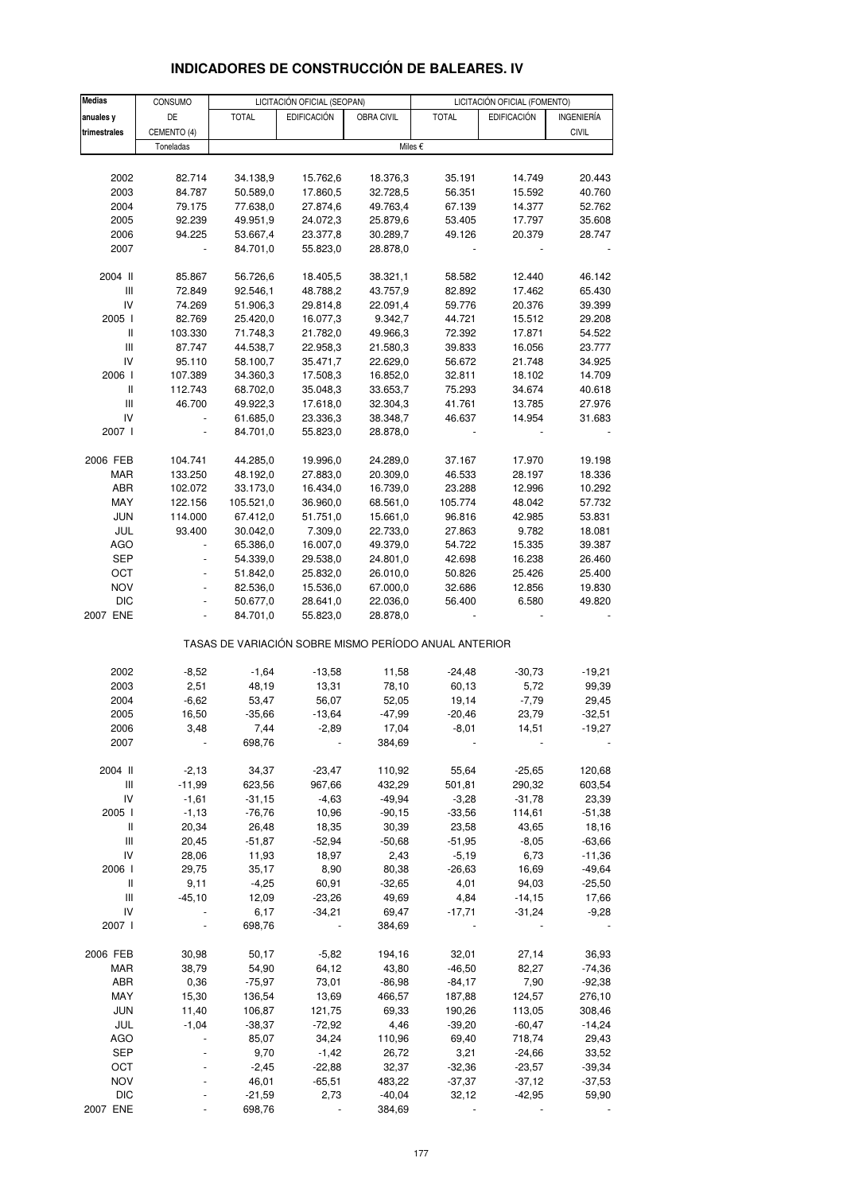# INDICADORES DE CONSTRUCCIÓN DE BALEARES. IV

| Medias anuales y trimestrales | CONSUMO DE CEMENTO (4) | LICITACIÓN OFICIAL (SEOPAN) | | | LICITACIÓN OFICIAL (FOMENTO) | | |
|---|---|---|---|---|---|---|---|
| | | TOTAL | EDIFICACIÓN | OBRA CIVIL | TOTAL | EDIFICACIÓN | INGENIERÍA CIVIL |
| | Toneladas | Miles € | | | | | |
| 2002 | 82.714 | 34.138,9 | 15.762,6 | 18.376,3 | 35.191 | 14.749 | 20.443 |
| 2003 | 84.787 | 50.589,0 | 17.860,5 | 32.728,5 | 56.351 | 15.592 | 40.760 |
| 2004 | 79.175 | 77.638,0 | 27.874,6 | 49.763,4 | 67.139 | 14.377 | 52.762 |
| 2005 | 92.239 | 49.951,9 | 24.072,3 | 25.879,6 | 53.405 | 17.797 | 35.608 |
| 2006 | 94.225 | 53.667,4 | 23.377,8 | 30.289,7 | 49.126 | 20.379 | 28.747 |
| 2007 | - | 84.701,0 | 55.823,0 | 28.878,0 | - | - | - |
| 2004 II | 85.867 | 56.726,6 | 18.405,5 | 38.321,1 | 58.582 | 12.440 | 46.142 |
| III | 72.849 | 92.546,1 | 48.788,2 | 43.757,9 | 82.892 | 17.462 | 65.430 |
| IV | 74.269 | 51.906,3 | 29.814,8 | 22.091,4 | 59.776 | 20.376 | 39.399 |
| 2005 I | 82.769 | 25.420,0 | 16.077,3 | 9.342,7 | 44.721 | 15.512 | 29.208 |
| II | 103.330 | 71.748,3 | 21.782,0 | 49.966,3 | 72.392 | 17.871 | 54.522 |
| III | 87.747 | 44.538,7 | 22.958,3 | 21.580,3 | 39.833 | 16.056 | 23.777 |
| IV | 95.110 | 58.100,7 | 35.471,7 | 22.629,0 | 56.672 | 21.748 | 34.925 |
| 2006 I | 107.389 | 34.360,3 | 17.508,3 | 16.852,0 | 32.811 | 18.102 | 14.709 |
| II | 112.743 | 68.702,0 | 35.048,3 | 33.653,7 | 75.293 | 34.674 | 40.618 |
| III | 46.700 | 49.922,3 | 17.618,0 | 32.304,3 | 41.761 | 13.785 | 27.976 |
| IV | - | 61.685,0 | 23.336,3 | 38.348,7 | 46.637 | 14.954 | 31.683 |
| 2007 I | - | 84.701,0 | 55.823,0 | 28.878,0 | - | - | - |
| 2006 FEB | 104.741 | 44.285,0 | 19.996,0 | 24.289,0 | 37.167 | 17.970 | 19.198 |
| MAR | 133.250 | 48.192,0 | 27.883,0 | 20.309,0 | 46.533 | 28.197 | 18.336 |
| ABR | 102.072 | 33.173,0 | 16.434,0 | 16.739,0 | 23.288 | 12.996 | 10.292 |
| MAY | 122.156 | 105.521,0 | 36.960,0 | 68.561,0 | 105.774 | 48.042 | 57.732 |
| JUN | 114.000 | 67.412,0 | 51.751,0 | 15.661,0 | 96.816 | 42.985 | 53.831 |
| JUL | 93.400 | 30.042,0 | 7.309,0 | 22.733,0 | 27.863 | 9.782 | 18.081 |
| AGO | - | 65.386,0 | 16.007,0 | 49.379,0 | 54.722 | 15.335 | 39.387 |
| SEP | - | 54.339,0 | 29.538,0 | 24.801,0 | 42.698 | 16.238 | 26.460 |
| OCT | - | 51.842,0 | 25.832,0 | 26.010,0 | 50.826 | 25.426 | 25.400 |
| NOV | - | 82.536,0 | 15.536,0 | 67.000,0 | 32.686 | 12.856 | 19.830 |
| DIC | - | 50.677,0 | 28.641,0 | 22.036,0 | 56.400 | 6.580 | 49.820 |
| 2007 ENE | - | 84.701,0 | 55.823,0 | 28.878,0 | - | - | - |
| **TASAS DE VARIACIÓN SOBRE MISMO PERÍODO ANUAL ANTERIOR** | | | | | | | |
| 2002 | -8,52 | -1,64 | -13,58 | 11,58 | -24,48 | -30,73 | -19,21 |
| 2003 | 2,51 | 48,19 | 13,31 | 78,10 | 60,13 | 5,72 | 99,39 |
| 2004 | -6,62 | 53,47 | 56,07 | 52,05 | 19,14 | -7,79 | 29,45 |
| 2005 | 16,50 | -35,66 | -13,64 | -47,99 | -20,46 | 23,79 | -32,51 |
| 2006 | 3,48 | 7,44 | -2,89 | 17,04 | -8,01 | 14,51 | -19,27 |
| 2007 | - | 698,76 | - | 384,69 | - | - | - |
| 2004 II | -2,13 | 34,37 | -23,47 | 110,92 | 55,64 | -25,65 | 120,68 |
| III | -11,99 | 623,56 | 967,66 | 432,29 | 501,81 | 290,32 | 603,54 |
| IV | -1,61 | -31,15 | -4,63 | -49,94 | -3,28 | -31,78 | 23,39 |
| 2005 I | -1,13 | -76,76 | 10,96 | -90,15 | -33,56 | 114,61 | -51,38 |
| II | 20,34 | 26,48 | 18,35 | 30,39 | 23,58 | 43,65 | 18,16 |
| III | 20,45 | -51,87 | -52,94 | -50,68 | -51,95 | -8,05 | -63,66 |
| IV | 28,06 | 11,93 | 18,97 | 2,43 | -5,19 | 6,73 | -11,36 |
| 2006 I | 29,75 | 35,17 | 8,90 | 80,38 | -26,63 | 16,69 | -49,64 |
| II | 9,11 | -4,25 | 60,91 | -32,65 | 4,01 | 94,03 | -25,50 |
| III | -45,10 | 12,09 | -23,26 | 49,69 | 4,84 | -14,15 | 17,66 |
| IV | - | 6,17 | -34,21 | 69,47 | -17,71 | -31,24 | -9,28 |
| 2007 I | - | 698,76 | - | 384,69 | - | - | - |
| 2006 FEB | 30,98 | 50,17 | -5,82 | 194,16 | 32,01 | 27,14 | 36,93 |
| MAR | 38,79 | 54,90 | 64,12 | 43,80 | -46,50 | 82,27 | -74,36 |
| ABR | 0,36 | -75,97 | 73,01 | -86,98 | -84,17 | 7,90 | -92,38 |
| MAY | 15,30 | 136,54 | 13,69 | 466,57 | 187,88 | 124,57 | 276,10 |
| JUN | 11,40 | 106,87 | 121,75 | 69,33 | 190,26 | 113,05 | 308,46 |
| JUL | -1,04 | -38,37 | -72,92 | 4,46 | -39,20 | -60,47 | -14,24 |
| AGO | - | 85,07 | 34,24 | 110,96 | 69,40 | 718,74 | 29,43 |
| SEP | - | 9,70 | -1,42 | 26,72 | 3,21 | -24,66 | 33,52 |
| OCT | - | -2,45 | -22,88 | 32,37 | -32,36 | -23,57 | -39,34 |
| NOV | - | 46,01 | -65,51 | 483,22 | -37,37 | -37,12 | -37,53 |
| DIC | - | -21,59 | 2,73 | -40,04 | 32,12 | -42,95 | 59,90 |
| 2007 ENE | - | 698,76 | - | 384,69 | - | - | - |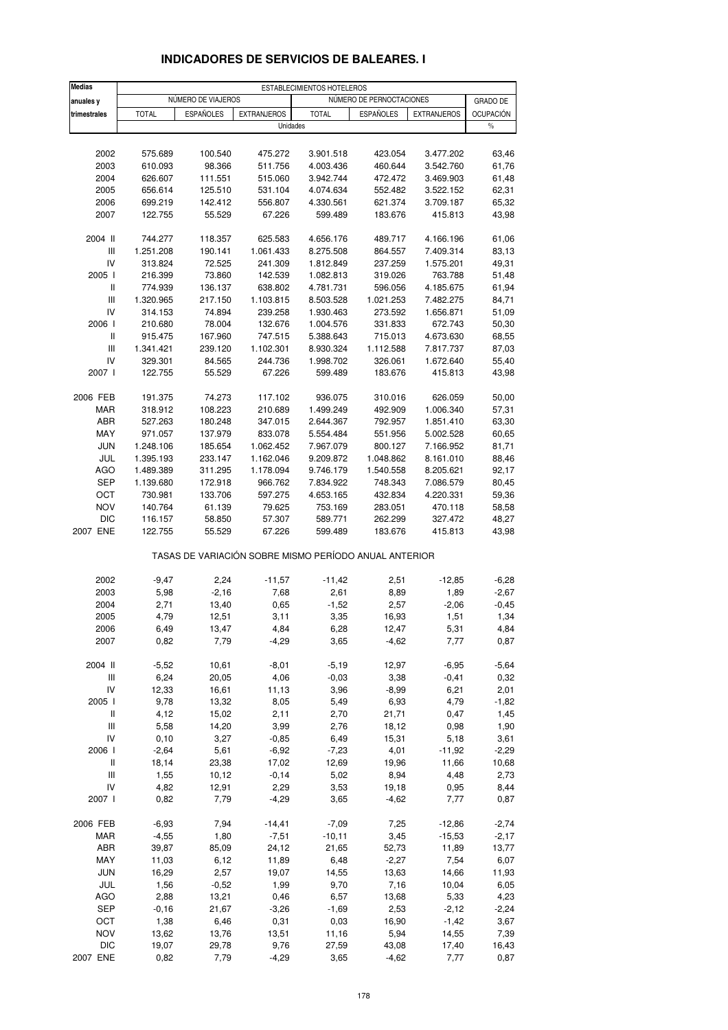# INDICADORES DE SERVICIOS DE BALEARES. I

| Medias anuales y trimestrales | ESTABLECIMIENTOS HOTELEROS | | | | | | |
|---|---|---|---|---|---|---|---|
| | NÚMERO DE VIAJEROS | | | NÚMERO DE PERNOCTACIONES | | | GRADO DE |
| | TOTAL | ESPAÑOLES | EXTRANJEROS | TOTAL | ESPAÑOLES | EXTRANJEROS | OCUPACIÓN |
| | Unidades | | | | | | % |
| 2002 | 575.689 | 100.540 | 475.272 | 3.901.518 | 423.054 | 3.477.202 | 63,46 |
| 2003 | 610.093 | 98.366 | 511.756 | 4.003.436 | 460.644 | 3.542.760 | 61,76 |
| 2004 | 626.607 | 111.551 | 515.060 | 3.942.744 | 472.472 | 3.469.903 | 61,48 |
| 2005 | 656.614 | 125.510 | 531.104 | 4.074.634 | 552.482 | 3.522.152 | 62,31 |
| 2006 | 699.219 | 142.412 | 556.807 | 4.330.561 | 621.374 | 3.709.187 | 65,32 |
| 2007 | 122.755 | 55.529 | 67.226 | 599.489 | 183.676 | 415.813 | 43,98 |
| 2004 II | 744.277 | 118.357 | 625.583 | 4.656.176 | 489.717 | 4.166.196 | 61,06 |
| III | 1.251.208 | 190.141 | 1.061.433 | 8.275.508 | 864.557 | 7.409.314 | 83,13 |
| IV | 313.824 | 72.525 | 241.309 | 1.812.849 | 237.259 | 1.575.201 | 49,31 |
| 2005 I | 216.399 | 73.860 | 142.539 | 1.082.813 | 319.026 | 763.788 | 51,48 |
| II | 774.939 | 136.137 | 638.802 | 4.781.731 | 596.056 | 4.185.675 | 61,94 |
| III | 1.320.965 | 217.150 | 1.103.815 | 8.503.528 | 1.021.253 | 7.482.275 | 84,71 |
| IV | 314.153 | 74.894 | 239.258 | 1.930.463 | 273.592 | 1.656.871 | 51,09 |
| 2006 I | 210.680 | 78.004 | 132.676 | 1.004.576 | 331.833 | 672.743 | 50,30 |
| II | 915.475 | 167.960 | 747.515 | 5.388.643 | 715.013 | 4.673.630 | 68,55 |
| III | 1.341.421 | 239.120 | 1.102.301 | 8.930.324 | 1.112.588 | 7.817.737 | 87,03 |
| IV | 329.301 | 84.565 | 244.736 | 1.998.702 | 326.061 | 1.672.640 | 55,40 |
| 2007 I | 122.755 | 55.529 | 67.226 | 599.489 | 183.676 | 415.813 | 43,98 |
| 2006 FEB | 191.375 | 74.273 | 117.102 | 936.075 | 310.016 | 626.059 | 50,00 |
| MAR | 318.912 | 108.223 | 210.689 | 1.499.249 | 492.909 | 1.006.340 | 57,31 |
| ABR | 527.263 | 180.248 | 347.015 | 2.644.367 | 792.957 | 1.851.410 | 63,30 |
| MAY | 971.057 | 137.979 | 833.078 | 5.554.484 | 551.956 | 5.002.528 | 60,65 |
| JUN | 1.248.106 | 185.654 | 1.062.452 | 7.967.079 | 800.127 | 7.166.952 | 81,71 |
| JUL | 1.395.193 | 233.147 | 1.162.046 | 9.209.872 | 1.048.862 | 8.161.010 | 88,46 |
| AGO | 1.489.389 | 311.295 | 1.178.094 | 9.746.179 | 1.540.558 | 8.205.621 | 92,17 |
| SEP | 1.139.680 | 172.918 | 966.762 | 7.834.922 | 748.343 | 7.086.579 | 80,45 |
| OCT | 730.981 | 133.706 | 597.275 | 4.653.165 | 432.834 | 4.220.331 | 59,36 |
| NOV | 140.764 | 61.139 | 79.625 | 753.169 | 283.051 | 470.118 | 58,58 |
| DIC | 116.157 | 58.850 | 57.307 | 589.771 | 262.299 | 327.472 | 48,27 |
| 2007 ENE | 122.755 | 55.529 | 67.226 | 599.489 | 183.676 | 415.813 | 43,98 |
| | TASAS DE VARIACIÓN SOBRE MISMO PERÍODO ANUAL ANTERIOR | | | | | | |
| 2002 | -9,47 | 2,24 | -11,57 | -11,42 | 2,51 | -12,85 | -6,28 |
| 2003 | 5,98 | -2,16 | 7,68 | 2,61 | 8,89 | 1,89 | -2,67 |
| 2004 | 2,71 | 13,40 | 0,65 | -1,52 | 2,57 | -2,06 | -0,45 |
| 2005 | 4,79 | 12,51 | 3,11 | 3,35 | 16,93 | 1,51 | 1,34 |
| 2006 | 6,49 | 13,47 | 4,84 | 6,28 | 12,47 | 5,31 | 4,84 |
| 2007 | 0,82 | 7,79 | -4,29 | 3,65 | -4,62 | 7,77 | 0,87 |
| 2004 II | -5,52 | 10,61 | -8,01 | -5,19 | 12,97 | -6,95 | -5,64 |
| III | 6,24 | 20,05 | 4,06 | -0,03 | 3,38 | -0,41 | 0,32 |
| IV | 12,33 | 16,61 | 11,13 | 3,96 | -8,99 | 6,21 | 2,01 |
| 2005 I | 9,78 | 13,32 | 8,05 | 5,49 | 6,93 | 4,79 | -1,82 |
| II | 4,12 | 15,02 | 2,11 | 2,70 | 21,71 | 0,47 | 1,45 |
| III | 5,58 | 14,20 | 3,99 | 2,76 | 18,12 | 0,98 | 1,90 |
| IV | 0,10 | 3,27 | -0,85 | 6,49 | 15,31 | 5,18 | 3,61 |
| 2006 I | -2,64 | 5,61 | -6,92 | -7,23 | 4,01 | -11,92 | -2,29 |
| II | 18,14 | 23,38 | 17,02 | 12,69 | 19,96 | 11,66 | 10,68 |
| III | 1,55 | 10,12 | -0,14 | 5,02 | 8,94 | 4,48 | 2,73 |
| IV | 4,82 | 12,91 | 2,29 | 3,53 | 19,18 | 0,95 | 8,44 |
| 2007 I | 0,82 | 7,79 | -4,29 | 3,65 | -4,62 | 7,77 | 0,87 |
| 2006 FEB | -6,93 | 7,94 | -14,41 | -7,09 | 7,25 | -12,86 | -2,74 |
| MAR | -4,55 | 1,80 | -7,51 | -10,11 | 3,45 | -15,53 | -2,17 |
| ABR | 39,87 | 85,09 | 24,12 | 21,65 | 52,73 | 11,89 | 13,77 |
| MAY | 11,03 | 6,12 | 11,89 | 6,48 | -2,27 | 7,54 | 6,07 |
| JUN | 16,29 | 2,57 | 19,07 | 14,55 | 13,63 | 14,66 | 11,93 |
| JUL | 1,56 | -0,52 | 1,99 | 9,70 | 7,16 | 10,04 | 6,05 |
| AGO | 2,88 | 13,21 | 0,46 | 6,57 | 13,68 | 5,33 | 4,23 |
| SEP | -0,16 | 21,67 | -3,26 | -1,69 | 2,53 | -2,12 | -2,24 |
| OCT | 1,38 | 6,46 | 0,31 | 0,03 | 16,90 | -1,42 | 3,67 |
| NOV | 13,62 | 13,76 | 13,51 | 11,16 | 5,94 | 14,55 | 7,39 |
| DIC | 19,07 | 29,78 | 9,76 | 27,59 | 43,08 | 17,40 | 16,43 |
| 2007 ENE | 0,82 | 7,79 | -4,29 | 3,65 | -4,62 | 7,77 | 0,87 |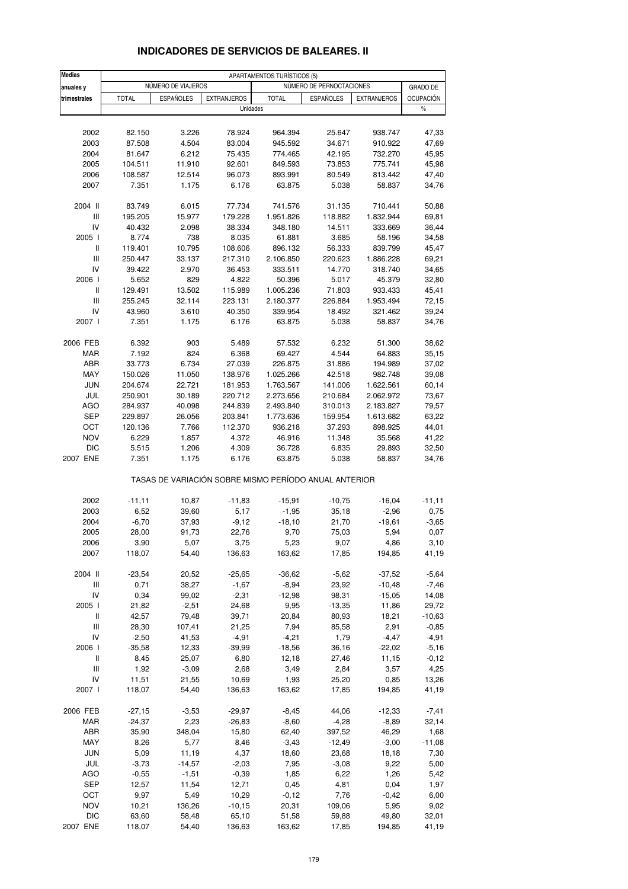# INDICADORES DE SERVICIOS DE BALEARES. II

| Medias anuales y trimestrales | APARTAMENTOS TURÍSTICOS (5) | | | | | | |
|---|---|---|---|---|---|---|---|
| | NÚMERO DE VIAJEROS | | | NÚMERO DE PERNOCTACIONES | | | GRADO DE OCUPACIÓN |
| | TOTAL | ESPAÑOLES | EXTRANJEROS | TOTAL | ESPAÑOLES | EXTRANJEROS | |
| | Unidades | | | | | | % |
| 2002 | 82.150 | 3.226 | 78.924 | 964.394 | 25.647 | 938.747 | 47,33 |
| 2003 | 87.508 | 4.504 | 83.004 | 945.592 | 34.671 | 910.922 | 47,69 |
| 2004 | 81.647 | 6.212 | 75.435 | 774.465 | 42.195 | 732.270 | 45,95 |
| 2005 | 104.511 | 11.910 | 92.601 | 849.593 | 73.853 | 775.741 | 45,98 |
| 2006 | 108.587 | 12.514 | 96.073 | 893.991 | 80.549 | 813.442 | 47,40 |
| 2007 | 7.351 | 1.175 | 6.176 | 63.875 | 5.038 | 58.837 | 34,76 |
| 2004 II | 83.749 | 6.015 | 77.734 | 741.576 | 31.135 | 710.441 | 50,88 |
| III | 195.205 | 15.977 | 179.228 | 1.951.826 | 118.882 | 1.832.944 | 69,81 |
| IV | 40.432 | 2.098 | 38.334 | 348.180 | 14.511 | 333.669 | 36,44 |
| 2005 I | 8.774 | 738 | 8.035 | 61.881 | 3.685 | 58.196 | 34,58 |
| II | 119.401 | 10.795 | 108.606 | 896.132 | 56.333 | 839.799 | 45,47 |
| III | 250.447 | 33.137 | 217.310 | 2.106.850 | 220.623 | 1.886.228 | 69,21 |
| IV | 39.422 | 2.970 | 36.453 | 333.511 | 14.770 | 318.740 | 34,65 |
| 2006 I | 5.652 | 829 | 4.822 | 50.396 | 5.017 | 45.379 | 32,80 |
| II | 129.491 | 13.502 | 115.989 | 1.005.236 | 71.803 | 933.433 | 45,41 |
| III | 255.245 | 32.114 | 223.131 | 2.180.377 | 226.884 | 1.953.494 | 72,15 |
| IV | 43.960 | 3.610 | 40.350 | 339.954 | 18.492 | 321.462 | 39,24 |
| 2007 I | 7.351 | 1.175 | 6.176 | 63.875 | 5.038 | 58.837 | 34,76 |
| 2006 FEB | 6.392 | 903 | 5.489 | 57.532 | 6.232 | 51.300 | 38,62 |
| MAR | 7.192 | 824 | 6.368 | 69.427 | 4.544 | 64.883 | 35,15 |
| ABR | 33.773 | 6.734 | 27.039 | 226.875 | 31.886 | 194.989 | 37,02 |
| MAY | 150.026 | 11.050 | 138.976 | 1.025.266 | 42.518 | 982.748 | 39,08 |
| JUN | 204.674 | 22.721 | 181.953 | 1.763.567 | 141.006 | 1.622.561 | 60,14 |
| JUL | 250.901 | 30.189 | 220.712 | 2.273.656 | 210.684 | 2.062.972 | 73,67 |
| AGO | 284.937 | 40.098 | 244.839 | 2.493.840 | 310.013 | 2.183.827 | 79,57 |
| SEP | 229.897 | 26.056 | 203.841 | 1.773.636 | 159.954 | 1.613.682 | 63,22 |
| OCT | 120.136 | 7.766 | 112.370 | 936.218 | 37.293 | 898.925 | 44,01 |
| NOV | 6.229 | 1.857 | 4.372 | 46.916 | 11.348 | 35.568 | 41,22 |
| DIC | 5.515 | 1.206 | 4.309 | 36.728 | 6.835 | 29.893 | 32,50 |
| 2007 ENE | 7.351 | 1.175 | 6.176 | 63.875 | 5.038 | 58.837 | 34,76 |
| TASAS DE VARIACIÓN SOBRE MISMO PERÍODO ANUAL ANTERIOR | | | | | | | |
| 2002 | -11,11 | 10,87 | -11,83 | -15,91 | -10,75 | -16,04 | -11,11 |
| 2003 | 6,52 | 39,60 | 5,17 | -1,95 | 35,18 | -2,96 | 0,75 |
| 2004 | -6,70 | 37,93 | -9,12 | -18,10 | 21,70 | -19,61 | -3,65 |
| 2005 | 28,00 | 91,73 | 22,76 | 9,70 | 75,03 | 5,94 | 0,07 |
| 2006 | 3,90 | 5,07 | 3,75 | 5,23 | 9,07 | 4,86 | 3,10 |
| 2007 | 118,07 | 54,40 | 136,63 | 163,62 | 17,85 | 194,85 | 41,19 |
| 2004 II | -23,54 | 20,52 | -25,65 | -36,62 | -5,62 | -37,52 | -5,64 |
| III | 0,71 | 38,27 | -1,67 | -8,94 | 23,92 | -10,48 | -7,46 |
| IV | 0,34 | 99,02 | -2,31 | -12,98 | 98,31 | -15,05 | 14,08 |
| 2005 I | 21,82 | -2,51 | 24,68 | 9,95 | -13,35 | 11,86 | 29,72 |
| II | 42,57 | 79,48 | 39,71 | 20,84 | 80,93 | 18,21 | -10,63 |
| III | 28,30 | 107,41 | 21,25 | 7,94 | 85,58 | 2,91 | -0,85 |
| IV | -2,50 | 41,53 | -4,91 | -4,21 | 1,79 | -4,47 | -4,91 |
| 2006 I | -35,58 | 12,33 | -39,99 | -18,56 | 36,16 | -22,02 | -5,16 |
| II | 8,45 | 25,07 | 6,80 | 12,18 | 27,46 | 11,15 | -0,12 |
| III | 1,92 | -3,09 | 2,68 | 3,49 | 2,84 | 3,57 | 4,25 |
| IV | 11,51 | 21,55 | 10,69 | 1,93 | 25,20 | 0,85 | 13,26 |
| 2007 I | 118,07 | 54,40 | 136,63 | 163,62 | 17,85 | 194,85 | 41,19 |
| 2006 FEB | -27,15 | -3,53 | -29,97 | -8,45 | 44,06 | -12,33 | -7,41 |
| MAR | -24,37 | 2,23 | -26,83 | -8,60 | -4,28 | -8,89 | 32,14 |
| ABR | 35,90 | 348,04 | 15,80 | 62,40 | 397,52 | 46,29 | 1,68 |
| MAY | 8,26 | 5,77 | 8,46 | -3,43 | -12,49 | -3,00 | -11,08 |
| JUN | 5,09 | 11,19 | 4,37 | 18,60 | 23,68 | 18,18 | 7,30 |
| JUL | -3,73 | -14,57 | -2,03 | 7,95 | -3,08 | 9,22 | 5,00 |
| AGO | -0,55 | -1,51 | -0,39 | 1,85 | 6,22 | 1,26 | 5,42 |
| SEP | 12,57 | 11,54 | 12,71 | 0,45 | 4,81 | 0,04 | 1,97 |
| OCT | 9,97 | 5,49 | 10,29 | -0,12 | 7,76 | -0,42 | 6,00 |
| NOV | 10,21 | 136,26 | -10,15 | 20,31 | 109,06 | 5,95 | 9,02 |
| DIC | 63,60 | 58,48 | 65,10 | 51,58 | 59,88 | 49,80 | 32,01 |
| 2007 ENE | 118,07 | 54,40 | 136,63 | 163,62 | 17,85 | 194,85 | 41,19 |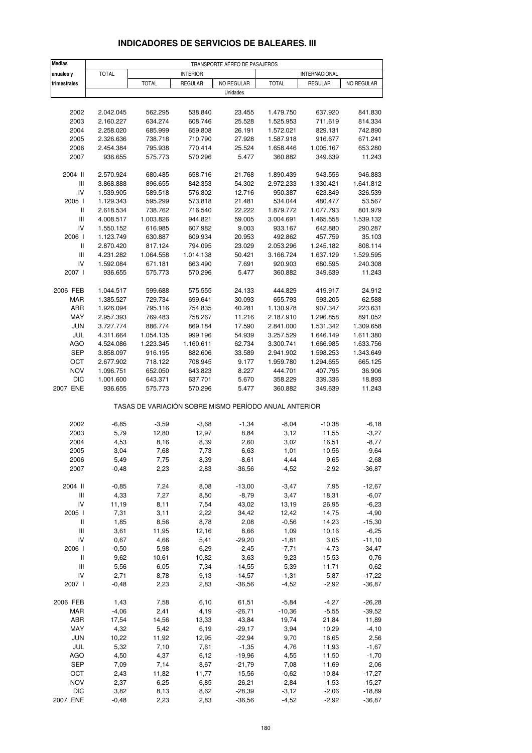## INDICADORES DE SERVICIOS DE BALEARES. III

| Medias anuales y trimestrales | TRANSPORTE AÉREO DE PASAJEROS | | | | | | |
|---|---|---|---|---|---|---|---|
| | TOTAL | INTERIOR | | | INTERNACIONAL | | |
| | | TOTAL | REGULAR | NO REGULAR | TOTAL | REGULAR | NO REGULAR |
| | Unidades | | | | | | |
| 2002 | 2.042.045 | 562.295 | 538.840 | 23.455 | 1.479.750 | 637.920 | 841.830 |
| 2003 | 2.160.227 | 634.274 | 608.746 | 25.528 | 1.525.953 | 711.619 | 814.334 |
| 2004 | 2.258.020 | 685.999 | 659.808 | 26.191 | 1.572.021 | 829.131 | 742.890 |
| 2005 | 2.326.636 | 738.718 | 710.790 | 27.928 | 1.587.918 | 916.677 | 671.241 |
| 2006 | 2.454.384 | 795.938 | 770.414 | 25.524 | 1.658.446 | 1.005.167 | 653.280 |
| 2007 | 936.655 | 575.773 | 570.296 | 5.477 | 360.882 | 349.639 | 11.243 |
| 2004 II | 2.570.924 | 680.485 | 658.716 | 21.768 | 1.890.439 | 943.556 | 946.883 |
| III | 3.868.888 | 896.655 | 842.353 | 54.302 | 2.972.233 | 1.330.421 | 1.641.812 |
| IV | 1.539.905 | 589.518 | 576.802 | 12.716 | 950.387 | 623.849 | 326.539 |
| 2005 I | 1.129.343 | 595.299 | 573.818 | 21.481 | 534.044 | 480.477 | 53.567 |
| II | 2.618.534 | 738.762 | 716.540 | 22.222 | 1.879.772 | 1.077.793 | 801.979 |
| III | 4.008.517 | 1.003.826 | 944.821 | 59.005 | 3.004.691 | 1.465.558 | 1.539.132 |
| IV | 1.550.152 | 616.985 | 607.982 | 9.003 | 933.167 | 642.880 | 290.287 |
| 2006 I | 1.123.749 | 630.887 | 609.934 | 20.953 | 492.862 | 457.759 | 35.103 |
| II | 2.870.420 | 817.124 | 794.095 | 23.029 | 2.053.296 | 1.245.182 | 808.114 |
| III | 4.231.282 | 1.064.558 | 1.014.138 | 50.421 | 3.166.724 | 1.637.129 | 1.529.595 |
| IV | 1.592.084 | 671.181 | 663.490 | 7.691 | 920.903 | 680.595 | 240.308 |
| 2007 I | 936.655 | 575.773 | 570.296 | 5.477 | 360.882 | 349.639 | 11.243 |
| 2006 FEB | 1.044.517 | 599.688 | 575.555 | 24.133 | 444.829 | 419.917 | 24.912 |
| MAR | 1.385.527 | 729.734 | 699.641 | 30.093 | 655.793 | 593.205 | 62.588 |
| ABR | 1.926.094 | 795.116 | 754.835 | 40.281 | 1.130.978 | 907.347 | 223.631 |
| MAY | 2.957.393 | 769.483 | 758.267 | 11.216 | 2.187.910 | 1.296.858 | 891.052 |
| JUN | 3.727.774 | 886.774 | 869.184 | 17.590 | 2.841.000 | 1.531.342 | 1.309.658 |
| JUL | 4.311.664 | 1.054.135 | 999.196 | 54.939 | 3.257.529 | 1.646.149 | 1.611.380 |
| AGO | 4.524.086 | 1.223.345 | 1.160.611 | 62.734 | 3.300.741 | 1.666.985 | 1.633.756 |
| SEP | 3.858.097 | 916.195 | 882.606 | 33.589 | 2.941.902 | 1.598.253 | 1.343.649 |
| OCT | 2.677.902 | 718.122 | 708.945 | 9.177 | 1.959.780 | 1.294.655 | 665.125 |
| NOV | 1.096.751 | 652.050 | 643.823 | 8.227 | 444.701 | 407.795 | 36.906 |
| DIC | 1.001.600 | 643.371 | 637.701 | 5.670 | 358.229 | 339.336 | 18.893 |
| 2007 ENE | 936.655 | 575.773 | 570.296 | 5.477 | 360.882 | 349.639 | 11.243 |
| | TASAS DE VARIACIÓN SOBRE MISMO PERÍODO ANUAL ANTERIOR | | | | | | |
| 2002 | -6,85 | -3,59 | -3,68 | -1,34 | -8,04 | -10,38 | -6,18 |
| 2003 | 5,79 | 12,80 | 12,97 | 8,84 | 3,12 | 11,55 | -3,27 |
| 2004 | 4,53 | 8,16 | 8,39 | 2,60 | 3,02 | 16,51 | -8,77 |
| 2005 | 3,04 | 7,68 | 7,73 | 6,63 | 1,01 | 10,56 | -9,64 |
| 2006 | 5,49 | 7,75 | 8,39 | -8,61 | 4,44 | 9,65 | -2,68 |
| 2007 | -0,48 | 2,23 | 2,83 | -36,56 | -4,52 | -2,92 | -36,87 |
| 2004 II | -0,85 | 7,24 | 8,08 | -13,00 | -3,47 | 7,95 | -12,67 |
| III | 4,33 | 7,27 | 8,50 | -8,79 | 3,47 | 18,31 | -6,07 |
| IV | 11,19 | 8,11 | 7,54 | 43,02 | 13,19 | 26,95 | -6,23 |
| 2005 I | 7,31 | 3,11 | 2,22 | 34,42 | 12,42 | 14,75 | -4,90 |
| II | 1,85 | 8,56 | 8,78 | 2,08 | -0,56 | 14,23 | -15,30 |
| III | 3,61 | 11,95 | 12,16 | 8,66 | 1,09 | 10,16 | -6,25 |
| IV | 0,67 | 4,66 | 5,41 | -29,20 | -1,81 | 3,05 | -11,10 |
| 2006 I | -0,50 | 5,98 | 6,29 | -2,45 | -7,71 | -4,73 | -34,47 |
| II | 9,62 | 10,61 | 10,82 | 3,63 | 9,23 | 15,53 | 0,76 |
| III | 5,56 | 6,05 | 7,34 | -14,55 | 5,39 | 11,71 | -0,62 |
| IV | 2,71 | 8,78 | 9,13 | -14,57 | -1,31 | 5,87 | -17,22 |
| 2007 I | -0,48 | 2,23 | 2,83 | -36,56 | -4,52 | -2,92 | -36,87 |
| 2006 FEB | 1,43 | 7,58 | 6,10 | 61,51 | -5,84 | -4,27 | -26,28 |
| MAR | -4,06 | 2,41 | 4,19 | -26,71 | -10,36 | -5,55 | -39,52 |
| ABR | 17,54 | 14,56 | 13,33 | 43,84 | 19,74 | 21,84 | 11,89 |
| MAY | 4,32 | 5,42 | 6,19 | -29,17 | 3,94 | 10,29 | -4,10 |
| JUN | 10,22 | 11,92 | 12,95 | -22,94 | 9,70 | 16,65 | 2,56 |
| JUL | 5,32 | 7,10 | 7,61 | -1,35 | 4,76 | 11,93 | -1,67 |
| AGO | 4,50 | 4,37 | 6,12 | -19,96 | 4,55 | 11,50 | -1,70 |
| SEP | 7,09 | 7,14 | 8,67 | -21,79 | 7,08 | 11,69 | 2,06 |
| OCT | 2,43 | 11,82 | 11,77 | 15,56 | -0,62 | 10,84 | -17,27 |
| NOV | 2,37 | 6,25 | 6,85 | -26,21 | -2,84 | -1,53 | -15,27 |
| DIC | 3,82 | 8,13 | 8,62 | -28,39 | -3,12 | -2,06 | -18,89 |
| 2007 ENE | -0,48 | 2,23 | 2,83 | -36,56 | -4,52 | -2,92 | -36,87 |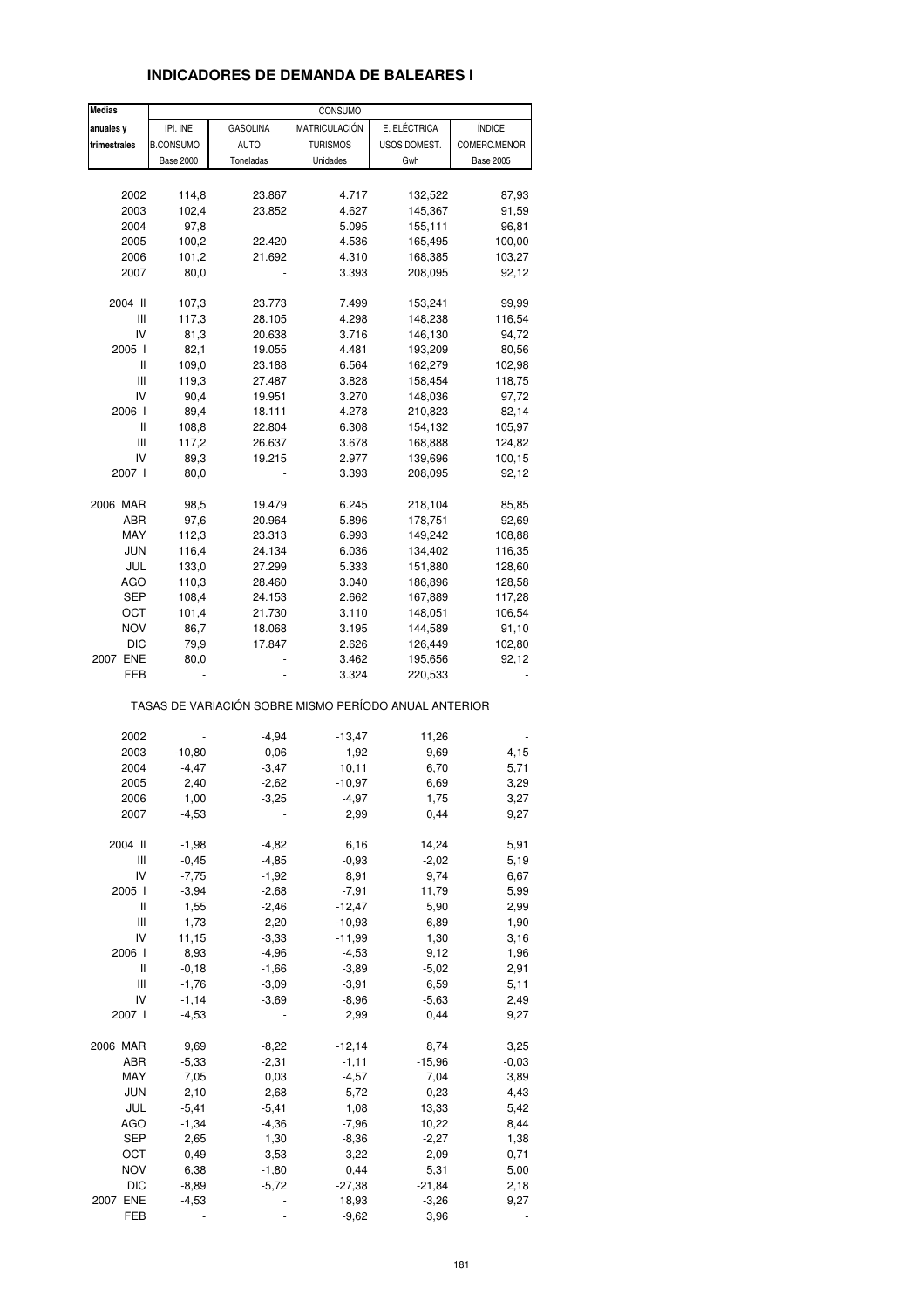# INDICADORES DE DEMANDA DE BALEARES I

| Medias anuales y trimestrales | CONSUMO | | | | |
|---|---|---|---|---|---|
| | IPI. INE B.CONSUMO | GASOLINA AUTO | MATRICULACIÓN TURISMOS | E. ELÉCTRICA USOS DOMEST. | ÍNDICE COMERC.MENOR |
| | Base 2000 | Toneladas | Unidades | Gwh | Base 2005 |
| 2002 | 114,8 | 23.867 | 4.717 | 132,522 | 87,93 |
| 2003 | 102,4 | 23.852 | 4.627 | 145,367 | 91,59 |
| 2004 | 97,8 | | 5.095 | 155,111 | 96,81 |
| 2005 | 100,2 | 22.420 | 4.536 | 165,495 | 100,00 |
| 2006 | 101,2 | 21.692 | 4.310 | 168,385 | 103,27 |
| 2007 | 80,0 | - | 3.393 | 208,095 | 92,12 |
| 2004 II | 107,3 | 23.773 | 7.499 | 153,241 | 99,99 |
| III | 117,3 | 28.105 | 4.298 | 148,238 | 116,54 |
| IV | 81,3 | 20.638 | 3.716 | 146,130 | 94,72 |
| 2005 I | 82,1 | 19.055 | 4.481 | 193,209 | 80,56 |
| II | 109,0 | 23.188 | 6.564 | 162,279 | 102,98 |
| III | 119,3 | 27.487 | 3.828 | 158,454 | 118,75 |
| IV | 90,4 | 19.951 | 3.270 | 148,036 | 97,72 |
| 2006 I | 89,4 | 18.111 | 4.278 | 210,823 | 82,14 |
| II | 108,8 | 22.804 | 6.308 | 154,132 | 105,97 |
| III | 117,2 | 26.637 | 3.678 | 168,888 | 124,82 |
| IV | 89,3 | 19.215 | 2.977 | 139,696 | 100,15 |
| 2007 I | 80,0 | - | 3.393 | 208,095 | 92,12 |
| 2006 MAR | 98,5 | 19.479 | 6.245 | 218,104 | 85,85 |
| ABR | 97,6 | 20.964 | 5.896 | 178,751 | 92,69 |
| MAY | 112,3 | 23.313 | 6.993 | 149,242 | 108,88 |
| JUN | 116,4 | 24.134 | 6.036 | 134,402 | 116,35 |
| JUL | 133,0 | 27.299 | 5.333 | 151,880 | 128,60 |
| AGO | 110,3 | 28.460 | 3.040 | 186,896 | 128,58 |
| SEP | 108,4 | 24.153 | 2.662 | 167,889 | 117,28 |
| OCT | 101,4 | 21.730 | 3.110 | 148,051 | 106,54 |
| NOV | 86,7 | 18.068 | 3.195 | 144,589 | 91,10 |
| DIC | 79,9 | 17.847 | 2.626 | 126,449 | 102,80 |
| 2007 ENE | 80,0 | - | 3.462 | 195,656 | 92,12 |
| FEB | - | - | 3.324 | 220,533 | - |

TASAS DE VARIACIÓN SOBRE MISMO PERÍODO ANUAL ANTERIOR

| | IPI. INE B.CONSUMO | GASOLINA AUTO | MATRICULACIÓN TURISMOS | E. ELÉCTRICA USOS DOMEST. | ÍNDICE COMERC.MENOR |
|---|---|---|---|---|---|
| 2002 | - | -4,94 | -13,47 | 11,26 | - |
| 2003 | -10,80 | -0,06 | -1,92 | 9,69 | 4,15 |
| 2004 | -4,47 | -3,47 | 10,11 | 6,70 | 5,71 |
| 2005 | 2,40 | -2,62 | -10,97 | 6,69 | 3,29 |
| 2006 | 1,00 | -3,25 | -4,97 | 1,75 | 3,27 |
| 2007 | -4,53 | - | 2,99 | 0,44 | 9,27 |
| 2004 II | -1,98 | -4,82 | 6,16 | 14,24 | 5,91 |
| III | -0,45 | -4,85 | -0,93 | -2,02 | 5,19 |
| IV | -7,75 | -1,92 | 8,91 | 9,74 | 6,67 |
| 2005 I | -3,94 | -2,68 | -7,91 | 11,79 | 5,99 |
| II | 1,55 | -2,46 | -12,47 | 5,90 | 2,99 |
| III | 1,73 | -2,20 | -10,93 | 6,89 | 1,90 |
| IV | 11,15 | -3,33 | -11,99 | 1,30 | 3,16 |
| 2006 I | 8,93 | -4,96 | -4,53 | 9,12 | 1,96 |
| II | -0,18 | -1,66 | -3,89 | -5,02 | 2,91 |
| III | -1,76 | -3,09 | -3,91 | 6,59 | 5,11 |
| IV | -1,14 | -3,69 | -8,96 | -5,63 | 2,49 |
| 2007 I | -4,53 | - | 2,99 | 0,44 | 9,27 |
| 2006 MAR | 9,69 | -8,22 | -12,14 | 8,74 | 3,25 |
| ABR | -5,33 | -2,31 | -1,11 | -15,96 | -0,03 |
| MAY | 7,05 | 0,03 | -4,57 | 7,04 | 3,89 |
| JUN | -2,10 | -2,68 | -5,72 | -0,23 | 4,43 |
| JUL | -5,41 | -5,41 | 1,08 | 13,33 | 5,42 |
| AGO | -1,34 | -4,36 | -7,96 | 10,22 | 8,44 |
| SEP | 2,65 | 1,30 | -8,36 | -2,27 | 1,38 |
| OCT | -0,49 | -3,53 | 3,22 | 2,09 | 0,71 |
| NOV | 6,38 | -1,80 | 0,44 | 5,31 | 5,00 |
| DIC | -8,89 | -5,72 | -27,38 | -21,84 | 2,18 |
| 2007 ENE | -4,53 | - | 18,93 | -3,26 | 9,27 |
| FEB | - | - | -9,62 | 3,96 | - |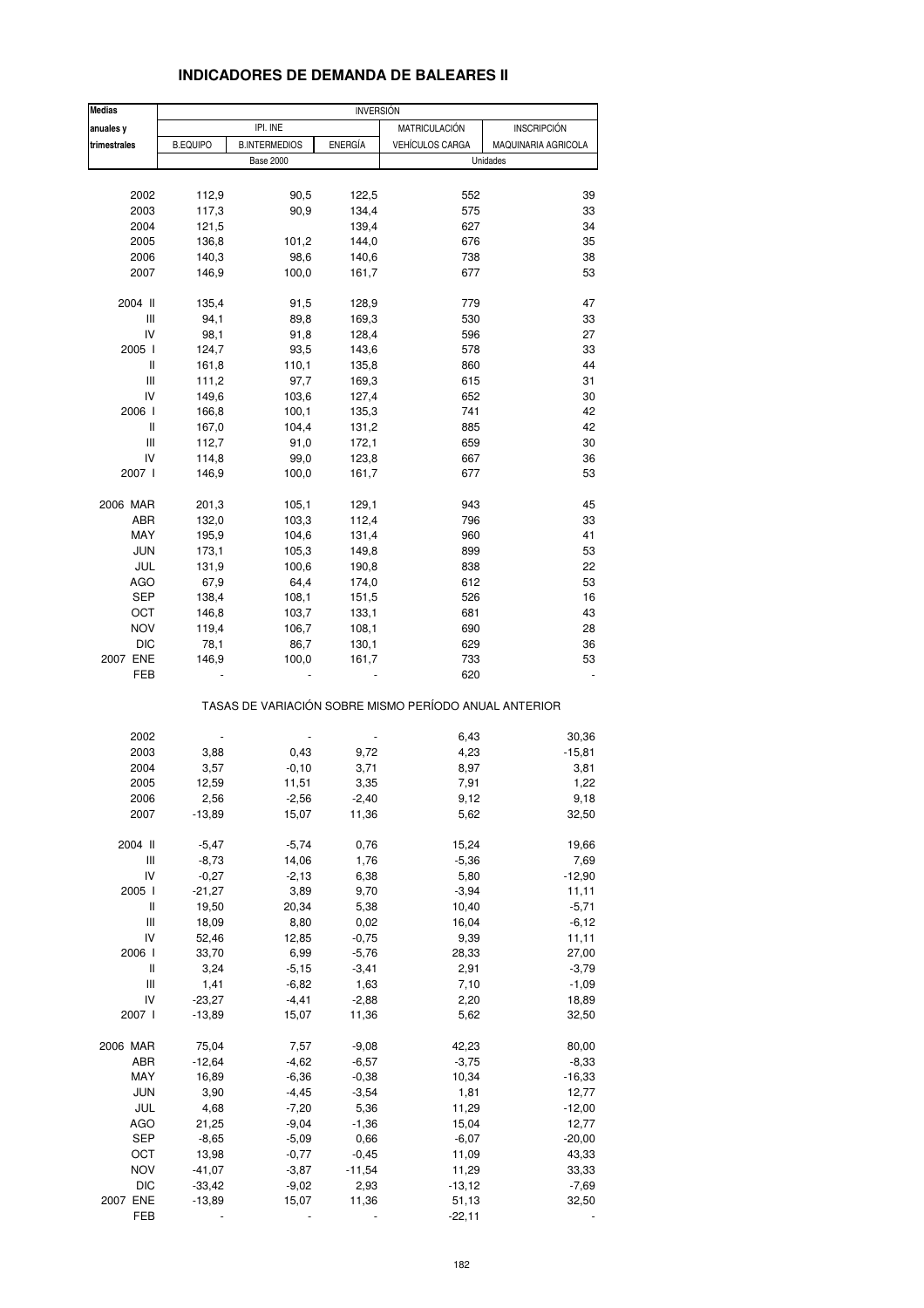# INDICADORES DE DEMANDA DE BALEARES II

| Medias anuales y trimestrales | INVERSIÓN | | | | |
|---|---|---|---|---|---|
| | IPI. INE | | | MATRICULACIÓN | INSCRIPCIÓN |
| | B.EQUIPO | B.INTERMEDIOS | ENERGÍA | VEHÍCULOS CARGA | MAQUINARIA AGRICOLA |
| | Base 2000 | | | Unidades | |
| 2002 | 112,9 | 90,5 | 122,5 | 552 | 39 |
| 2003 | 117,3 | 90,9 | 134,4 | 575 | 33 |
| 2004 | 121,5 | | 139,4 | 627 | 34 |
| 2005 | 136,8 | 101,2 | 144,0 | 676 | 35 |
| 2006 | 140,3 | 98,6 | 140,6 | 738 | 38 |
| 2007 | 146,9 | 100,0 | 161,7 | 677 | 53 |
| 2004 II | 135,4 | 91,5 | 128,9 | 779 | 47 |
| III | 94,1 | 89,8 | 169,3 | 530 | 33 |
| IV | 98,1 | 91,8 | 128,4 | 596 | 27 |
| 2005 I | 124,7 | 93,5 | 143,6 | 578 | 33 |
| II | 161,8 | 110,1 | 135,8 | 860 | 44 |
| III | 111,2 | 97,7 | 169,3 | 615 | 31 |
| IV | 149,6 | 103,6 | 127,4 | 652 | 30 |
| 2006 I | 166,8 | 100,1 | 135,3 | 741 | 42 |
| II | 167,0 | 104,4 | 131,2 | 885 | 42 |
| III | 112,7 | 91,0 | 172,1 | 659 | 30 |
| IV | 114,8 | 99,0 | 123,8 | 667 | 36 |
| 2007 I | 146,9 | 100,0 | 161,7 | 677 | 53 |
| 2006 MAR | 201,3 | 105,1 | 129,1 | 943 | 45 |
| ABR | 132,0 | 103,3 | 112,4 | 796 | 33 |
| MAY | 195,9 | 104,6 | 131,4 | 960 | 41 |
| JUN | 173,1 | 105,3 | 149,8 | 899 | 53 |
| JUL | 131,9 | 100,6 | 190,8 | 838 | 22 |
| AGO | 67,9 | 64,4 | 174,0 | 612 | 53 |
| SEP | 138,4 | 108,1 | 151,5 | 526 | 16 |
| OCT | 146,8 | 103,7 | 133,1 | 681 | 43 |
| NOV | 119,4 | 106,7 | 108,1 | 690 | 28 |
| DIC | 78,1 | 86,7 | 130,1 | 629 | 36 |
| 2007 ENE | 146,9 | 100,0 | 161,7 | 733 | 53 |
| FEB | - | - | - | 620 | - |
| | TASAS DE VARIACIÓN SOBRE MISMO PERÍODO ANUAL ANTERIOR | | | | |
| 2002 | - | - | - | 6,43 | 30,36 |
| 2003 | 3,88 | 0,43 | 9,72 | 4,23 | -15,81 |
| 2004 | 3,57 | -0,10 | 3,71 | 8,97 | 3,81 |
| 2005 | 12,59 | 11,51 | 3,35 | 7,91 | 1,22 |
| 2006 | 2,56 | -2,56 | -2,40 | 9,12 | 9,18 |
| 2007 | -13,89 | 15,07 | 11,36 | 5,62 | 32,50 |
| 2004 II | -5,47 | -5,74 | 0,76 | 15,24 | 19,66 |
| III | -8,73 | 14,06 | 1,76 | -5,36 | 7,69 |
| IV | -0,27 | -2,13 | 6,38 | 5,80 | -12,90 |
| 2005 I | -21,27 | 3,89 | 9,70 | -3,94 | 11,11 |
| II | 19,50 | 20,34 | 5,38 | 10,40 | -5,71 |
| III | 18,09 | 8,80 | 0,02 | 16,04 | -6,12 |
| IV | 52,46 | 12,85 | -0,75 | 9,39 | 11,11 |
| 2006 I | 33,70 | 6,99 | -5,76 | 28,33 | 27,00 |
| II | 3,24 | -5,15 | -3,41 | 2,91 | -3,79 |
| III | 1,41 | -6,82 | 1,63 | 7,10 | -1,09 |
| IV | -23,27 | -4,41 | -2,88 | 2,20 | 18,89 |
| 2007 I | -13,89 | 15,07 | 11,36 | 5,62 | 32,50 |
| 2006 MAR | 75,04 | 7,57 | -9,08 | 42,23 | 80,00 |
| ABR | -12,64 | -4,62 | -6,57 | -3,75 | -8,33 |
| MAY | 16,89 | -6,36 | -0,38 | 10,34 | -16,33 |
| JUN | 3,90 | -4,45 | -3,54 | 1,81 | 12,77 |
| JUL | 4,68 | -7,20 | 5,36 | 11,29 | -12,00 |
| AGO | 21,25 | -9,04 | -1,36 | 15,04 | 12,77 |
| SEP | -8,65 | -5,09 | 0,66 | -6,07 | -20,00 |
| OCT | 13,98 | -0,77 | -0,45 | 11,09 | 43,33 |
| NOV | -41,07 | -3,87 | -11,54 | 11,29 | 33,33 |
| DIC | -33,42 | -9,02 | 2,93 | -13,12 | -7,69 |
| 2007 ENE | -13,89 | 15,07 | 11,36 | 51,13 | 32,50 |
| FEB | - | - | - | -22,11 | - |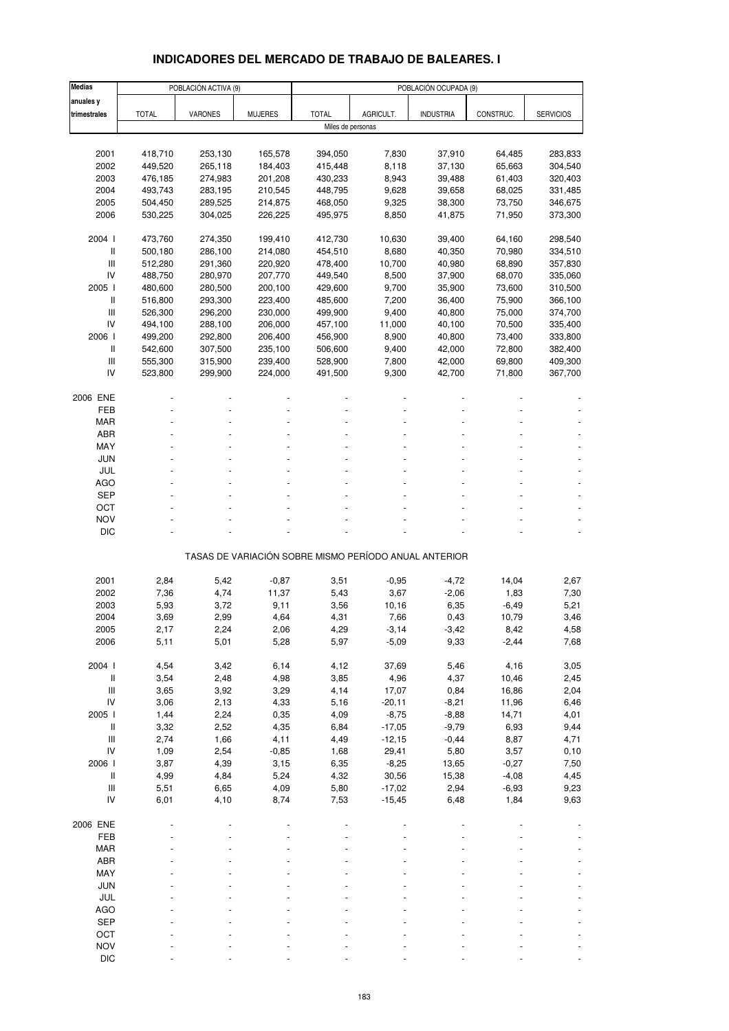# INDICADORES DEL MERCADO DE TRABAJO DE BALEARES. I

| Medias anuales y trimestrales | POBLACIÓN ACTIVA (9) | | | POBLACIÓN OCUPADA (9) | | | | |
|---|---|---|---|---|---|---|---|---|
| | TOTAL | VARONES | MUJERES | TOTAL | AGRICULT. | INDUSTRIA | CONSTRUC. | SERVICIOS |
| | Miles de personas | | | | | | | |
| 2001 | 418,710 | 253,130 | 165,578 | 394,050 | 7,830 | 37,910 | 64,485 | 283,833 |
| 2002 | 449,520 | 265,118 | 184,403 | 415,448 | 8,118 | 37,130 | 65,663 | 304,540 |
| 2003 | 476,185 | 274,983 | 201,208 | 430,233 | 8,943 | 39,488 | 61,403 | 320,403 |
| 2004 | 493,743 | 283,195 | 210,545 | 448,795 | 9,628 | 39,658 | 68,025 | 331,485 |
| 2005 | 504,450 | 289,525 | 214,875 | 468,050 | 9,325 | 38,300 | 73,750 | 346,675 |
| 2006 | 530,225 | 304,025 | 226,225 | 495,975 | 8,850 | 41,875 | 71,950 | 373,300 |
| 2004 I | 473,760 | 274,350 | 199,410 | 412,730 | 10,630 | 39,400 | 64,160 | 298,540 |
| II | 500,180 | 286,100 | 214,080 | 454,510 | 8,680 | 40,350 | 70,980 | 334,510 |
| III | 512,280 | 291,360 | 220,920 | 478,400 | 10,700 | 40,980 | 68,890 | 357,830 |
| IV | 488,750 | 280,970 | 207,770 | 449,540 | 8,500 | 37,900 | 68,070 | 335,060 |
| 2005 I | 480,600 | 280,500 | 200,100 | 429,600 | 9,700 | 35,900 | 73,600 | 310,500 |
| II | 516,800 | 293,300 | 223,400 | 485,600 | 7,200 | 36,400 | 75,900 | 366,100 |
| III | 526,300 | 296,200 | 230,000 | 499,900 | 9,400 | 40,800 | 75,000 | 374,700 |
| IV | 494,100 | 288,100 | 206,000 | 457,100 | 11,000 | 40,100 | 70,500 | 335,400 |
| 2006 I | 499,200 | 292,800 | 206,400 | 456,900 | 8,900 | 40,800 | 73,400 | 333,800 |
| II | 542,600 | 307,500 | 235,100 | 506,600 | 9,400 | 42,000 | 72,800 | 382,400 |
| III | 555,300 | 315,900 | 239,400 | 528,900 | 7,800 | 42,000 | 69,800 | 409,300 |
| IV | 523,800 | 299,900 | 224,000 | 491,500 | 9,300 | 42,700 | 71,800 | 367,700 |
| 2006 ENE | - | - | - | - | - | - | - | - |
| FEB | - | - | - | - | - | - | - | - |
| MAR | - | - | - | - | - | - | - | - |
| ABR | - | - | - | - | - | - | - | - |
| MAY | - | - | - | - | - | - | - | - |
| JUN | - | - | - | - | - | - | - | - |
| JUL | - | - | - | - | - | - | - | - |
| AGO | - | - | - | - | - | - | - | - |
| SEP | - | - | - | - | - | - | - | - |
| OCT | - | - | - | - | - | - | - | - |
| NOV | - | - | - | - | - | - | - | - |
| DIC | - | - | - | - | - | - | - | - |
| | TASAS DE VARIACIÓN SOBRE MISMO PERÍODO ANUAL ANTERIOR | | | | | | | |
| 2001 | 2,84 | 5,42 | -0,87 | 3,51 | -0,95 | -4,72 | 14,04 | 2,67 |
| 2002 | 7,36 | 4,74 | 11,37 | 5,43 | 3,67 | -2,06 | 1,83 | 7,30 |
| 2003 | 5,93 | 3,72 | 9,11 | 3,56 | 10,16 | 6,35 | -6,49 | 5,21 |
| 2004 | 3,69 | 2,99 | 4,64 | 4,31 | 7,66 | 0,43 | 10,79 | 3,46 |
| 2005 | 2,17 | 2,24 | 2,06 | 4,29 | -3,14 | -3,42 | 8,42 | 4,58 |
| 2006 | 5,11 | 5,01 | 5,28 | 5,97 | -5,09 | 9,33 | -2,44 | 7,68 |
| 2004 I | 4,54 | 3,42 | 6,14 | 4,12 | 37,69 | 5,46 | 4,16 | 3,05 |
| II | 3,54 | 2,48 | 4,98 | 3,85 | 4,96 | 4,37 | 10,46 | 2,45 |
| III | 3,65 | 3,92 | 3,29 | 4,14 | 17,07 | 0,84 | 16,86 | 2,04 |
| IV | 3,06 | 2,13 | 4,33 | 5,16 | -20,11 | -8,21 | 11,96 | 6,46 |
| 2005 I | 1,44 | 2,24 | 0,35 | 4,09 | -8,75 | -8,88 | 14,71 | 4,01 |
| II | 3,32 | 2,52 | 4,35 | 6,84 | -17,05 | -9,79 | 6,93 | 9,44 |
| III | 2,74 | 1,66 | 4,11 | 4,49 | -12,15 | -0,44 | 8,87 | 4,71 |
| IV | 1,09 | 2,54 | -0,85 | 1,68 | 29,41 | 5,80 | 3,57 | 0,10 |
| 2006 I | 3,87 | 4,39 | 3,15 | 6,35 | -8,25 | 13,65 | -0,27 | 7,50 |
| II | 4,99 | 4,84 | 5,24 | 4,32 | 30,56 | 15,38 | -4,08 | 4,45 |
| III | 5,51 | 6,65 | 4,09 | 5,80 | -17,02 | 2,94 | -6,93 | 9,23 |
| IV | 6,01 | 4,10 | 8,74 | 7,53 | -15,45 | 6,48 | 1,84 | 9,63 |
| 2006 ENE | - | - | - | - | - | - | - | - |
| FEB | - | - | - | - | - | - | - | - |
| MAR | - | - | - | - | - | - | - | - |
| ABR | - | - | - | - | - | - | - | - |
| MAY | - | - | - | - | - | - | - | - |
| JUN | - | - | - | - | - | - | - | - |
| JUL | - | - | - | - | - | - | - | - |
| AGO | - | - | - | - | - | - | - | - |
| SEP | - | - | - | - | - | - | - | - |
| OCT | - | - | - | - | - | - | - | - |
| NOV | - | - | - | - | - | - | - | - |
| DIC | - | - | - | - | - | - | - | - |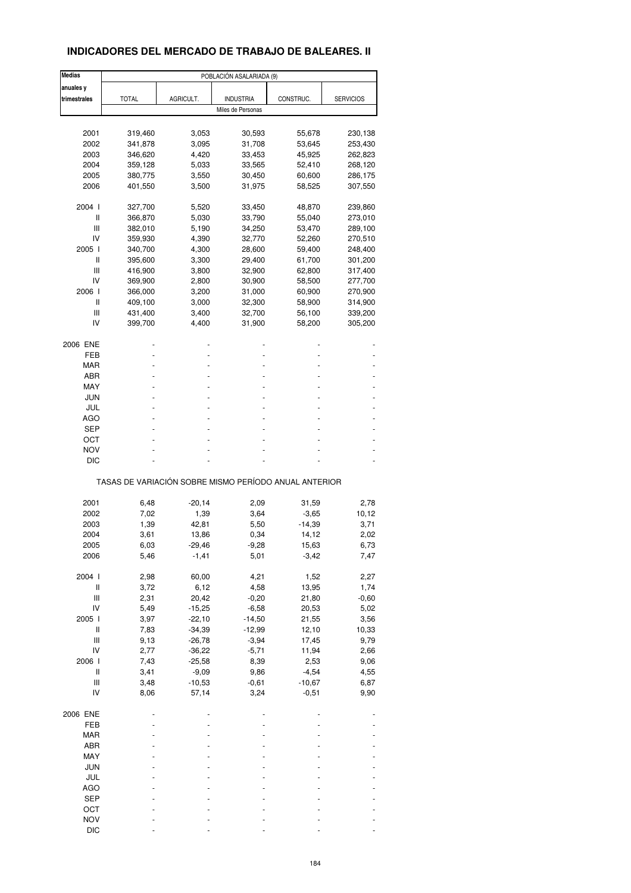# INDICADORES DEL MERCADO DE TRABAJO DE BALEARES. II

| Medias anuales y trimestrales | POBLACIÓN ASALARIADA (9) | | | | |
|---|---|---|---|---|---|
| | TOTAL | AGRICULT. | INDUSTRIA | CONSTRUC. | SERVICIOS |
| | Miles de Personas | | | | |
| 2001 | 319,460 | 3,053 | 30,593 | 55,678 | 230,138 |
| 2002 | 341,878 | 3,095 | 31,708 | 53,645 | 253,430 |
| 2003 | 346,620 | 4,420 | 33,453 | 45,925 | 262,823 |
| 2004 | 359,128 | 5,033 | 33,565 | 52,410 | 268,120 |
| 2005 | 380,775 | 3,550 | 30,450 | 60,600 | 286,175 |
| 2006 | 401,550 | 3,500 | 31,975 | 58,525 | 307,550 |
| 2004 I | 327,700 | 5,520 | 33,450 | 48,870 | 239,860 |
| II | 366,870 | 5,030 | 33,790 | 55,040 | 273,010 |
| III | 382,010 | 5,190 | 34,250 | 53,470 | 289,100 |
| IV | 359,930 | 4,390 | 32,770 | 52,260 | 270,510 |
| 2005 I | 340,700 | 4,300 | 28,600 | 59,400 | 248,400 |
| II | 395,600 | 3,300 | 29,400 | 61,700 | 301,200 |
| III | 416,900 | 3,800 | 32,900 | 62,800 | 317,400 |
| IV | 369,900 | 2,800 | 30,900 | 58,500 | 277,700 |
| 2006 I | 366,000 | 3,200 | 31,000 | 60,900 | 270,900 |
| II | 409,100 | 3,000 | 32,300 | 58,900 | 314,900 |
| III | 431,400 | 3,400 | 32,700 | 56,100 | 339,200 |
| IV | 399,700 | 4,400 | 31,900 | 58,200 | 305,200 |
| 2006 ENE | - | - | - | - | - |
| FEB | - | - | - | - | - |
| MAR | - | - | - | - | - |
| ABR | - | - | - | - | - |
| MAY | - | - | - | - | - |
| JUN | - | - | - | - | - |
| JUL | - | - | - | - | - |
| AGO | - | - | - | - | - |
| SEP | - | - | - | - | - |
| OCT | - | - | - | - | - |
| NOV | - | - | - | - | - |
| DIC | - | - | - | - | - |
| | TASAS DE VARIACIÓN SOBRE MISMO PERÍODO ANUAL ANTERIOR | | | | |
| 2001 | 6,48 | -20,14 | 2,09 | 31,59 | 2,78 |
| 2002 | 7,02 | 1,39 | 3,64 | -3,65 | 10,12 |
| 2003 | 1,39 | 42,81 | 5,50 | -14,39 | 3,71 |
| 2004 | 3,61 | 13,86 | 0,34 | 14,12 | 2,02 |
| 2005 | 6,03 | -29,46 | -9,28 | 15,63 | 6,73 |
| 2006 | 5,46 | -1,41 | 5,01 | -3,42 | 7,47 |
| 2004 I | 2,98 | 60,00 | 4,21 | 1,52 | 2,27 |
| II | 3,72 | 6,12 | 4,58 | 13,95 | 1,74 |
| III | 2,31 | 20,42 | -0,20 | 21,80 | -0,60 |
| IV | 5,49 | -15,25 | -6,58 | 20,53 | 5,02 |
| 2005 I | 3,97 | -22,10 | -14,50 | 21,55 | 3,56 |
| II | 7,83 | -34,39 | -12,99 | 12,10 | 10,33 |
| III | 9,13 | -26,78 | -3,94 | 17,45 | 9,79 |
| IV | 2,77 | -36,22 | -5,71 | 11,94 | 2,66 |
| 2006 I | 7,43 | -25,58 | 8,39 | 2,53 | 9,06 |
| II | 3,41 | -9,09 | 9,86 | -4,54 | 4,55 |
| III | 3,48 | -10,53 | -0,61 | -10,67 | 6,87 |
| IV | 8,06 | 57,14 | 3,24 | -0,51 | 9,90 |
| 2006 ENE | - | - | - | - | - |
| FEB | - | - | - | - | - |
| MAR | - | - | - | - | - |
| ABR | - | - | - | - | - |
| MAY | - | - | - | - | - |
| JUN | - | - | - | - | - |
| JUL | - | - | - | - | - |
| AGO | - | - | - | - | - |
| SEP | - | - | - | - | - |
| OCT | - | - | - | - | - |
| NOV | - | - | - | - | - |
| DIC | - | - | - | - | - |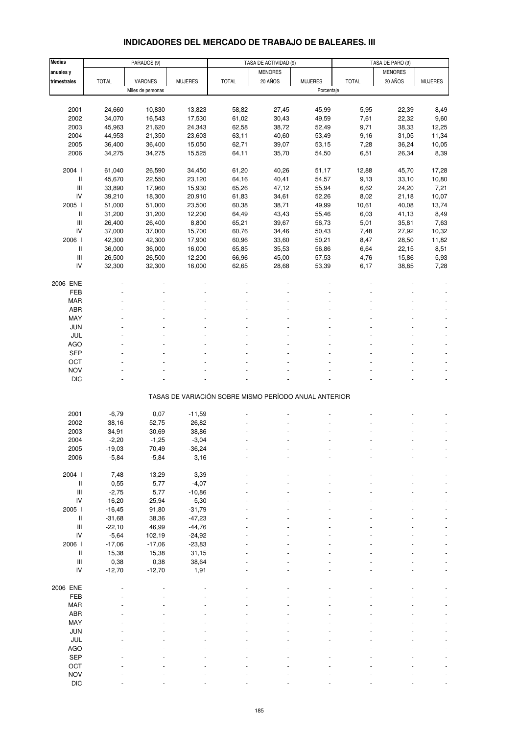# INDICADORES DEL MERCADO DE TRABAJO DE BALEARES. III

| Medias anuales y trimestrales | PARADOS (9) | | | TASA DE ACTIVIDAD (9) | | | TASA DE PARO (9) | | |
|---|---|---|---|---|---|---|---|---|---|
| | TOTAL | VARONES | MUJERES | TOTAL | MENORES 20 AÑOS | MUJERES | TOTAL | MENORES 20 AÑOS | MUJERES |
| | Miles de personas | | | Porcentaje | | | | | |
| 2001 | 24,660 | 10,830 | 13,823 | 58,82 | 27,45 | 45,99 | 5,95 | 22,39 | 8,49 |
| 2002 | 34,070 | 16,543 | 17,530 | 61,02 | 30,43 | 49,59 | 7,61 | 22,32 | 9,60 |
| 2003 | 45,963 | 21,620 | 24,343 | 62,58 | 38,72 | 52,49 | 9,71 | 38,33 | 12,25 |
| 2004 | 44,953 | 21,350 | 23,603 | 63,11 | 40,60 | 53,49 | 9,16 | 31,05 | 11,34 |
| 2005 | 36,400 | 36,400 | 15,050 | 62,71 | 39,07 | 53,15 | 7,28 | 36,24 | 10,05 |
| 2006 | 34,275 | 34,275 | 15,525 | 64,11 | 35,70 | 54,50 | 6,51 | 26,34 | 8,39 |
| 2004 I | 61,040 | 26,590 | 34,450 | 61,20 | 40,26 | 51,17 | 12,88 | 45,70 | 17,28 |
| II | 45,670 | 22,550 | 23,120 | 64,16 | 40,41 | 54,57 | 9,13 | 33,10 | 10,80 |
| III | 33,890 | 17,960 | 15,930 | 65,26 | 47,12 | 55,94 | 6,62 | 24,20 | 7,21 |
| IV | 39,210 | 18,300 | 20,910 | 61,83 | 34,61 | 52,26 | 8,02 | 21,18 | 10,07 |
| 2005 I | 51,000 | 51,000 | 23,500 | 60,38 | 38,71 | 49,99 | 10,61 | 40,08 | 13,74 |
| II | 31,200 | 31,200 | 12,200 | 64,49 | 43,43 | 55,46 | 6,03 | 41,13 | 8,49 |
| III | 26,400 | 26,400 | 8,800 | 65,21 | 39,67 | 56,73 | 5,01 | 35,81 | 7,63 |
| IV | 37,000 | 37,000 | 15,700 | 60,76 | 34,46 | 50,43 | 7,48 | 27,92 | 10,32 |
| 2006 I | 42,300 | 42,300 | 17,900 | 60,96 | 33,60 | 50,21 | 8,47 | 28,50 | 11,82 |
| II | 36,000 | 36,000 | 16,000 | 65,85 | 35,53 | 56,86 | 6,64 | 22,15 | 8,51 |
| III | 26,500 | 26,500 | 12,200 | 66,96 | 45,00 | 57,53 | 4,76 | 15,86 | 5,93 |
| IV | 32,300 | 32,300 | 16,000 | 62,65 | 28,68 | 53,39 | 6,17 | 38,85 | 7,28 |
| 2006 ENE | - | - | - | - | - | - | - | - | - |
| FEB | - | - | - | - | - | - | - | - | - |
| MAR | - | - | - | - | - | - | - | - | - |
| ABR | - | - | - | - | - | - | - | - | - |
| MAY | - | - | - | - | - | - | - | - | - |
| JUN | - | - | - | - | - | - | - | - | - |
| JUL | - | - | - | - | - | - | - | - | - |
| AGO | - | - | - | - | - | - | - | - | - |
| SEP | - | - | - | - | - | - | - | - | - |
| OCT | - | - | - | - | - | - | - | - | - |
| NOV | - | - | - | - | - | - | - | - | - |
| DIC | - | - | - | - | - | - | - | - | - |
| **TASAS DE VARIACIÓN SOBRE MISMO PERÍODO ANUAL ANTERIOR** | | | | | | | | | |
| 2001 | -6,79 | 0,07 | -11,59 | - | - | - | - | - | - |
| 2002 | 38,16 | 52,75 | 26,82 | - | - | - | - | - | - |
| 2003 | 34,91 | 30,69 | 38,86 | - | - | - | - | - | - |
| 2004 | -2,20 | -1,25 | -3,04 | - | - | - | - | - | - |
| 2005 | -19,03 | 70,49 | -36,24 | - | - | - | - | - | - |
| 2006 | -5,84 | -5,84 | 3,16 | - | - | - | - | - | - |
| 2004 I | 7,48 | 13,29 | 3,39 | - | - | - | - | - | - |
| II | 0,55 | 5,77 | -4,07 | - | - | - | - | - | - |
| III | -2,75 | 5,77 | -10,86 | - | - | - | - | - | - |
| IV | -16,20 | -25,94 | -5,30 | - | - | - | - | - | - |
| 2005 I | -16,45 | 91,80 | -31,79 | - | - | - | - | - | - |
| II | -31,68 | 38,36 | -47,23 | - | - | - | - | - | - |
| III | -22,10 | 46,99 | -44,76 | - | - | - | - | - | - |
| IV | -5,64 | 102,19 | -24,92 | - | - | - | - | - | - |
| 2006 I | -17,06 | -17,06 | -23,83 | - | - | - | - | - | - |
| II | 15,38 | 15,38 | 31,15 | - | - | - | - | - | - |
| III | 0,38 | 0,38 | 38,64 | - | - | - | - | - | - |
| IV | -12,70 | -12,70 | 1,91 | - | - | - | - | - | - |
| 2006 ENE | - | - | - | - | - | - | - | - | - |
| FEB | - | - | - | - | - | - | - | - | - |
| MAR | - | - | - | - | - | - | - | - | - |
| ABR | - | - | - | - | - | - | - | - | - |
| MAY | - | - | - | - | - | - | - | - | - |
| JUN | - | - | - | - | - | - | - | - | - |
| JUL | - | - | - | - | - | - | - | - | - |
| AGO | - | - | - | - | - | - | - | - | - |
| SEP | - | - | - | - | - | - | - | - | - |
| OCT | - | - | - | - | - | - | - | - | - |
| NOV | - | - | - | - | - | - | - | - | - |
| DIC | - | - | - | - | - | - | - | - | - |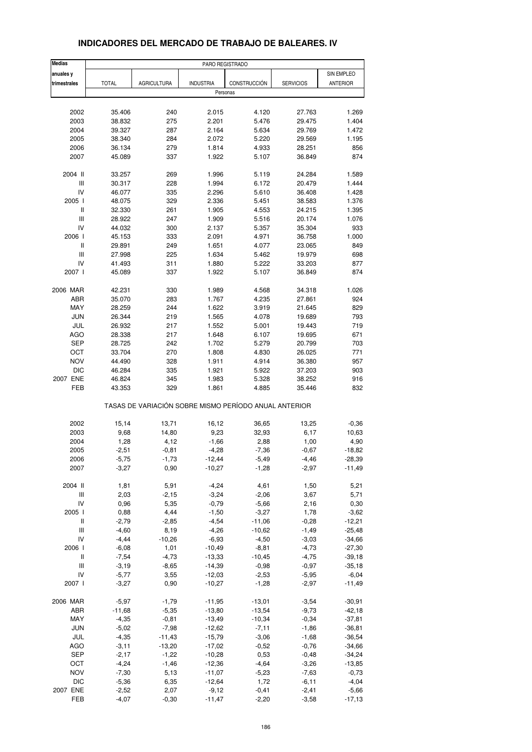# INDICADORES DEL MERCADO DE TRABAJO DE BALEARES. IV

| Medias anuales y trimestrales | PARO REGISTRADO | | | | | |
|---|---|---|---|---|---|---|
| | TOTAL | AGRICULTURA | INDUSTRIA | CONSTRUCCIÓN | SERVICIOS | SIN EMPLEO ANTERIOR |
| | Personas | | | | | |
| 2002 | 35.406 | 240 | 2.015 | 4.120 | 27.763 | 1.269 |
| 2003 | 38.832 | 275 | 2.201 | 5.476 | 29.475 | 1.404 |
| 2004 | 39.327 | 287 | 2.164 | 5.634 | 29.769 | 1.472 |
| 2005 | 38.340 | 284 | 2.072 | 5.220 | 29.569 | 1.195 |
| 2006 | 36.134 | 279 | 1.814 | 4.933 | 28.251 | 856 |
| 2007 | 45.089 | 337 | 1.922 | 5.107 | 36.849 | 874 |
| 2004 II | 33.257 | 269 | 1.996 | 5.119 | 24.284 | 1.589 |
| III | 30.317 | 228 | 1.994 | 6.172 | 20.479 | 1.444 |
| IV | 46.077 | 335 | 2.296 | 5.610 | 36.408 | 1.428 |
| 2005 I | 48.075 | 329 | 2.336 | 5.451 | 38.583 | 1.376 |
| II | 32.330 | 261 | 1.905 | 4.553 | 24.215 | 1.395 |
| III | 28.922 | 247 | 1.909 | 5.516 | 20.174 | 1.076 |
| IV | 44.032 | 300 | 2.137 | 5.357 | 35.304 | 933 |
| 2006 I | 45.153 | 333 | 2.091 | 4.971 | 36.758 | 1.000 |
| II | 29.891 | 249 | 1.651 | 4.077 | 23.065 | 849 |
| III | 27.998 | 225 | 1.634 | 5.462 | 19.979 | 698 |
| IV | 41.493 | 311 | 1.880 | 5.222 | 33.203 | 877 |
| 2007 I | 45.089 | 337 | 1.922 | 5.107 | 36.849 | 874 |
| 2006 MAR | 42.231 | 330 | 1.989 | 4.568 | 34.318 | 1.026 |
| ABR | 35.070 | 283 | 1.767 | 4.235 | 27.861 | 924 |
| MAY | 28.259 | 244 | 1.622 | 3.919 | 21.645 | 829 |
| JUN | 26.344 | 219 | 1.565 | 4.078 | 19.689 | 793 |
| JUL | 26.932 | 217 | 1.552 | 5.001 | 19.443 | 719 |
| AGO | 28.338 | 217 | 1.648 | 6.107 | 19.695 | 671 |
| SEP | 28.725 | 242 | 1.702 | 5.279 | 20.799 | 703 |
| OCT | 33.704 | 270 | 1.808 | 4.830 | 26.025 | 771 |
| NOV | 44.490 | 328 | 1.911 | 4.914 | 36.380 | 957 |
| DIC | 46.284 | 335 | 1.921 | 5.922 | 37.203 | 903 |
| 2007 ENE | 46.824 | 345 | 1.983 | 5.328 | 38.252 | 916 |
| FEB | 43.353 | 329 | 1.861 | 4.885 | 35.446 | 832 |
| | TASAS DE VARIACIÓN SOBRE MISMO PERÍODO ANUAL ANTERIOR | | | | | |
| 2002 | 15,14 | 13,71 | 16,12 | 36,65 | 13,25 | -0,36 |
| 2003 | 9,68 | 14,80 | 9,23 | 32,93 | 6,17 | 10,63 |
| 2004 | 1,28 | 4,12 | -1,66 | 2,88 | 1,00 | 4,90 |
| 2005 | -2,51 | -0,81 | -4,28 | -7,36 | -0,67 | -18,82 |
| 2006 | -5,75 | -1,73 | -12,44 | -5,49 | -4,46 | -28,39 |
| 2007 | -3,27 | 0,90 | -10,27 | -1,28 | -2,97 | -11,49 |
| 2004 II | 1,81 | 5,91 | -4,24 | 4,61 | 1,50 | 5,21 |
| III | 2,03 | -2,15 | -3,24 | -2,06 | 3,67 | 5,71 |
| IV | 0,96 | 5,35 | -0,79 | -5,66 | 2,16 | 0,30 |
| 2005 I | 0,88 | 4,44 | -1,50 | -3,27 | 1,78 | -3,62 |
| II | -2,79 | -2,85 | -4,54 | -11,06 | -0,28 | -12,21 |
| III | -4,60 | 8,19 | -4,26 | -10,62 | -1,49 | -25,48 |
| IV | -4,44 | -10,26 | -6,93 | -4,50 | -3,03 | -34,66 |
| 2006 I | -6,08 | 1,01 | -10,49 | -8,81 | -4,73 | -27,30 |
| II | -7,54 | -4,73 | -13,33 | -10,45 | -4,75 | -39,18 |
| III | -3,19 | -8,65 | -14,39 | -0,98 | -0,97 | -35,18 |
| IV | -5,77 | 3,55 | -12,03 | -2,53 | -5,95 | -6,04 |
| 2007 I | -3,27 | 0,90 | -10,27 | -1,28 | -2,97 | -11,49 |
| 2006 MAR | -5,97 | -1,79 | -11,95 | -13,01 | -3,54 | -30,91 |
| ABR | -11,68 | -5,35 | -13,80 | -13,54 | -9,73 | -42,18 |
| MAY | -4,35 | -0,81 | -13,49 | -10,34 | -0,34 | -37,81 |
| JUN | -5,02 | -7,98 | -12,62 | -7,11 | -1,86 | -36,81 |
| JUL | -4,35 | -11,43 | -15,79 | -3,06 | -1,68 | -36,54 |
| AGO | -3,11 | -13,20 | -17,02 | -0,52 | -0,76 | -34,66 |
| SEP | -2,17 | -1,22 | -10,28 | 0,53 | -0,48 | -34,24 |
| OCT | -4,24 | -1,46 | -12,36 | -4,64 | -3,26 | -13,85 |
| NOV | -7,30 | 5,13 | -11,07 | -5,23 | -7,63 | -0,73 |
| DIC | -5,36 | 6,35 | -12,64 | 1,72 | -6,11 | -4,04 |
| 2007 ENE | -2,52 | 2,07 | -9,12 | -0,41 | -2,41 | -5,66 |
| FEB | -4,07 | -0,30 | -11,47 | -2,20 | -3,58 | -17,13 |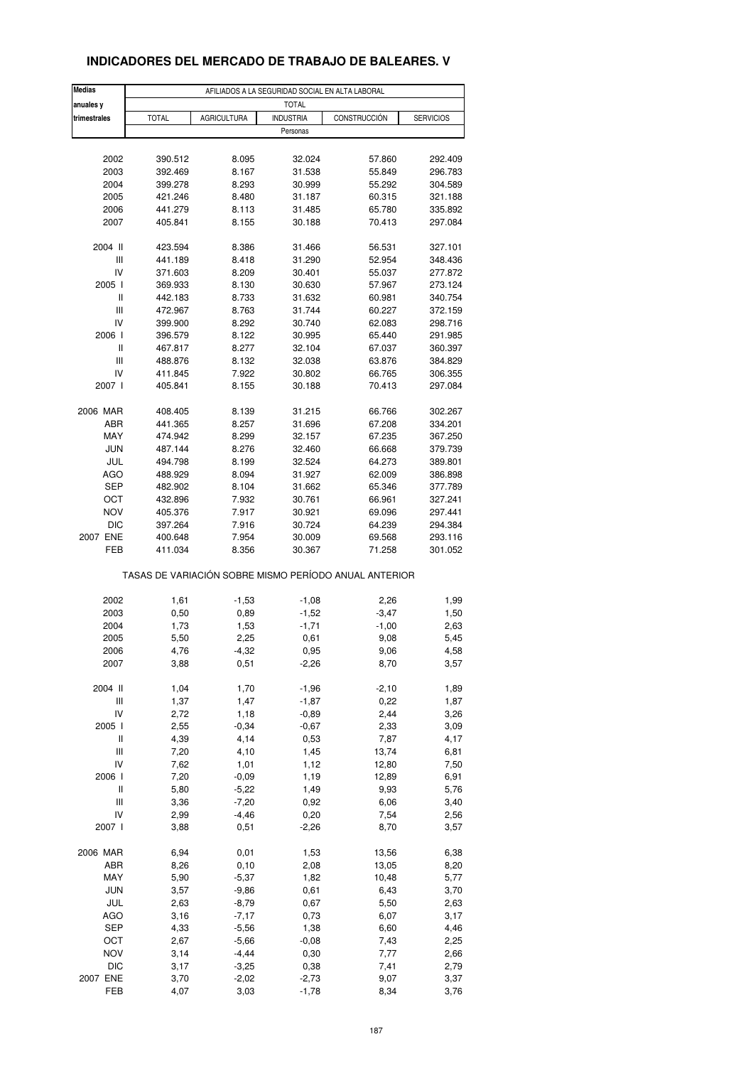## INDICADORES DEL MERCADO DE TRABAJO DE BALEARES. V

| Medias anuales y trimestrales | AFILIADOS A LA SEGURIDAD SOCIAL EN ALTA LABORAL | | | | |
|---|---|---|---|---|---|
| | TOTAL | | | | |
| | TOTAL | AGRICULTURA | INDUSTRIA | CONSTRUCCIÓN | SERVICIOS |
| | Personas | | | | |
| 2002 | 390.512 | 8.095 | 32.024 | 57.860 | 292.409 |
| 2003 | 392.469 | 8.167 | 31.538 | 55.849 | 296.783 |
| 2004 | 399.278 | 8.293 | 30.999 | 55.292 | 304.589 |
| 2005 | 421.246 | 8.480 | 31.187 | 60.315 | 321.188 |
| 2006 | 441.279 | 8.113 | 31.485 | 65.780 | 335.892 |
| 2007 | 405.841 | 8.155 | 30.188 | 70.413 | 297.084 |
| 2004 II | 423.594 | 8.386 | 31.466 | 56.531 | 327.101 |
| III | 441.189 | 8.418 | 31.290 | 52.954 | 348.436 |
| IV | 371.603 | 8.209 | 30.401 | 55.037 | 277.872 |
| 2005 I | 369.933 | 8.130 | 30.630 | 57.967 | 273.124 |
| II | 442.183 | 8.733 | 31.632 | 60.981 | 340.754 |
| III | 472.967 | 8.763 | 31.744 | 60.227 | 372.159 |
| IV | 399.900 | 8.292 | 30.740 | 62.083 | 298.716 |
| 2006 I | 396.579 | 8.122 | 30.995 | 65.440 | 291.985 |
| II | 467.817 | 8.277 | 32.104 | 67.037 | 360.397 |
| III | 488.876 | 8.132 | 32.038 | 63.876 | 384.829 |
| IV | 411.845 | 7.922 | 30.802 | 66.765 | 306.355 |
| 2007 I | 405.841 | 8.155 | 30.188 | 70.413 | 297.084 |
| 2006 MAR | 408.405 | 8.139 | 31.215 | 66.766 | 302.267 |
| ABR | 441.365 | 8.257 | 31.696 | 67.208 | 334.201 |
| MAY | 474.942 | 8.299 | 32.157 | 67.235 | 367.250 |
| JUN | 487.144 | 8.276 | 32.460 | 66.668 | 379.739 |
| JUL | 494.798 | 8.199 | 32.524 | 64.273 | 389.801 |
| AGO | 488.929 | 8.094 | 31.927 | 62.009 | 386.898 |
| SEP | 482.902 | 8.104 | 31.662 | 65.346 | 377.789 |
| OCT | 432.896 | 7.932 | 30.761 | 66.961 | 327.241 |
| NOV | 405.376 | 7.917 | 30.921 | 69.096 | 297.441 |
| DIC | 397.264 | 7.916 | 30.724 | 64.239 | 294.384 |
| 2007 ENE | 400.648 | 7.954 | 30.009 | 69.568 | 293.116 |
| FEB | 411.034 | 8.356 | 30.367 | 71.258 | 301.052 |
| | TASAS DE VARIACIÓN SOBRE MISMO PERÍODO ANUAL ANTERIOR | | | | |
| 2002 | 1,61 | -1,53 | -1,08 | 2,26 | 1,99 |
| 2003 | 0,50 | 0,89 | -1,52 | -3,47 | 1,50 |
| 2004 | 1,73 | 1,53 | -1,71 | -1,00 | 2,63 |
| 2005 | 5,50 | 2,25 | 0,61 | 9,08 | 5,45 |
| 2006 | 4,76 | -4,32 | 0,95 | 9,06 | 4,58 |
| 2007 | 3,88 | 0,51 | -2,26 | 8,70 | 3,57 |
| 2004 II | 1,04 | 1,70 | -1,96 | -2,10 | 1,89 |
| III | 1,37 | 1,47 | -1,87 | 0,22 | 1,87 |
| IV | 2,72 | 1,18 | -0,89 | 2,44 | 3,26 |
| 2005 I | 2,55 | -0,34 | -0,67 | 2,33 | 3,09 |
| II | 4,39 | 4,14 | 0,53 | 7,87 | 4,17 |
| III | 7,20 | 4,10 | 1,45 | 13,74 | 6,81 |
| IV | 7,62 | 1,01 | 1,12 | 12,80 | 7,50 |
| 2006 I | 7,20 | -0,09 | 1,19 | 12,89 | 6,91 |
| II | 5,80 | -5,22 | 1,49 | 9,93 | 5,76 |
| III | 3,36 | -7,20 | 0,92 | 6,06 | 3,40 |
| IV | 2,99 | -4,46 | 0,20 | 7,54 | 2,56 |
| 2007 I | 3,88 | 0,51 | -2,26 | 8,70 | 3,57 |
| 2006 MAR | 6,94 | 0,01 | 1,53 | 13,56 | 6,38 |
| ABR | 8,26 | 0,10 | 2,08 | 13,05 | 8,20 |
| MAY | 5,90 | -5,37 | 1,82 | 10,48 | 5,77 |
| JUN | 3,57 | -9,86 | 0,61 | 6,43 | 3,70 |
| JUL | 2,63 | -8,79 | 0,67 | 5,50 | 2,63 |
| AGO | 3,16 | -7,17 | 0,73 | 6,07 | 3,17 |
| SEP | 4,33 | -5,56 | 1,38 | 6,60 | 4,46 |
| OCT | 2,67 | -5,66 | -0,08 | 7,43 | 2,25 |
| NOV | 3,14 | -4,44 | 0,30 | 7,77 | 2,66 |
| DIC | 3,17 | -3,25 | 0,38 | 7,41 | 2,79 |
| 2007 ENE | 3,70 | -2,02 | -2,73 | 9,07 | 3,37 |
| FEB | 4,07 | 3,03 | -1,78 | 8,34 | 3,76 |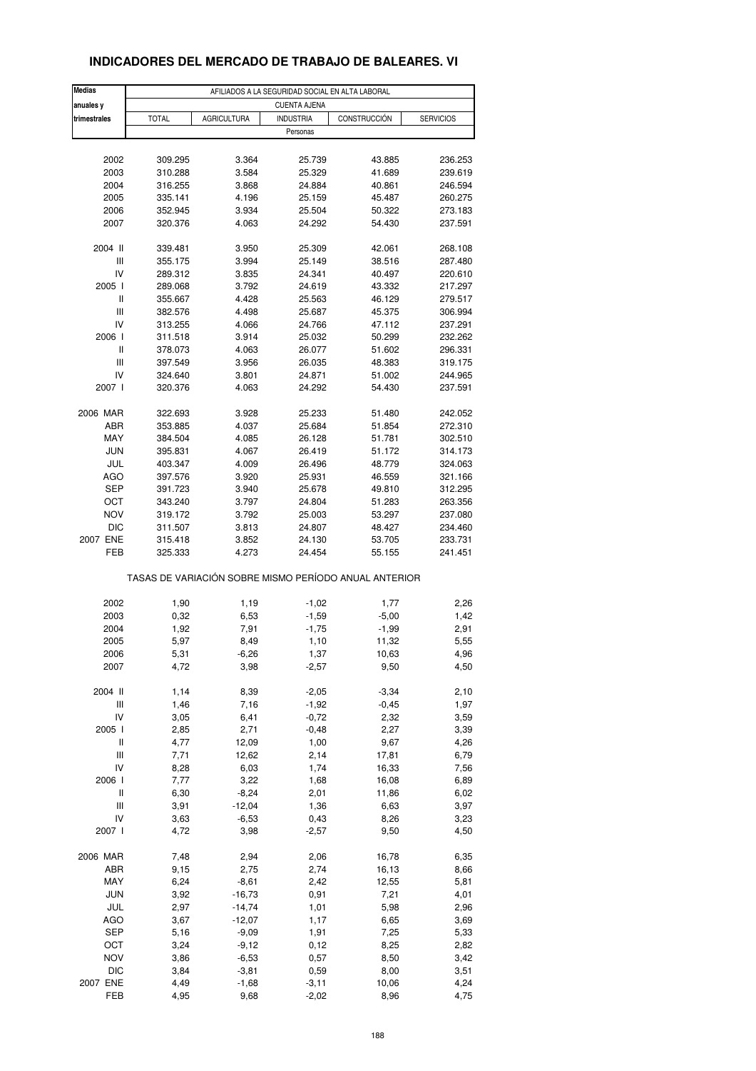# INDICADORES DEL MERCADO DE TRABAJO DE BALEARES. VI

| Medias anuales y trimestrales | AFILIADOS A LA SEGURIDAD SOCIAL EN ALTA LABORAL | | | | |
|---|---|---|---|---|---|
| | CUENTA AJENA | | | | |
| | TOTAL | AGRICULTURA | INDUSTRIA | CONSTRUCCIÓN | SERVICIOS |
| | Personas | | | | |
| 2002 | 309.295 | 3.364 | 25.739 | 43.885 | 236.253 |
| 2003 | 310.288 | 3.584 | 25.329 | 41.689 | 239.619 |
| 2004 | 316.255 | 3.868 | 24.884 | 40.861 | 246.594 |
| 2005 | 335.141 | 4.196 | 25.159 | 45.487 | 260.275 |
| 2006 | 352.945 | 3.934 | 25.504 | 50.322 | 273.183 |
| 2007 | 320.376 | 4.063 | 24.292 | 54.430 | 237.591 |
| 2004 II | 339.481 | 3.950 | 25.309 | 42.061 | 268.108 |
| III | 355.175 | 3.994 | 25.149 | 38.516 | 287.480 |
| IV | 289.312 | 3.835 | 24.341 | 40.497 | 220.610 |
| 2005 I | 289.068 | 3.792 | 24.619 | 43.332 | 217.297 |
| II | 355.667 | 4.428 | 25.563 | 46.129 | 279.517 |
| III | 382.576 | 4.498 | 25.687 | 45.375 | 306.994 |
| IV | 313.255 | 4.066 | 24.766 | 47.112 | 237.291 |
| 2006 I | 311.518 | 3.914 | 25.032 | 50.299 | 232.262 |
| II | 378.073 | 4.063 | 26.077 | 51.602 | 296.331 |
| III | 397.549 | 3.956 | 26.035 | 48.383 | 319.175 |
| IV | 324.640 | 3.801 | 24.871 | 51.002 | 244.965 |
| 2007 I | 320.376 | 4.063 | 24.292 | 54.430 | 237.591 |
| 2006 MAR | 322.693 | 3.928 | 25.233 | 51.480 | 242.052 |
| ABR | 353.885 | 4.037 | 25.684 | 51.854 | 272.310 |
| MAY | 384.504 | 4.085 | 26.128 | 51.781 | 302.510 |
| JUN | 395.831 | 4.067 | 26.419 | 51.172 | 314.173 |
| JUL | 403.347 | 4.009 | 26.496 | 48.779 | 324.063 |
| AGO | 397.576 | 3.920 | 25.931 | 46.559 | 321.166 |
| SEP | 391.723 | 3.940 | 25.678 | 49.810 | 312.295 |
| OCT | 343.240 | 3.797 | 24.804 | 51.283 | 263.356 |
| NOV | 319.172 | 3.792 | 25.003 | 53.297 | 237.080 |
| DIC | 311.507 | 3.813 | 24.807 | 48.427 | 234.460 |
| 2007 ENE | 315.418 | 3.852 | 24.130 | 53.705 | 233.731 |
| FEB | 325.333 | 4.273 | 24.454 | 55.155 | 241.451 |
| | TASAS DE VARIACIÓN SOBRE MISMO PERÍODO ANUAL ANTERIOR | | | | |
| 2002 | 1,90 | 1,19 | -1,02 | 1,77 | 2,26 |
| 2003 | 0,32 | 6,53 | -1,59 | -5,00 | 1,42 |
| 2004 | 1,92 | 7,91 | -1,75 | -1,99 | 2,91 |
| 2005 | 5,97 | 8,49 | 1,10 | 11,32 | 5,55 |
| 2006 | 5,31 | -6,26 | 1,37 | 10,63 | 4,96 |
| 2007 | 4,72 | 3,98 | -2,57 | 9,50 | 4,50 |
| 2004 II | 1,14 | 8,39 | -2,05 | -3,34 | 2,10 |
| III | 1,46 | 7,16 | -1,92 | -0,45 | 1,97 |
| IV | 3,05 | 6,41 | -0,72 | 2,32 | 3,59 |
| 2005 I | 2,85 | 2,71 | -0,48 | 2,27 | 3,39 |
| II | 4,77 | 12,09 | 1,00 | 9,67 | 4,26 |
| III | 7,71 | 12,62 | 2,14 | 17,81 | 6,79 |
| IV | 8,28 | 6,03 | 1,74 | 16,33 | 7,56 |
| 2006 I | 7,77 | 3,22 | 1,68 | 16,08 | 6,89 |
| II | 6,30 | -8,24 | 2,01 | 11,86 | 6,02 |
| III | 3,91 | -12,04 | 1,36 | 6,63 | 3,97 |
| IV | 3,63 | -6,53 | 0,43 | 8,26 | 3,23 |
| 2007 I | 4,72 | 3,98 | -2,57 | 9,50 | 4,50 |
| 2006 MAR | 7,48 | 2,94 | 2,06 | 16,78 | 6,35 |
| ABR | 9,15 | 2,75 | 2,74 | 16,13 | 8,66 |
| MAY | 6,24 | -8,61 | 2,42 | 12,55 | 5,81 |
| JUN | 3,92 | -16,73 | 0,91 | 7,21 | 4,01 |
| JUL | 2,97 | -14,74 | 1,01 | 5,98 | 2,96 |
| AGO | 3,67 | -12,07 | 1,17 | 6,65 | 3,69 |
| SEP | 5,16 | -9,09 | 1,91 | 7,25 | 5,33 |
| OCT | 3,24 | -9,12 | 0,12 | 8,25 | 2,82 |
| NOV | 3,86 | -6,53 | 0,57 | 8,50 | 3,42 |
| DIC | 3,84 | -3,81 | 0,59 | 8,00 | 3,51 |
| 2007 ENE | 4,49 | -1,68 | -3,11 | 10,06 | 4,24 |
| FEB | 4,95 | 9,68 | -2,02 | 8,96 | 4,75 |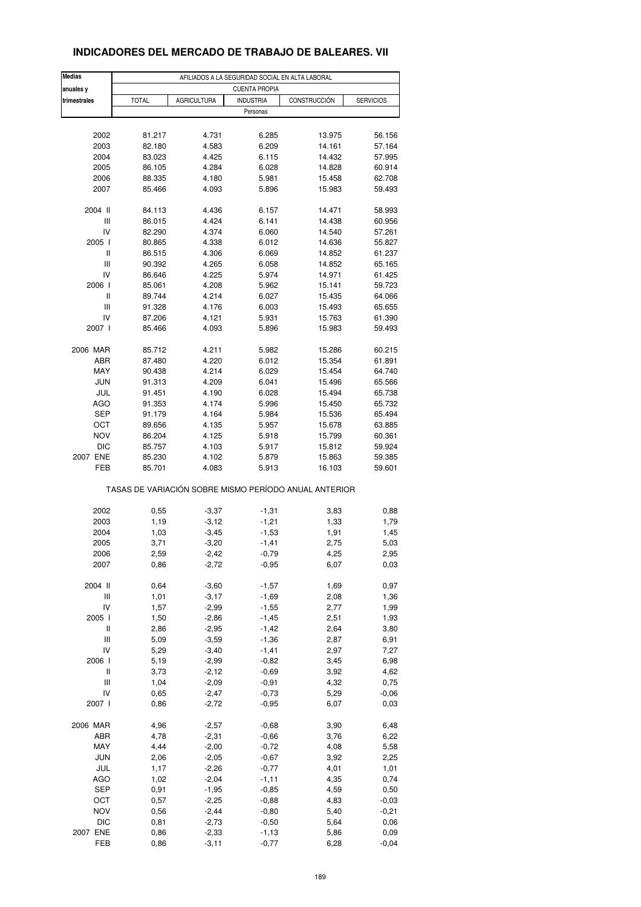## INDICADORES DEL MERCADO DE TRABAJO DE BALEARES. VII

| Medias anuales y trimestrales | AFILIADOS A LA SEGURIDAD SOCIAL EN ALTA LABORAL | | | | |
|---|---|---|---|---|---|
| | CUENTA PROPIA | | | | |
| | TOTAL | AGRICULTURA | INDUSTRIA | CONSTRUCCIÓN | SERVICIOS |
| | Personas | | | | |
| 2002 | 81.217 | 4.731 | 6.285 | 13.975 | 56.156 |
| 2003 | 82.180 | 4.583 | 6.209 | 14.161 | 57.164 |
| 2004 | 83.023 | 4.425 | 6.115 | 14.432 | 57.995 |
| 2005 | 86.105 | 4.284 | 6.028 | 14.828 | 60.914 |
| 2006 | 88.335 | 4.180 | 5.981 | 15.458 | 62.708 |
| 2007 | 85.466 | 4.093 | 5.896 | 15.983 | 59.493 |
| 2004 II | 84.113 | 4.436 | 6.157 | 14.471 | 58.993 |
| III | 86.015 | 4.424 | 6.141 | 14.438 | 60.956 |
| IV | 82.290 | 4.374 | 6.060 | 14.540 | 57.261 |
| 2005 I | 80.865 | 4.338 | 6.012 | 14.636 | 55.827 |
| II | 86.515 | 4.306 | 6.069 | 14.852 | 61.237 |
| III | 90.392 | 4.265 | 6.058 | 14.852 | 65.165 |
| IV | 86.646 | 4.225 | 5.974 | 14.971 | 61.425 |
| 2006 I | 85.061 | 4.208 | 5.962 | 15.141 | 59.723 |
| II | 89.744 | 4.214 | 6.027 | 15.435 | 64.066 |
| III | 91.328 | 4.176 | 6.003 | 15.493 | 65.655 |
| IV | 87.206 | 4.121 | 5.931 | 15.763 | 61.390 |
| 2007 I | 85.466 | 4.093 | 5.896 | 15.983 | 59.493 |
| 2006 MAR | 85.712 | 4.211 | 5.982 | 15.286 | 60.215 |
| ABR | 87.480 | 4.220 | 6.012 | 15.354 | 61.891 |
| MAY | 90.438 | 4.214 | 6.029 | 15.454 | 64.740 |
| JUN | 91.313 | 4.209 | 6.041 | 15.496 | 65.566 |
| JUL | 91.451 | 4.190 | 6.028 | 15.494 | 65.738 |
| AGO | 91.353 | 4.174 | 5.996 | 15.450 | 65.732 |
| SEP | 91.179 | 4.164 | 5.984 | 15.536 | 65.494 |
| OCT | 89.656 | 4.135 | 5.957 | 15.678 | 63.885 |
| NOV | 86.204 | 4.125 | 5.918 | 15.799 | 60.361 |
| DIC | 85.757 | 4.103 | 5.917 | 15.812 | 59.924 |
| 2007 ENE | 85.230 | 4.102 | 5.879 | 15.863 | 59.385 |
| FEB | 85.701 | 4.083 | 5.913 | 16.103 | 59.601 |
| | TASAS DE VARIACIÓN SOBRE MISMO PERÍODO ANUAL ANTERIOR | | | | |
| 2002 | 0,55 | -3,37 | -1,31 | 3,83 | 0,88 |
| 2003 | 1,19 | -3,12 | -1,21 | 1,33 | 1,79 |
| 2004 | 1,03 | -3,45 | -1,53 | 1,91 | 1,45 |
| 2005 | 3,71 | -3,20 | -1,41 | 2,75 | 5,03 |
| 2006 | 2,59 | -2,42 | -0,79 | 4,25 | 2,95 |
| 2007 | 0,86 | -2,72 | -0,95 | 6,07 | 0,03 |
| 2004 II | 0,64 | -3,60 | -1,57 | 1,69 | 0,97 |
| III | 1,01 | -3,17 | -1,69 | 2,08 | 1,36 |
| IV | 1,57 | -2,99 | -1,55 | 2,77 | 1,99 |
| 2005 I | 1,50 | -2,86 | -1,45 | 2,51 | 1,93 |
| II | 2,86 | -2,95 | -1,42 | 2,64 | 3,80 |
| III | 5,09 | -3,59 | -1,36 | 2,87 | 6,91 |
| IV | 5,29 | -3,40 | -1,41 | 2,97 | 7,27 |
| 2006 I | 5,19 | -2,99 | -0,82 | 3,45 | 6,98 |
| II | 3,73 | -2,12 | -0,69 | 3,92 | 4,62 |
| III | 1,04 | -2,09 | -0,91 | 4,32 | 0,75 |
| IV | 0,65 | -2,47 | -0,73 | 5,29 | -0,06 |
| 2007 I | 0,86 | -2,72 | -0,95 | 6,07 | 0,03 |
| 2006 MAR | 4,96 | -2,57 | -0,68 | 3,90 | 6,48 |
| ABR | 4,78 | -2,31 | -0,66 | 3,76 | 6,22 |
| MAY | 4,44 | -2,00 | -0,72 | 4,08 | 5,58 |
| JUN | 2,06 | -2,05 | -0,67 | 3,92 | 2,25 |
| JUL | 1,17 | -2,26 | -0,77 | 4,01 | 1,01 |
| AGO | 1,02 | -2,04 | -1,11 | 4,35 | 0,74 |
| SEP | 0,91 | -1,95 | -0,85 | 4,59 | 0,50 |
| OCT | 0,57 | -2,25 | -0,88 | 4,83 | -0,03 |
| NOV | 0,56 | -2,44 | -0,80 | 5,40 | -0,21 |
| DIC | 0,81 | -2,73 | -0,50 | 5,64 | 0,06 |
| 2007 ENE | 0,86 | -2,33 | -1,13 | 5,86 | 0,09 |
| FEB | 0,86 | -3,11 | -0,77 | 6,28 | -0,04 |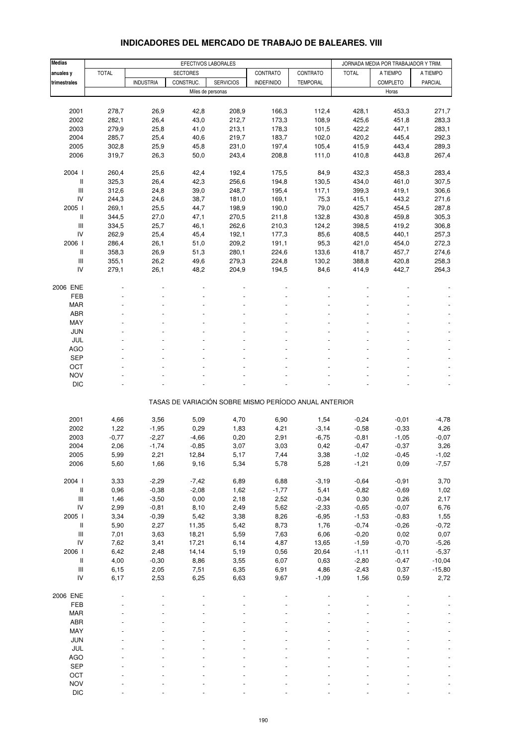## INDICADORES DEL MERCADO DE TRABAJO DE BALEARES. VIII

| Medias anuales y trimestrales | EFECTIVOS LABORALES | | | | | | JORNADA MEDIA POR TRABAJADOR Y TRIM. | | |
|---|---|---|---|---|---|---|---|---|---|
| | TOTAL | SECTORES | | | CONTRATO | CONTRATO | TOTAL | A TIEMPO | A TIEMPO |
| | | INDUSTRIA | CONSTRUC. | SERVICIOS | INDEFINIDO | TEMPORAL | | COMPLETO | PARCIAL |
| | Miles de personas | | | | | | Horas | | |
| 2001 | 278,7 | 26,9 | 42,8 | 208,9 | 166,3 | 112,4 | 428,1 | 453,3 | 271,7 |
| 2002 | 282,1 | 26,4 | 43,0 | 212,7 | 173,3 | 108,9 | 425,6 | 451,8 | 283,3 |
| 2003 | 279,9 | 25,8 | 41,0 | 213,1 | 178,3 | 101,5 | 422,2 | 447,1 | 283,1 |
| 2004 | 285,7 | 25,4 | 40,6 | 219,7 | 183,7 | 102,0 | 420,2 | 445,4 | 292,3 |
| 2005 | 302,8 | 25,9 | 45,8 | 231,0 | 197,4 | 105,4 | 415,9 | 443,4 | 289,3 |
| 2006 | 319,7 | 26,3 | 50,0 | 243,4 | 208,8 | 111,0 | 410,8 | 443,8 | 267,4 |
| 2004 I | 260,4 | 25,6 | 42,4 | 192,4 | 175,5 | 84,9 | 432,3 | 458,3 | 283,4 |
| II | 325,3 | 26,4 | 42,3 | 256,6 | 194,8 | 130,5 | 434,0 | 461,0 | 307,5 |
| III | 312,6 | 24,8 | 39,0 | 248,7 | 195,4 | 117,1 | 399,3 | 419,1 | 306,6 |
| IV | 244,3 | 24,6 | 38,7 | 181,0 | 169,1 | 75,3 | 415,1 | 443,2 | 271,6 |
| 2005 I | 269,1 | 25,5 | 44,7 | 198,9 | 190,0 | 79,0 | 425,7 | 454,5 | 287,8 |
| II | 344,5 | 27,0 | 47,1 | 270,5 | 211,8 | 132,8 | 430,8 | 459,8 | 305,3 |
| III | 334,5 | 25,7 | 46,1 | 262,6 | 210,3 | 124,2 | 398,5 | 419,2 | 306,8 |
| IV | 262,9 | 25,4 | 45,4 | 192,1 | 177,3 | 85,6 | 408,5 | 440,1 | 257,3 |
| 2006 I | 286,4 | 26,1 | 51,0 | 209,2 | 191,1 | 95,3 | 421,0 | 454,0 | 272,3 |
| II | 358,3 | 26,9 | 51,3 | 280,1 | 224,6 | 133,6 | 418,7 | 457,7 | 274,6 |
| III | 355,1 | 26,2 | 49,6 | 279,3 | 224,8 | 130,2 | 388,8 | 420,8 | 258,3 |
| IV | 279,1 | 26,1 | 48,2 | 204,9 | 194,5 | 84,6 | 414,9 | 442,7 | 264,3 |
| 2006 ENE | - | - | - | - | - | - | - | - | - |
| FEB | - | - | - | - | - | - | - | - | - |
| MAR | - | - | - | - | - | - | - | - | - |
| ABR | - | - | - | - | - | - | - | - | - |
| MAY | - | - | - | - | - | - | - | - | - |
| JUN | - | - | - | - | - | - | - | - | - |
| JUL | - | - | - | - | - | - | - | - | - |
| AGO | - | - | - | - | - | - | - | - | - |
| SEP | - | - | - | - | - | - | - | - | - |
| OCT | - | - | - | - | - | - | - | - | - |
| NOV | - | - | - | - | - | - | - | - | - |
| DIC | - | - | - | - | - | - | - | - | - |
| | TASAS DE VARIACIÓN SOBRE MISMO PERÍODO ANUAL ANTERIOR | | | | | | | | |
| 2001 | 4,66 | 3,56 | 5,09 | 4,70 | 6,90 | 1,54 | -0,24 | -0,01 | -4,78 |
| 2002 | 1,22 | -1,95 | 0,29 | 1,83 | 4,21 | -3,14 | -0,58 | -0,33 | 4,26 |
| 2003 | -0,77 | -2,27 | -4,66 | 0,20 | 2,91 | -6,75 | -0,81 | -1,05 | -0,07 |
| 2004 | 2,06 | -1,74 | -0,85 | 3,07 | 3,03 | 0,42 | -0,47 | -0,37 | 3,26 |
| 2005 | 5,99 | 2,21 | 12,84 | 5,17 | 7,44 | 3,38 | -1,02 | -0,45 | -1,02 |
| 2006 | 5,60 | 1,66 | 9,16 | 5,34 | 5,78 | 5,28 | -1,21 | 0,09 | -7,57 |
| 2004 I | 3,33 | -2,29 | -7,42 | 6,89 | 6,88 | -3,19 | -0,64 | -0,91 | 3,70 |
| II | 0,96 | -0,38 | -2,08 | 1,62 | -1,77 | 5,41 | -0,82 | -0,69 | 1,02 |
| III | 1,46 | -3,50 | 0,00 | 2,18 | 2,52 | -0,34 | 0,30 | 0,26 | 2,17 |
| IV | 2,99 | -0,81 | 8,10 | 2,49 | 5,62 | -2,33 | -0,65 | -0,07 | 6,76 |
| 2005 I | 3,34 | -0,39 | 5,42 | 3,38 | 8,26 | -6,95 | -1,53 | -0,83 | 1,55 |
| II | 5,90 | 2,27 | 11,35 | 5,42 | 8,73 | 1,76 | -0,74 | -0,26 | -0,72 |
| III | 7,01 | 3,63 | 18,21 | 5,59 | 7,63 | 6,06 | -0,20 | 0,02 | 0,07 |
| IV | 7,62 | 3,41 | 17,21 | 6,14 | 4,87 | 13,65 | -1,59 | -0,70 | -5,26 |
| 2006 I | 6,42 | 2,48 | 14,14 | 5,19 | 0,56 | 20,64 | -1,11 | -0,11 | -5,37 |
| II | 4,00 | -0,30 | 8,86 | 3,55 | 6,07 | 0,63 | -2,80 | -0,47 | -10,04 |
| III | 6,15 | 2,05 | 7,51 | 6,35 | 6,91 | 4,86 | -2,43 | 0,37 | -15,80 |
| IV | 6,17 | 2,53 | 6,25 | 6,63 | 9,67 | -1,09 | 1,56 | 0,59 | 2,72 |
| 2006 ENE | - | - | - | - | - | - | - | - | - |
| FEB | - | - | - | - | - | - | - | - | - |
| MAR | - | - | - | - | - | - | - | - | - |
| ABR | - | - | - | - | - | - | - | - | - |
| MAY | - | - | - | - | - | - | - | - | - |
| JUN | - | - | - | - | - | - | - | - | - |
| JUL | - | - | - | - | - | - | - | - | - |
| AGO | - | - | - | - | - | - | - | - | - |
| SEP | - | - | - | - | - | - | - | - | - |
| OCT | - | - | - | - | - | - | - | - | - |
| NOV | - | - | - | - | - | - | - | - | - |
| DIC | - | - | - | - | - | - | - | - | - |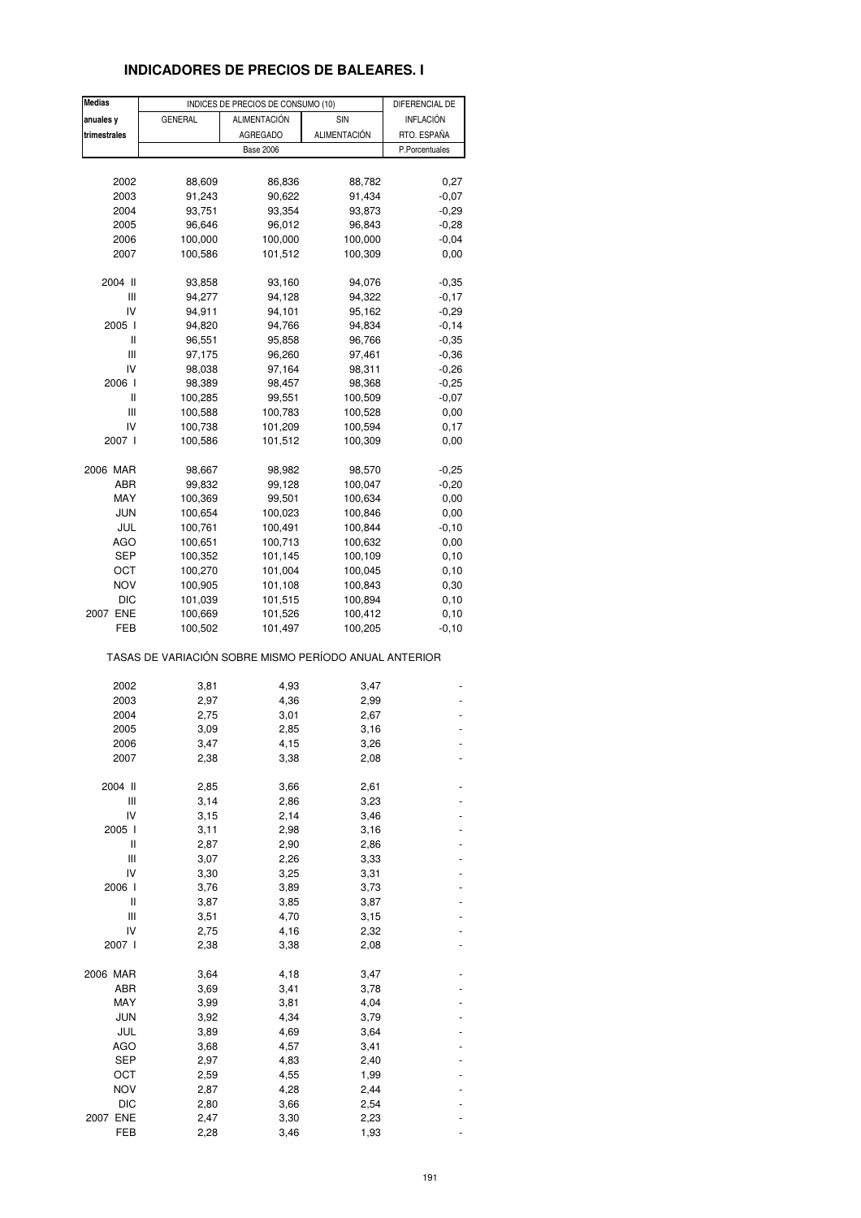## INDICADORES DE PRECIOS DE BALEARES. I

| Medias anuales y trimestrales | INDICES DE PRECIOS DE CONSUMO (10) | | | DIFERENCIAL DE INFLACIÓN RTO. ESPAÑA |
|---|---|---|---|---|
| | GENERAL | ALIMENTACIÓN AGREGADO | SIN ALIMENTACIÓN | |
| | Base 2006 | | | P.Porcentuales |
| 2002 | 88,609 | 86,836 | 88,782 | 0,27 |
| 2003 | 91,243 | 90,622 | 91,434 | -0,07 |
| 2004 | 93,751 | 93,354 | 93,873 | -0,29 |
| 2005 | 96,646 | 96,012 | 96,843 | -0,28 |
| 2006 | 100,000 | 100,000 | 100,000 | -0,04 |
| 2007 | 100,586 | 101,512 | 100,309 | 0,00 |
| 2004 II | 93,858 | 93,160 | 94,076 | -0,35 |
| III | 94,277 | 94,128 | 94,322 | -0,17 |
| IV | 94,911 | 94,101 | 95,162 | -0,29 |
| 2005 I | 94,820 | 94,766 | 94,834 | -0,14 |
| II | 96,551 | 95,858 | 96,766 | -0,35 |
| III | 97,175 | 96,260 | 97,461 | -0,36 |
| IV | 98,038 | 97,164 | 98,311 | -0,26 |
| 2006 I | 98,389 | 98,457 | 98,368 | -0,25 |
| II | 100,285 | 99,551 | 100,509 | -0,07 |
| III | 100,588 | 100,783 | 100,528 | 0,00 |
| IV | 100,738 | 101,209 | 100,594 | 0,17 |
| 2007 I | 100,586 | 101,512 | 100,309 | 0,00 |
| 2006 MAR | 98,667 | 98,982 | 98,570 | -0,25 |
| ABR | 99,832 | 99,128 | 100,047 | -0,20 |
| MAY | 100,369 | 99,501 | 100,634 | 0,00 |
| JUN | 100,654 | 100,023 | 100,846 | 0,00 |
| JUL | 100,761 | 100,491 | 100,844 | -0,10 |
| AGO | 100,651 | 100,713 | 100,632 | 0,00 |
| SEP | 100,352 | 101,145 | 100,109 | 0,10 |
| OCT | 100,270 | 101,004 | 100,045 | 0,10 |
| NOV | 100,905 | 101,108 | 100,843 | 0,30 |
| DIC | 101,039 | 101,515 | 100,894 | 0,10 |
| 2007 ENE | 100,669 | 101,526 | 100,412 | 0,10 |
| FEB | 100,502 | 101,497 | 100,205 | -0,10 |
| TASAS DE VARIACIÓN SOBRE MISMO PERÍODO ANUAL ANTERIOR | | | | |
| 2002 | 3,81 | 4,93 | 3,47 | - |
| 2003 | 2,97 | 4,36 | 2,99 | - |
| 2004 | 2,75 | 3,01 | 2,67 | - |
| 2005 | 3,09 | 2,85 | 3,16 | - |
| 2006 | 3,47 | 4,15 | 3,26 | - |
| 2007 | 2,38 | 3,38 | 2,08 | - |
| 2004 II | 2,85 | 3,66 | 2,61 | - |
| III | 3,14 | 2,86 | 3,23 | - |
| IV | 3,15 | 2,14 | 3,46 | - |
| 2005 I | 3,11 | 2,98 | 3,16 | - |
| II | 2,87 | 2,90 | 2,86 | - |
| III | 3,07 | 2,26 | 3,33 | - |
| IV | 3,30 | 3,25 | 3,31 | - |
| 2006 I | 3,76 | 3,89 | 3,73 | - |
| II | 3,87 | 3,85 | 3,87 | - |
| III | 3,51 | 4,70 | 3,15 | - |
| IV | 2,75 | 4,16 | 2,32 | - |
| 2007 I | 2,38 | 3,38 | 2,08 | - |
| 2006 MAR | 3,64 | 4,18 | 3,47 | - |
| ABR | 3,69 | 3,41 | 3,78 | - |
| MAY | 3,99 | 3,81 | 4,04 | - |
| JUN | 3,92 | 4,34 | 3,79 | - |
| JUL | 3,89 | 4,69 | 3,64 | - |
| AGO | 3,68 | 4,57 | 3,41 | - |
| SEP | 2,97 | 4,83 | 2,40 | - |
| OCT | 2,59 | 4,55 | 1,99 | - |
| NOV | 2,87 | 4,28 | 2,44 | - |
| DIC | 2,80 | 3,66 | 2,54 | - |
| 2007 ENE | 2,47 | 3,30 | 2,23 | - |
| FEB | 2,28 | 3,46 | 1,93 | - |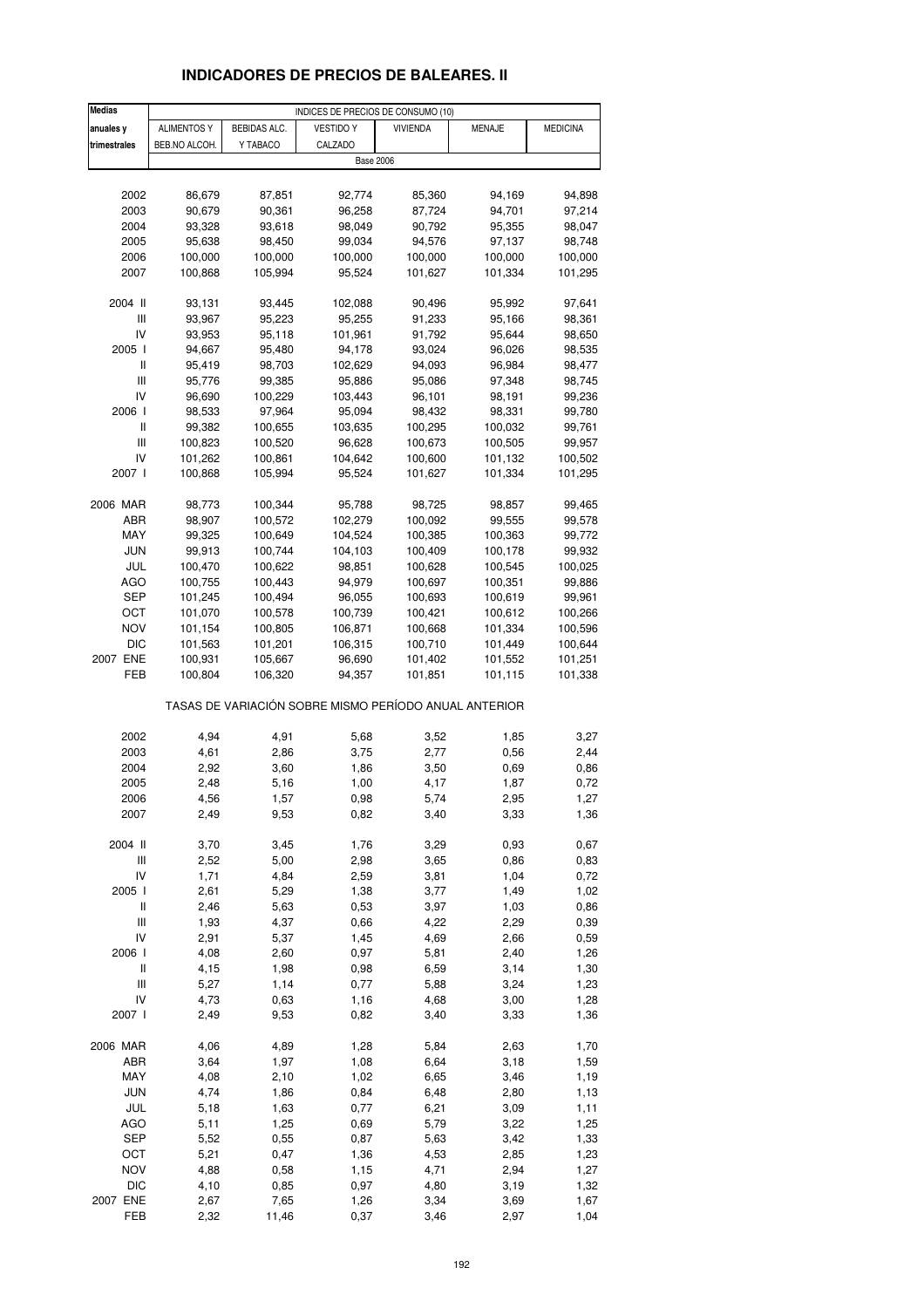# INDICADORES DE PRECIOS DE BALEARES. II

| Medias anuales y trimestrales | INDICES DE PRECIOS DE CONSUMO (10) | | | | | |
|---|---|---|---|---|---|---|
| | ALIMENTOS Y BEB.NO ALCOH. | BEBIDAS ALC. Y TABACO | VESTIDO Y CALZADO | VIVIENDA | MENAJE | MEDICINA |
| | Base 2006 | | | | | |
| 2002 | 86,679 | 87,851 | 92,774 | 85,360 | 94,169 | 94,898 |
| 2003 | 90,679 | 90,361 | 96,258 | 87,724 | 94,701 | 97,214 |
| 2004 | 93,328 | 93,618 | 98,049 | 90,792 | 95,355 | 98,047 |
| 2005 | 95,638 | 98,450 | 99,034 | 94,576 | 97,137 | 98,748 |
| 2006 | 100,000 | 100,000 | 100,000 | 100,000 | 100,000 | 100,000 |
| 2007 | 100,868 | 105,994 | 95,524 | 101,627 | 101,334 | 101,295 |
| 2004 II | 93,131 | 93,445 | 102,088 | 90,496 | 95,992 | 97,641 |
| III | 93,967 | 95,223 | 95,255 | 91,233 | 95,166 | 98,361 |
| IV | 93,953 | 95,118 | 101,961 | 91,792 | 95,644 | 98,650 |
| 2005 I | 94,667 | 95,480 | 94,178 | 93,024 | 96,026 | 98,535 |
| II | 95,419 | 98,703 | 102,629 | 94,093 | 96,984 | 98,477 |
| III | 95,776 | 99,385 | 95,886 | 95,086 | 97,348 | 98,745 |
| IV | 96,690 | 100,229 | 103,443 | 96,101 | 98,191 | 99,236 |
| 2006 I | 98,533 | 97,964 | 95,094 | 98,432 | 98,331 | 99,780 |
| II | 99,382 | 100,655 | 103,635 | 100,295 | 100,032 | 99,761 |
| III | 100,823 | 100,520 | 96,628 | 100,673 | 100,505 | 99,957 |
| IV | 101,262 | 100,861 | 104,642 | 100,600 | 101,132 | 100,502 |
| 2007 I | 100,868 | 105,994 | 95,524 | 101,627 | 101,334 | 101,295 |
| 2006 MAR | 98,773 | 100,344 | 95,788 | 98,725 | 98,857 | 99,465 |
| ABR | 98,907 | 100,572 | 102,279 | 100,092 | 99,555 | 99,578 |
| MAY | 99,325 | 100,649 | 104,524 | 100,385 | 100,363 | 99,772 |
| JUN | 99,913 | 100,744 | 104,103 | 100,409 | 100,178 | 99,932 |
| JUL | 100,470 | 100,622 | 98,851 | 100,628 | 100,545 | 100,025 |
| AGO | 100,755 | 100,443 | 94,979 | 100,697 | 100,351 | 99,886 |
| SEP | 101,245 | 100,494 | 96,055 | 100,693 | 100,619 | 99,961 |
| OCT | 101,070 | 100,578 | 100,739 | 100,421 | 100,612 | 100,266 |
| NOV | 101,154 | 100,805 | 106,871 | 100,668 | 101,334 | 100,596 |
| DIC | 101,563 | 101,201 | 106,315 | 100,710 | 101,449 | 100,644 |
| 2007 ENE | 100,931 | 105,667 | 96,690 | 101,402 | 101,552 | 101,251 |
| FEB | 100,804 | 106,320 | 94,357 | 101,851 | 101,115 | 101,338 |
| | TASAS DE VARIACIÓN SOBRE MISMO PERÍODO ANUAL ANTERIOR | | | | | |
| 2002 | 4,94 | 4,91 | 5,68 | 3,52 | 1,85 | 3,27 |
| 2003 | 4,61 | 2,86 | 3,75 | 2,77 | 0,56 | 2,44 |
| 2004 | 2,92 | 3,60 | 1,86 | 3,50 | 0,69 | 0,86 |
| 2005 | 2,48 | 5,16 | 1,00 | 4,17 | 1,87 | 0,72 |
| 2006 | 4,56 | 1,57 | 0,98 | 5,74 | 2,95 | 1,27 |
| 2007 | 2,49 | 9,53 | 0,82 | 3,40 | 3,33 | 1,36 |
| 2004 II | 3,70 | 3,45 | 1,76 | 3,29 | 0,93 | 0,67 |
| III | 2,52 | 5,00 | 2,98 | 3,65 | 0,86 | 0,83 |
| IV | 1,71 | 4,84 | 2,59 | 3,81 | 1,04 | 0,72 |
| 2005 I | 2,61 | 5,29 | 1,38 | 3,77 | 1,49 | 1,02 |
| II | 2,46 | 5,63 | 0,53 | 3,97 | 1,03 | 0,86 |
| III | 1,93 | 4,37 | 0,66 | 4,22 | 2,29 | 0,39 |
| IV | 2,91 | 5,37 | 1,45 | 4,69 | 2,66 | 0,59 |
| 2006 I | 4,08 | 2,60 | 0,97 | 5,81 | 2,40 | 1,26 |
| II | 4,15 | 1,98 | 0,98 | 6,59 | 3,14 | 1,30 |
| III | 5,27 | 1,14 | 0,77 | 5,88 | 3,24 | 1,23 |
| IV | 4,73 | 0,63 | 1,16 | 4,68 | 3,00 | 1,28 |
| 2007 I | 2,49 | 9,53 | 0,82 | 3,40 | 3,33 | 1,36 |
| 2006 MAR | 4,06 | 4,89 | 1,28 | 5,84 | 2,63 | 1,70 |
| ABR | 3,64 | 1,97 | 1,08 | 6,64 | 3,18 | 1,59 |
| MAY | 4,08 | 2,10 | 1,02 | 6,65 | 3,46 | 1,19 |
| JUN | 4,74 | 1,86 | 0,84 | 6,48 | 2,80 | 1,13 |
| JUL | 5,18 | 1,63 | 0,77 | 6,21 | 3,09 | 1,11 |
| AGO | 5,11 | 1,25 | 0,69 | 5,79 | 3,22 | 1,25 |
| SEP | 5,52 | 0,55 | 0,87 | 5,63 | 3,42 | 1,33 |
| OCT | 5,21 | 0,47 | 1,36 | 4,53 | 2,85 | 1,23 |
| NOV | 4,88 | 0,58 | 1,15 | 4,71 | 2,94 | 1,27 |
| DIC | 4,10 | 0,85 | 0,97 | 4,80 | 3,19 | 1,32 |
| 2007 ENE | 2,67 | 7,65 | 1,26 | 3,34 | 3,69 | 1,67 |
| FEB | 2,32 | 11,46 | 0,37 | 3,46 | 2,97 | 1,04 |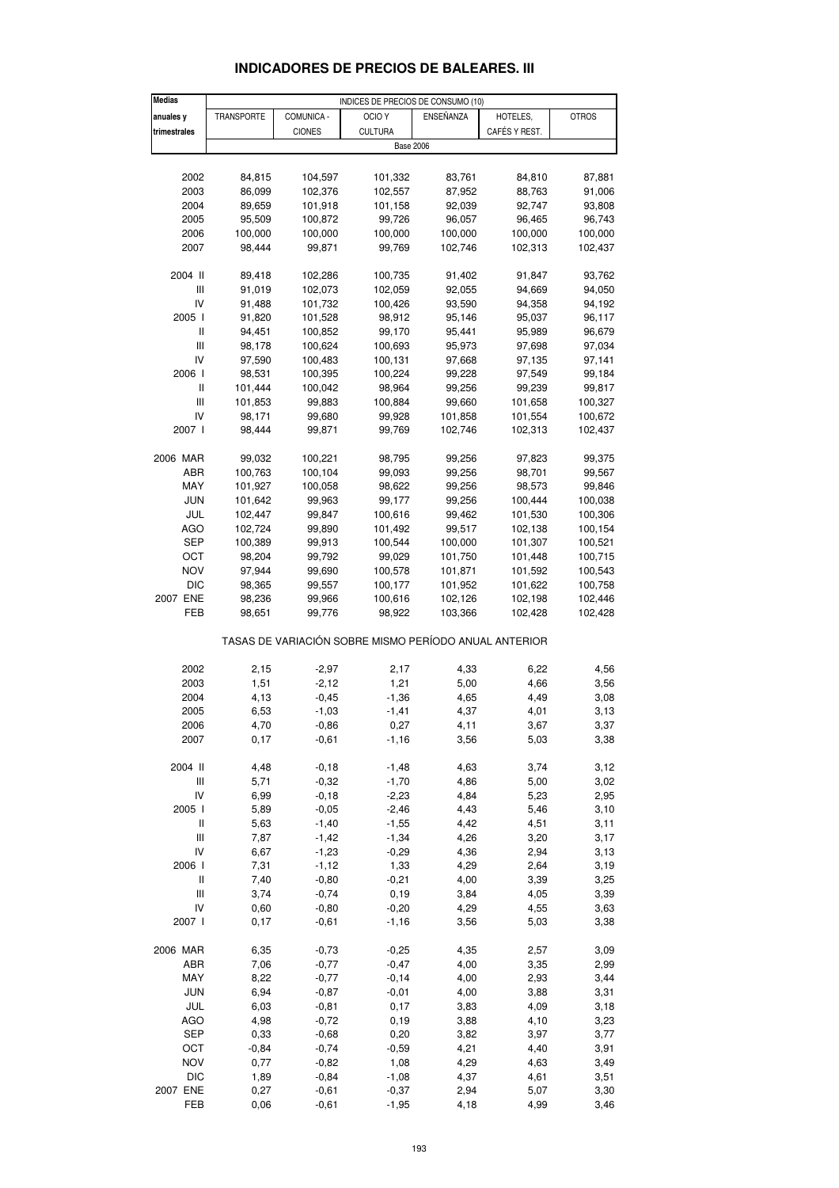# INDICADORES DE PRECIOS DE BALEARES. III

| Medias anuales y trimestrales | INDICES DE PRECIOS DE CONSUMO (10) | | | | | |
|---|---|---|---|---|---|---|
| | TRANSPORTE | COMUNICA - CIONES | OCIO Y CULTURA | ENSEÑANZA | HOTELES, CAFÉS Y REST. | OTROS |
| | Base 2006 | | | | | |
| 2002 | 84,815 | 104,597 | 101,332 | 83,761 | 84,810 | 87,881 |
| 2003 | 86,099 | 102,376 | 102,557 | 87,952 | 88,763 | 91,006 |
| 2004 | 89,659 | 101,918 | 101,158 | 92,039 | 92,747 | 93,808 |
| 2005 | 95,509 | 100,872 | 99,726 | 96,057 | 96,465 | 96,743 |
| 2006 | 100,000 | 100,000 | 100,000 | 100,000 | 100,000 | 100,000 |
| 2007 | 98,444 | 99,871 | 99,769 | 102,746 | 102,313 | 102,437 |
| 2004 II | 89,418 | 102,286 | 100,735 | 91,402 | 91,847 | 93,762 |
| III | 91,019 | 102,073 | 102,059 | 92,055 | 94,669 | 94,050 |
| IV | 91,488 | 101,732 | 100,426 | 93,590 | 94,358 | 94,192 |
| 2005 I | 91,820 | 101,528 | 98,912 | 95,146 | 95,037 | 96,117 |
| II | 94,451 | 100,852 | 99,170 | 95,441 | 95,989 | 96,679 |
| III | 98,178 | 100,624 | 100,693 | 95,973 | 97,698 | 97,034 |
| IV | 97,590 | 100,483 | 100,131 | 97,668 | 97,135 | 97,141 |
| 2006 I | 98,531 | 100,395 | 100,224 | 99,228 | 97,549 | 99,184 |
| II | 101,444 | 100,042 | 98,964 | 99,256 | 99,239 | 99,817 |
| III | 101,853 | 99,883 | 100,884 | 99,660 | 101,658 | 100,327 |
| IV | 98,171 | 99,680 | 99,928 | 101,858 | 101,554 | 100,672 |
| 2007 I | 98,444 | 99,871 | 99,769 | 102,746 | 102,313 | 102,437 |
| 2006 MAR | 99,032 | 100,221 | 98,795 | 99,256 | 97,823 | 99,375 |
| ABR | 100,763 | 100,104 | 99,093 | 99,256 | 98,701 | 99,567 |
| MAY | 101,927 | 100,058 | 98,622 | 99,256 | 98,573 | 99,846 |
| JUN | 101,642 | 99,963 | 99,177 | 99,256 | 100,444 | 100,038 |
| JUL | 102,447 | 99,847 | 100,616 | 99,462 | 101,530 | 100,306 |
| AGO | 102,724 | 99,890 | 101,492 | 99,517 | 102,138 | 100,154 |
| SEP | 100,389 | 99,913 | 100,544 | 100,000 | 101,307 | 100,521 |
| OCT | 98,204 | 99,792 | 99,029 | 101,750 | 101,448 | 100,715 |
| NOV | 97,944 | 99,690 | 100,578 | 101,871 | 101,592 | 100,543 |
| DIC | 98,365 | 99,557 | 100,177 | 101,952 | 101,622 | 100,758 |
| 2007 ENE | 98,236 | 99,966 | 100,616 | 102,126 | 102,198 | 102,446 |
| FEB | 98,651 | 99,776 | 98,922 | 103,366 | 102,428 | 102,428 |
| | TASAS DE VARIACIÓN SOBRE MISMO PERÍODO ANUAL ANTERIOR | | | | | |
| 2002 | 2,15 | -2,97 | 2,17 | 4,33 | 6,22 | 4,56 |
| 2003 | 1,51 | -2,12 | 1,21 | 5,00 | 4,66 | 3,56 |
| 2004 | 4,13 | -0,45 | -1,36 | 4,65 | 4,49 | 3,08 |
| 2005 | 6,53 | -1,03 | -1,41 | 4,37 | 4,01 | 3,13 |
| 2006 | 4,70 | -0,86 | 0,27 | 4,11 | 3,67 | 3,37 |
| 2007 | 0,17 | -0,61 | -1,16 | 3,56 | 5,03 | 3,38 |
| 2004 II | 4,48 | -0,18 | -1,48 | 4,63 | 3,74 | 3,12 |
| III | 5,71 | -0,32 | -1,70 | 4,86 | 5,00 | 3,02 |
| IV | 6,99 | -0,18 | -2,23 | 4,84 | 5,23 | 2,95 |
| 2005 I | 5,89 | -0,05 | -2,46 | 4,43 | 5,46 | 3,10 |
| II | 5,63 | -1,40 | -1,55 | 4,42 | 4,51 | 3,11 |
| III | 7,87 | -1,42 | -1,34 | 4,26 | 3,20 | 3,17 |
| IV | 6,67 | -1,23 | -0,29 | 4,36 | 2,94 | 3,13 |
| 2006 I | 7,31 | -1,12 | 1,33 | 4,29 | 2,64 | 3,19 |
| II | 7,40 | -0,80 | -0,21 | 4,00 | 3,39 | 3,25 |
| III | 3,74 | -0,74 | 0,19 | 3,84 | 4,05 | 3,39 |
| IV | 0,60 | -0,80 | -0,20 | 4,29 | 4,55 | 3,63 |
| 2007 I | 0,17 | -0,61 | -1,16 | 3,56 | 5,03 | 3,38 |
| 2006 MAR | 6,35 | -0,73 | -0,25 | 4,35 | 2,57 | 3,09 |
| ABR | 7,06 | -0,77 | -0,47 | 4,00 | 3,35 | 2,99 |
| MAY | 8,22 | -0,77 | -0,14 | 4,00 | 2,93 | 3,44 |
| JUN | 6,94 | -0,87 | -0,01 | 4,00 | 3,88 | 3,31 |
| JUL | 6,03 | -0,81 | 0,17 | 3,83 | 4,09 | 3,18 |
| AGO | 4,98 | -0,72 | 0,19 | 3,88 | 4,10 | 3,23 |
| SEP | 0,33 | -0,68 | 0,20 | 3,82 | 3,97 | 3,77 |
| OCT | -0,84 | -0,74 | -0,59 | 4,21 | 4,40 | 3,91 |
| NOV | 0,77 | -0,82 | 1,08 | 4,29 | 4,63 | 3,49 |
| DIC | 1,89 | -0,84 | -1,08 | 4,37 | 4,61 | 3,51 |
| 2007 ENE | 0,27 | -0,61 | -0,37 | 2,94 | 5,07 | 3,30 |
| FEB | 0,06 | -0,61 | -1,95 | 4,18 | 4,99 | 3,46 |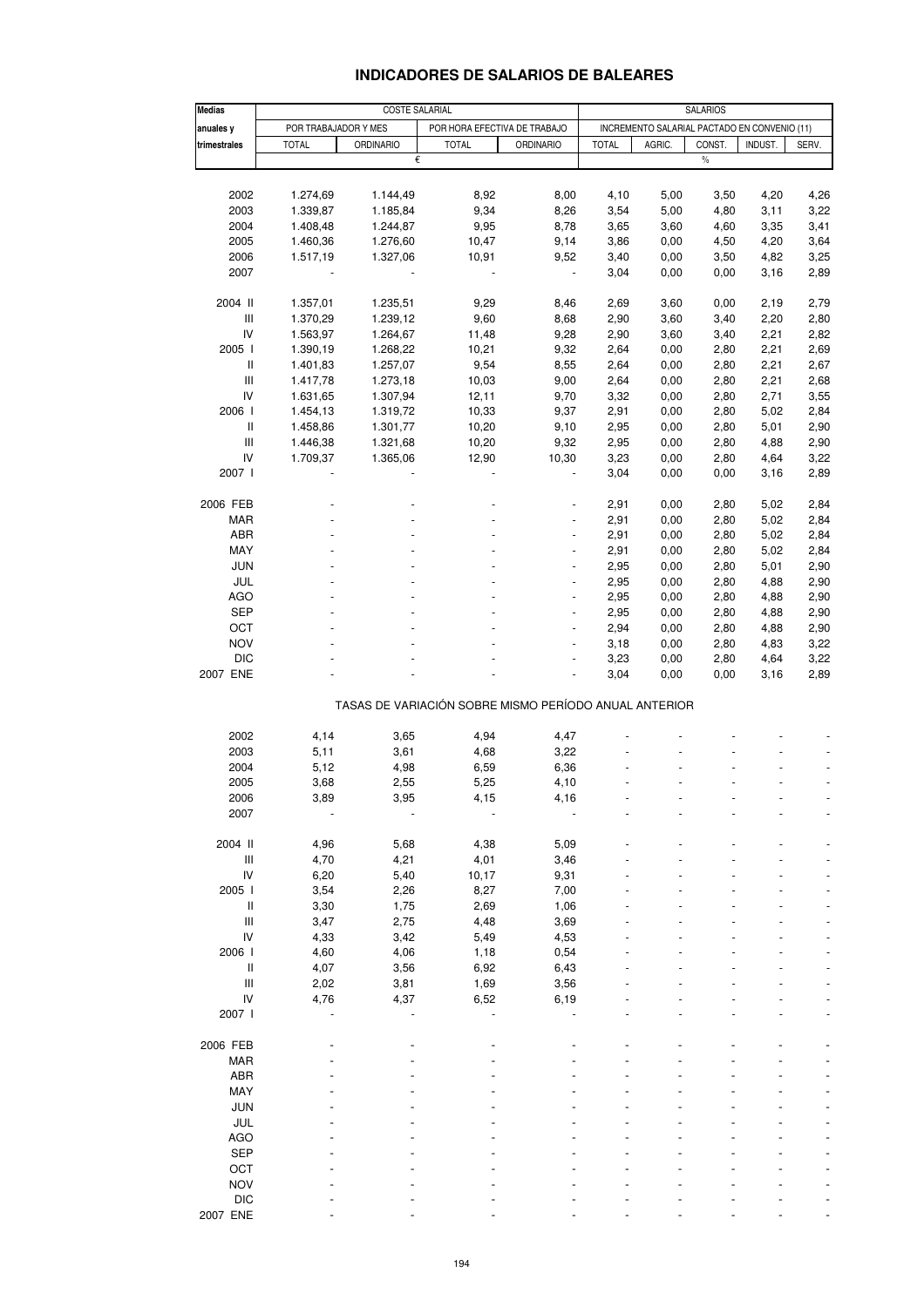# INDICADORES DE SALARIOS DE BALEARES

| Medias anuales y trimestrales | COSTE SALARIAL | | | | SALARIOS | | | | |
|---|---|---|---|---|---|---|---|---|---|
| | POR TRABAJADOR Y MES | | POR HORA EFECTIVA DE TRABAJO | | INCREMENTO SALARIAL PACTADO EN CONVENIO (11) | | | | |
| | TOTAL | ORDINARIO | TOTAL | ORDINARIO | TOTAL | AGRIC. | CONST. | INDUST. | SERV. |
| | € | | | | % | | | | |
| 2002 | 1.274,69 | 1.144,49 | 8,92 | 8,00 | 4,10 | 5,00 | 3,50 | 4,20 | 4,26 |
| 2003 | 1.339,87 | 1.185,84 | 9,34 | 8,26 | 3,54 | 5,00 | 4,80 | 3,11 | 3,22 |
| 2004 | 1.408,48 | 1.244,87 | 9,95 | 8,78 | 3,65 | 3,60 | 4,60 | 3,35 | 3,41 |
| 2005 | 1.460,36 | 1.276,60 | 10,47 | 9,14 | 3,86 | 0,00 | 4,50 | 4,20 | 3,64 |
| 2006 | 1.517,19 | 1.327,06 | 10,91 | 9,52 | 3,40 | 0,00 | 3,50 | 4,82 | 3,25 |
| 2007 | - | - | - | - | 3,04 | 0,00 | 0,00 | 3,16 | 2,89 |
| 2004 II | 1.357,01 | 1.235,51 | 9,29 | 8,46 | 2,69 | 3,60 | 0,00 | 2,19 | 2,79 |
| III | 1.370,29 | 1.239,12 | 9,60 | 8,68 | 2,90 | 3,60 | 3,40 | 2,20 | 2,80 |
| IV | 1.563,97 | 1.264,67 | 11,48 | 9,28 | 2,90 | 3,60 | 3,40 | 2,21 | 2,82 |
| 2005 I | 1.390,19 | 1.268,22 | 10,21 | 9,32 | 2,64 | 0,00 | 2,80 | 2,21 | 2,69 |
| II | 1.401,83 | 1.257,07 | 9,54 | 8,55 | 2,64 | 0,00 | 2,80 | 2,21 | 2,67 |
| III | 1.417,78 | 1.273,18 | 10,03 | 9,00 | 2,64 | 0,00 | 2,80 | 2,21 | 2,68 |
| IV | 1.631,65 | 1.307,94 | 12,11 | 9,70 | 3,32 | 0,00 | 2,80 | 2,71 | 3,55 |
| 2006 I | 1.454,13 | 1.319,72 | 10,33 | 9,37 | 2,91 | 0,00 | 2,80 | 5,02 | 2,84 |
| II | 1.458,86 | 1.301,77 | 10,20 | 9,10 | 2,95 | 0,00 | 2,80 | 5,01 | 2,90 |
| III | 1.446,38 | 1.321,68 | 10,20 | 9,32 | 2,95 | 0,00 | 2,80 | 4,88 | 2,90 |
| IV | 1.709,37 | 1.365,06 | 12,90 | 10,30 | 3,23 | 0,00 | 2,80 | 4,64 | 3,22 |
| 2007 I | - | - | - | - | 3,04 | 0,00 | 0,00 | 3,16 | 2,89 |
| 2006 FEB | - | - | - | - | 2,91 | 0,00 | 2,80 | 5,02 | 2,84 |
| MAR | - | - | - | - | 2,91 | 0,00 | 2,80 | 5,02 | 2,84 |
| ABR | - | - | - | - | 2,91 | 0,00 | 2,80 | 5,02 | 2,84 |
| MAY | - | - | - | - | 2,91 | 0,00 | 2,80 | 5,02 | 2,84 |
| JUN | - | - | - | - | 2,95 | 0,00 | 2,80 | 5,01 | 2,90 |
| JUL | - | - | - | - | 2,95 | 0,00 | 2,80 | 4,88 | 2,90 |
| AGO | - | - | - | - | 2,95 | 0,00 | 2,80 | 4,88 | 2,90 |
| SEP | - | - | - | - | 2,95 | 0,00 | 2,80 | 4,88 | 2,90 |
| OCT | - | - | - | - | 2,94 | 0,00 | 2,80 | 4,88 | 2,90 |
| NOV | - | - | - | - | 3,18 | 0,00 | 2,80 | 4,83 | 3,22 |
| DIC | - | - | - | - | 3,23 | 0,00 | 2,80 | 4,64 | 3,22 |
| 2007 ENE | - | - | - | - | 3,04 | 0,00 | 0,00 | 3,16 | 2,89 |
| | TASAS DE VARIACIÓN SOBRE MISMO PERÍODO ANUAL ANTERIOR | | | | | | | | |
| 2002 | 4,14 | 3,65 | 4,94 | 4,47 | - | - | - | - | - |
| 2003 | 5,11 | 3,61 | 4,68 | 3,22 | - | - | - | - | - |
| 2004 | 5,12 | 4,98 | 6,59 | 6,36 | - | - | - | - | - |
| 2005 | 3,68 | 2,55 | 5,25 | 4,10 | - | - | - | - | - |
| 2006 | 3,89 | 3,95 | 4,15 | 4,16 | - | - | - | - | - |
| 2007 | - | - | - | - | - | - | - | - | - |
| 2004 II | 4,96 | 5,68 | 4,38 | 5,09 | - | - | - | - | - |
| III | 4,70 | 4,21 | 4,01 | 3,46 | - | - | - | - | - |
| IV | 6,20 | 5,40 | 10,17 | 9,31 | - | - | - | - | - |
| 2005 I | 3,54 | 2,26 | 8,27 | 7,00 | - | - | - | - | - |
| II | 3,30 | 1,75 | 2,69 | 1,06 | - | - | - | - | - |
| III | 3,47 | 2,75 | 4,48 | 3,69 | - | - | - | - | - |
| IV | 4,33 | 3,42 | 5,49 | 4,53 | - | - | - | - | - |
| 2006 I | 4,60 | 4,06 | 1,18 | 0,54 | - | - | - | - | - |
| II | 4,07 | 3,56 | 6,92 | 6,43 | - | - | - | - | - |
| III | 2,02 | 3,81 | 1,69 | 3,56 | - | - | - | - | - |
| IV | 4,76 | 4,37 | 6,52 | 6,19 | - | - | - | - | - |
| 2007 I | - | - | - | - | - | - | - | - | - |
| 2006 FEB | - | - | - | - | - | - | - | - | - |
| MAR | - | - | - | - | - | - | - | - | - |
| ABR | - | - | - | - | - | - | - | - | - |
| MAY | - | - | - | - | - | - | - | - | - |
| JUN | - | - | - | - | - | - | - | - | - |
| JUL | - | - | - | - | - | - | - | - | - |
| AGO | - | - | - | - | - | - | - | - | - |
| SEP | - | - | - | - | - | - | - | - | - |
| OCT | - | - | - | - | - | - | - | - | - |
| NOV | - | - | - | - | - | - | - | - | - |
| DIC | - | - | - | - | - | - | - | - | - |
| 2007 ENE | - | - | - | - | - | - | - | - | - |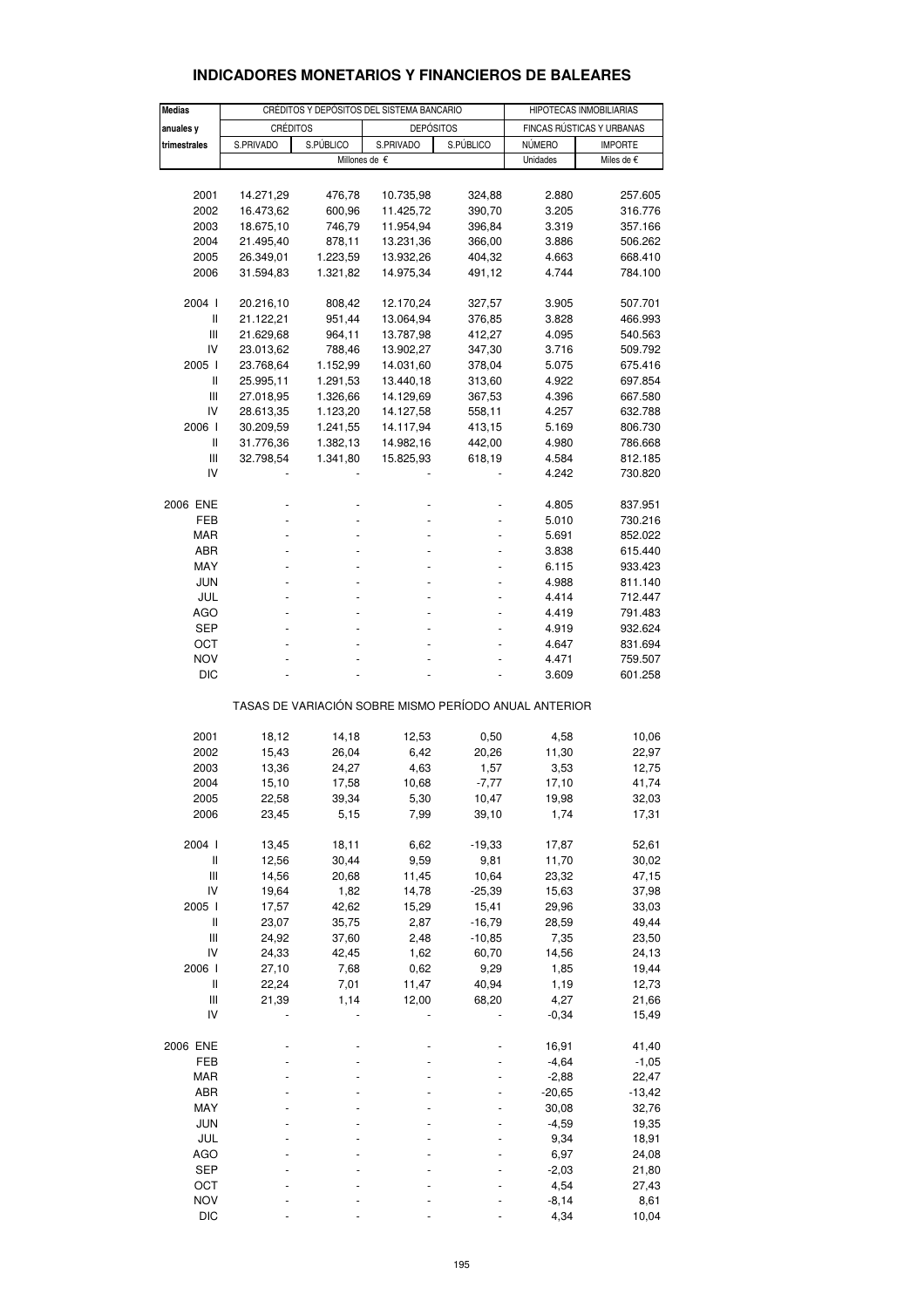# INDICADORES MONETARIOS Y FINANCIEROS DE BALEARES

| Medias anuales y trimestrales | CRÉDITOS Y DEPÓSITOS DEL SISTEMA BANCARIO | | | | HIPOTECAS INMOBILIARIAS | |
|---|---|---|---|---|---|---|
| | CRÉDITOS | | DEPÓSITOS | | FINCAS RÚSTICAS Y URBANAS | |
| | S.PRIVADO | S.PÚBLICO | S.PRIVADO | S.PÚBLICO | NÚMERO | IMPORTE |
| | Millones de € | | | | Unidades | Miles de € |
| 2001 | 14.271,29 | 476,78 | 10.735,98 | 324,88 | 2.880 | 257.605 |
| 2002 | 16.473,62 | 600,96 | 11.425,72 | 390,70 | 3.205 | 316.776 |
| 2003 | 18.675,10 | 746,79 | 11.954,94 | 396,84 | 3.319 | 357.166 |
| 2004 | 21.495,40 | 878,11 | 13.231,36 | 366,00 | 3.886 | 506.262 |
| 2005 | 26.349,01 | 1.223,59 | 13.932,26 | 404,32 | 4.663 | 668.410 |
| 2006 | 31.594,83 | 1.321,82 | 14.975,34 | 491,12 | 4.744 | 784.100 |
| 2004 I | 20.216,10 | 808,42 | 12.170,24 | 327,57 | 3.905 | 507.701 |
| II | 21.122,21 | 951,44 | 13.064,94 | 376,85 | 3.828 | 466.993 |
| III | 21.629,68 | 964,11 | 13.787,98 | 412,27 | 4.095 | 540.563 |
| IV | 23.013,62 | 788,46 | 13.902,27 | 347,30 | 3.716 | 509.792 |
| 2005 I | 23.768,64 | 1.152,99 | 14.031,60 | 378,04 | 5.075 | 675.416 |
| II | 25.995,11 | 1.291,53 | 13.440,18 | 313,60 | 4.922 | 697.854 |
| III | 27.018,95 | 1.326,66 | 14.129,69 | 367,53 | 4.396 | 667.580 |
| IV | 28.613,35 | 1.123,20 | 14.127,58 | 558,11 | 4.257 | 632.788 |
| 2006 I | 30.209,59 | 1.241,55 | 14.117,94 | 413,15 | 5.169 | 806.730 |
| II | 31.776,36 | 1.382,13 | 14.982,16 | 442,00 | 4.980 | 786.668 |
| III | 32.798,54 | 1.341,80 | 15.825,93 | 618,19 | 4.584 | 812.185 |
| IV | - | - | - | - | 4.242 | 730.820 |
| 2006 ENE | - | - | - | - | 4.805 | 837.951 |
| FEB | - | - | - | - | 5.010 | 730.216 |
| MAR | - | - | - | - | 5.691 | 852.022 |
| ABR | - | - | - | - | 3.838 | 615.440 |
| MAY | - | - | - | - | 6.115 | 933.423 |
| JUN | - | - | - | - | 4.988 | 811.140 |
| JUL | - | - | - | - | 4.414 | 712.447 |
| AGO | - | - | - | - | 4.419 | 791.483 |
| SEP | - | - | - | - | 4.919 | 932.624 |
| OCT | - | - | - | - | 4.647 | 831.694 |
| NOV | - | - | - | - | 4.471 | 759.507 |
| DIC | - | - | - | - | 3.609 | 601.258 |
| | TASAS DE VARIACIÓN SOBRE MISMO PERÍODO ANUAL ANTERIOR | | | | | |
| 2001 | 18,12 | 14,18 | 12,53 | 0,50 | 4,58 | 10,06 |
| 2002 | 15,43 | 26,04 | 6,42 | 20,26 | 11,30 | 22,97 |
| 2003 | 13,36 | 24,27 | 4,63 | 1,57 | 3,53 | 12,75 |
| 2004 | 15,10 | 17,58 | 10,68 | -7,77 | 17,10 | 41,74 |
| 2005 | 22,58 | 39,34 | 5,30 | 10,47 | 19,98 | 32,03 |
| 2006 | 23,45 | 5,15 | 7,99 | 39,10 | 1,74 | 17,31 |
| 2004 I | 13,45 | 18,11 | 6,62 | -19,33 | 17,87 | 52,61 |
| II | 12,56 | 30,44 | 9,59 | 9,81 | 11,70 | 30,02 |
| III | 14,56 | 20,68 | 11,45 | 10,64 | 23,32 | 47,15 |
| IV | 19,64 | 1,82 | 14,78 | -25,39 | 15,63 | 37,98 |
| 2005 I | 17,57 | 42,62 | 15,29 | 15,41 | 29,96 | 33,03 |
| II | 23,07 | 35,75 | 2,87 | -16,79 | 28,59 | 49,44 |
| III | 24,92 | 37,60 | 2,48 | -10,85 | 7,35 | 23,50 |
| IV | 24,33 | 42,45 | 1,62 | 60,70 | 14,56 | 24,13 |
| 2006 I | 27,10 | 7,68 | 0,62 | 9,29 | 1,85 | 19,44 |
| II | 22,24 | 7,01 | 11,47 | 40,94 | 1,19 | 12,73 |
| III | 21,39 | 1,14 | 12,00 | 68,20 | 4,27 | 21,66 |
| IV | - | - | - | - | -0,34 | 15,49 |
| 2006 ENE | - | - | - | - | 16,91 | 41,40 |
| FEB | - | - | - | - | -4,64 | -1,05 |
| MAR | - | - | - | - | -2,88 | 22,47 |
| ABR | - | - | - | - | -20,65 | -13,42 |
| MAY | - | - | - | - | 30,08 | 32,76 |
| JUN | - | - | - | - | -4,59 | 19,35 |
| JUL | - | - | - | - | 9,34 | 18,91 |
| AGO | - | - | - | - | 6,97 | 24,08 |
| SEP | - | - | - | - | -2,03 | 21,80 |
| OCT | - | - | - | - | 4,54 | 27,43 |
| NOV | - | - | - | - | -8,14 | 8,61 |
| DIC | - | - | - | - | 4,34 | 10,04 |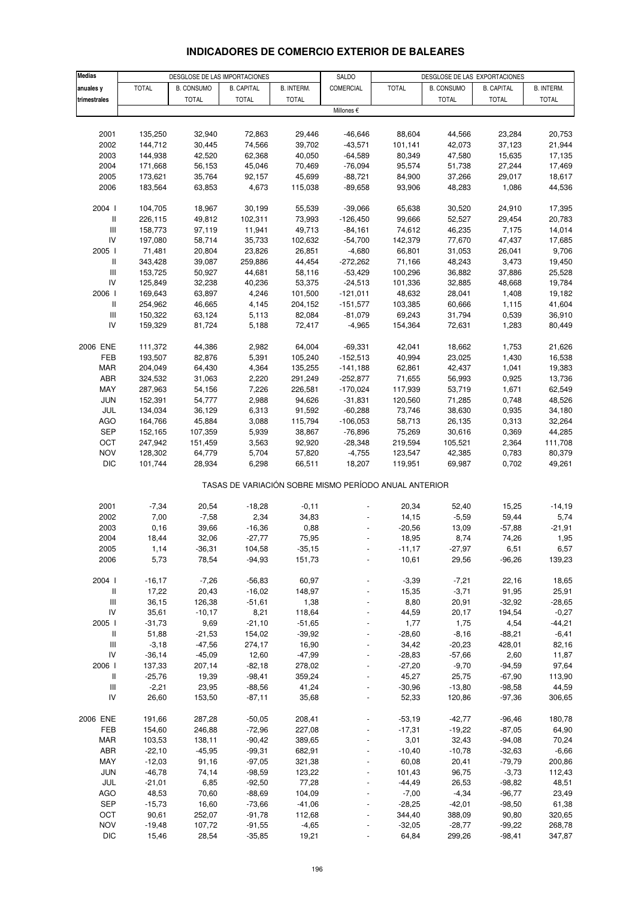# INDICADORES DE COMERCIO EXTERIOR DE BALEARES

| Medias anuales y trimestrales | DESGLOSE DE LAS IMPORTACIONES | | | | SALDO | DESGLOSE DE LAS EXPORTACIONES | | | |
|---|---|---|---|---|---|---|---|---|---|
| | TOTAL | B. CONSUMO TOTAL | B. CAPITAL TOTAL | B. INTERM. TOTAL | COMERCIAL | TOTAL | B. CONSUMO TOTAL | B. CAPITAL TOTAL | B. INTERM. TOTAL |
| | | | | | Millones € | | | | |
| 2001 | 135,250 | 32,940 | 72,863 | 29,446 | -46,646 | 88,604 | 44,566 | 23,284 | 20,753 |
| 2002 | 144,712 | 30,445 | 74,566 | 39,702 | -43,571 | 101,141 | 42,073 | 37,123 | 21,944 |
| 2003 | 144,938 | 42,520 | 62,368 | 40,050 | -64,589 | 80,349 | 47,580 | 15,635 | 17,135 |
| 2004 | 171,668 | 56,153 | 45,046 | 70,469 | -76,094 | 95,574 | 51,738 | 27,244 | 17,469 |
| 2005 | 173,621 | 35,764 | 92,157 | 45,699 | -88,721 | 84,900 | 37,266 | 29,017 | 18,617 |
| 2006 | 183,564 | 63,853 | 4,673 | 115,038 | -89,658 | 93,906 | 48,283 | 1,086 | 44,536 |
| 2004 I | 104,705 | 18,967 | 30,199 | 55,539 | -39,066 | 65,638 | 30,520 | 24,910 | 17,395 |
| II | 226,115 | 49,812 | 102,311 | 73,993 | -126,450 | 99,666 | 52,527 | 29,454 | 20,783 |
| III | 158,773 | 97,119 | 11,941 | 49,713 | -84,161 | 74,612 | 46,235 | 7,175 | 14,014 |
| IV | 197,080 | 58,714 | 35,733 | 102,632 | -54,700 | 142,379 | 77,670 | 47,437 | 17,685 |
| 2005 I | 71,481 | 20,804 | 23,826 | 26,851 | -4,680 | 66,801 | 31,053 | 26,041 | 9,706 |
| II | 343,428 | 39,087 | 259,886 | 44,454 | -272,262 | 71,166 | 48,243 | 3,473 | 19,450 |
| III | 153,725 | 50,927 | 44,681 | 58,116 | -53,429 | 100,296 | 36,882 | 37,886 | 25,528 |
| IV | 125,849 | 32,238 | 40,236 | 53,375 | -24,513 | 101,336 | 32,885 | 48,668 | 19,784 |
| 2006 I | 169,643 | 63,897 | 4,246 | 101,500 | -121,011 | 48,632 | 28,041 | 1,408 | 19,182 |
| II | 254,962 | 46,665 | 4,145 | 204,152 | -151,577 | 103,385 | 60,666 | 1,115 | 41,604 |
| III | 150,322 | 63,124 | 5,113 | 82,084 | -81,079 | 69,243 | 31,794 | 0,539 | 36,910 |
| IV | 159,329 | 81,724 | 5,188 | 72,417 | -4,965 | 154,364 | 72,631 | 1,283 | 80,449 |
| 2006 ENE | 111,372 | 44,386 | 2,982 | 64,004 | -69,331 | 42,041 | 18,662 | 1,753 | 21,626 |
| FEB | 193,507 | 82,876 | 5,391 | 105,240 | -152,513 | 40,994 | 23,025 | 1,430 | 16,538 |
| MAR | 204,049 | 64,430 | 4,364 | 135,255 | -141,188 | 62,861 | 42,437 | 1,041 | 19,383 |
| ABR | 324,532 | 31,063 | 2,220 | 291,249 | -252,877 | 71,655 | 56,993 | 0,925 | 13,736 |
| MAY | 287,963 | 54,156 | 7,226 | 226,581 | -170,024 | 117,939 | 53,719 | 1,671 | 62,549 |
| JUN | 152,391 | 54,777 | 2,988 | 94,626 | -31,831 | 120,560 | 71,285 | 0,748 | 48,526 |
| JUL | 134,034 | 36,129 | 6,313 | 91,592 | -60,288 | 73,746 | 38,630 | 0,935 | 34,180 |
| AGO | 164,766 | 45,884 | 3,088 | 115,794 | -106,053 | 58,713 | 26,135 | 0,313 | 32,264 |
| SEP | 152,165 | 107,359 | 5,939 | 38,867 | -76,896 | 75,269 | 30,616 | 0,369 | 44,285 |
| OCT | 247,942 | 151,459 | 3,563 | 92,920 | -28,348 | 219,594 | 105,521 | 2,364 | 111,708 |
| NOV | 128,302 | 64,779 | 5,704 | 57,820 | -4,755 | 123,547 | 42,385 | 0,783 | 80,379 |
| DIC | 101,744 | 28,934 | 6,298 | 66,511 | 18,207 | 119,951 | 69,987 | 0,702 | 49,261 |
| | | | | | TASAS DE VARIACIÓN SOBRE MISMO PERÍODO ANUAL ANTERIOR | | | | |
| 2001 | -7,34 | 20,54 | -18,28 | -0,11 | - | 20,34 | 52,40 | 15,25 | -14,19 |
| 2002 | 7,00 | -7,58 | 2,34 | 34,83 | - | 14,15 | -5,59 | 59,44 | 5,74 |
| 2003 | 0,16 | 39,66 | -16,36 | 0,88 | - | -20,56 | 13,09 | -57,88 | -21,91 |
| 2004 | 18,44 | 32,06 | -27,77 | 75,95 | - | 18,95 | 8,74 | 74,26 | 1,95 |
| 2005 | 1,14 | -36,31 | 104,58 | -35,15 | - | -11,17 | -27,97 | 6,51 | 6,57 |
| 2006 | 5,73 | 78,54 | -94,93 | 151,73 | - | 10,61 | 29,56 | -96,26 | 139,23 |
| 2004 I | -16,17 | -7,26 | -56,83 | 60,97 | - | -3,39 | -7,21 | 22,16 | 18,65 |
| II | 17,22 | 20,43 | -16,02 | 148,97 | - | 15,35 | -3,71 | 91,95 | 25,91 |
| III | 36,15 | 126,38 | -51,61 | 1,38 | - | 8,80 | 20,91 | -32,92 | -28,65 |
| IV | 35,61 | -10,17 | 8,21 | 118,64 | - | 44,59 | 20,17 | 194,54 | -0,27 |
| 2005 I | -31,73 | 9,69 | -21,10 | -51,65 | - | 1,77 | 1,75 | 4,54 | -44,21 |
| II | 51,88 | -21,53 | 154,02 | -39,92 | - | -28,60 | -8,16 | -88,21 | -6,41 |
| III | -3,18 | -47,56 | 274,17 | 16,90 | - | 34,42 | -20,23 | 428,01 | 82,16 |
| IV | -36,14 | -45,09 | 12,60 | -47,99 | - | -28,83 | -57,66 | 2,60 | 11,87 |
| 2006 I | 137,33 | 207,14 | -82,18 | 278,02 | - | -27,20 | -9,70 | -94,59 | 97,64 |
| II | -25,76 | 19,39 | -98,41 | 359,24 | - | 45,27 | 25,75 | -67,90 | 113,90 |
| III | -2,21 | 23,95 | -88,56 | 41,24 | - | -30,96 | -13,80 | -98,58 | 44,59 |
| IV | 26,60 | 153,50 | -87,11 | 35,68 | - | 52,33 | 120,86 | -97,36 | 306,65 |
| 2006 ENE | 191,66 | 287,28 | -50,05 | 208,41 | - | -53,19 | -42,77 | -96,46 | 180,78 |
| FEB | 154,60 | 246,88 | -72,96 | 227,08 | - | -17,31 | -19,22 | -87,05 | 64,90 |
| MAR | 103,53 | 138,11 | -90,42 | 389,65 | - | 3,01 | 32,43 | -94,08 | 70,24 |
| ABR | -22,10 | -45,95 | -99,31 | 682,91 | - | -10,40 | -10,78 | -32,63 | -6,66 |
| MAY | -12,03 | 91,16 | -97,05 | 321,38 | - | 60,08 | 20,41 | -79,79 | 200,86 |
| JUN | -46,78 | 74,14 | -98,59 | 123,22 | - | 101,43 | 96,75 | -3,73 | 112,43 |
| JUL | -21,01 | 6,85 | -92,50 | 77,28 | - | -44,49 | 26,53 | -98,82 | 48,51 |
| AGO | 48,53 | 70,60 | -88,69 | 104,09 | - | -7,00 | -4,34 | -96,77 | 23,49 |
| SEP | -15,73 | 16,60 | -73,66 | -41,06 | - | -28,25 | -42,01 | -98,50 | 61,38 |
| OCT | 90,61 | 252,07 | -91,78 | 112,68 | - | 344,40 | 388,09 | 90,80 | 320,65 |
| NOV | -19,48 | 107,72 | -91,55 | -4,65 | - | -32,05 | -28,77 | -99,22 | 268,78 |
| DIC | 15,46 | 28,54 | -35,85 | 19,21 | - | 64,84 | 299,26 | -98,41 | 347,87 |